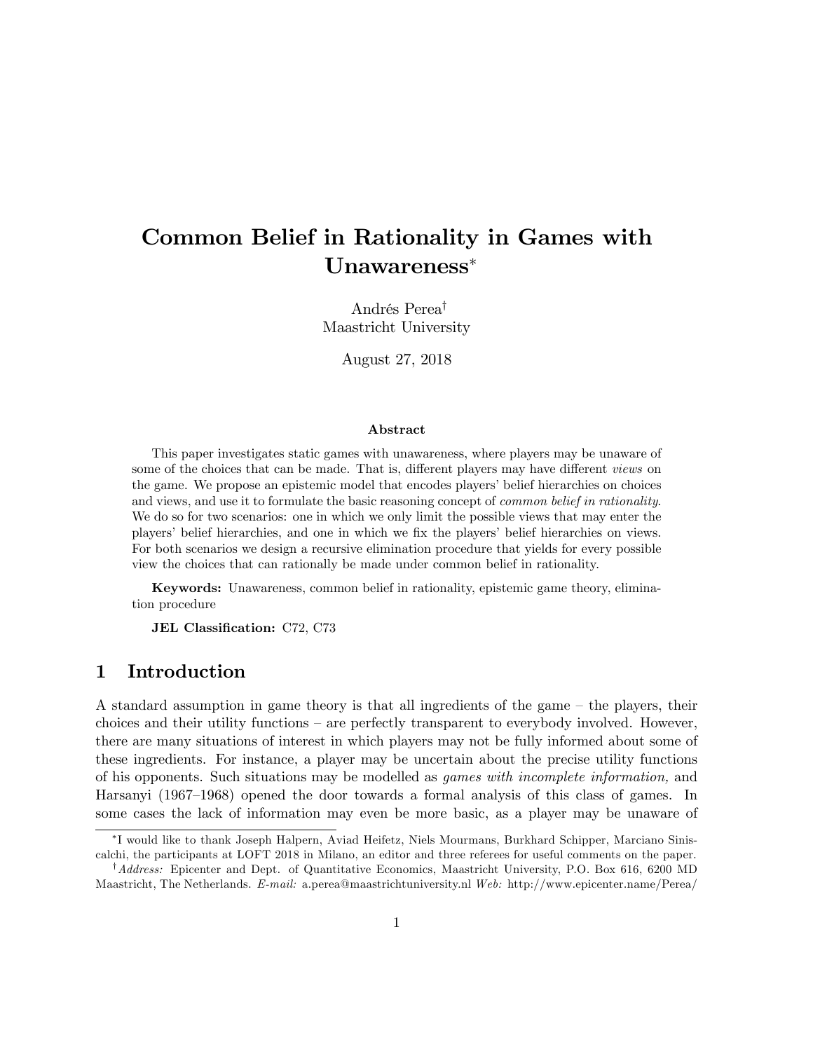# Common Belief in Rationality in Games with Unawareness*

Andrés Perea[†]
Maastricht University

August 27, 2018

**Abstract**

This paper investigates static games with unawareness, where players may be unaware of some of the choices that can be made. That is, different players may have different *views* on the game. We propose an epistemic model that encodes players' belief hierarchies on choices and views, and use it to formulate the basic reasoning concept of *common belief in rationality*. We do so for two scenarios: one in which we only limit the possible views that may enter the players' belief hierarchies, and one in which we fix the players' belief hierarchies on views. For both scenarios we design a recursive elimination procedure that yields for every possible view the choices that can rationally be made under common belief in rationality.

**Keywords:** Unawareness, common belief in rationality, epistemic game theory, elimination procedure

**JEL Classification:** C72, C73

## 1 Introduction

A standard assumption in game theory is that all ingredients of the game – the players, their choices and their utility functions – are perfectly transparent to everybody involved. However, there are many situations of interest in which players may not be fully informed about some of these ingredients. For instance, a player may be uncertain about the precise utility functions of his opponents. Such situations may be modelled as *games with incomplete information,* and Harsanyi (1967–1968) opened the door towards a formal analysis of this class of games. In some cases the lack of information may even be more basic, as a player may be unaware of

---

*I would like to thank Joseph Halpern, Aviad Heifetz, Niels Mourmans, Burkhard Schipper, Marciano Siniscalchi, the participants at LOFT 2018 in Milano, an editor and three referees for useful comments on the paper.

[†]*Address:* Epicenter and Dept. of Quantitative Economics, Maastricht University, P.O. Box 616, 6200 MD Maastricht, The Netherlands. *E-mail:* a.perea@maastrichtuniversity.nl *Web:* http://www.epicenter.name/Perea/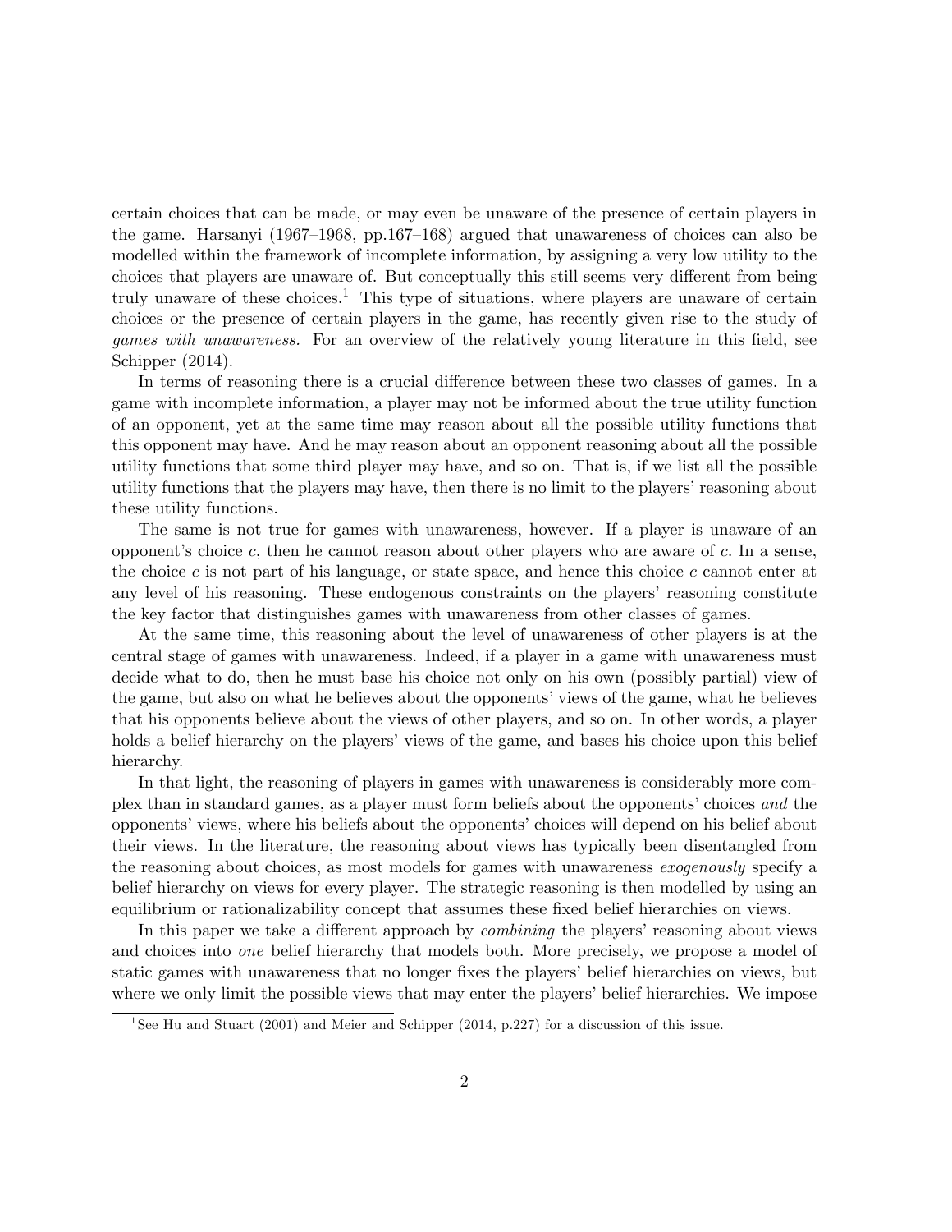certain choices that can be made, or may even be unaware of the presence of certain players in the game. Harsanyi (1967–1968, pp.167–168) argued that unawareness of choices can also be modelled within the framework of incomplete information, by assigning a very low utility to the choices that players are unaware of. But conceptually this still seems very different from being truly unaware of these choices.[1] This type of situations, where players are unaware of certain choices or the presence of certain players in the game, has recently given rise to the study of *games with unawareness.* For an overview of the relatively young literature in this field, see Schipper (2014).

In terms of reasoning there is a crucial difference between these two classes of games. In a game with incomplete information, a player may not be informed about the true utility function of an opponent, yet at the same time may reason about all the possible utility functions that this opponent may have. And he may reason about an opponent reasoning about all the possible utility functions that some third player may have, and so on. That is, if we list all the possible utility functions that the players may have, then there is no limit to the players' reasoning about these utility functions.

The same is not true for games with unawareness, however. If a player is unaware of an opponent's choice $c$, then he cannot reason about other players who are aware of $c$. In a sense, the choice $c$ is not part of his language, or state space, and hence this choice $c$ cannot enter at any level of his reasoning. These endogenous constraints on the players' reasoning constitute the key factor that distinguishes games with unawareness from other classes of games.

At the same time, this reasoning about the level of unawareness of other players is at the central stage of games with unawareness. Indeed, if a player in a game with unawareness must decide what to do, then he must base his choice not only on his own (possibly partial) view of the game, but also on what he believes about the opponents' views of the game, what he believes that his opponents believe about the views of other players, and so on. In other words, a player holds a belief hierarchy on the players' views of the game, and bases his choice upon this belief hierarchy.

In that light, the reasoning of players in games with unawareness is considerably more complex than in standard games, as a player must form beliefs about the opponents' choices *and* the opponents' views, where his beliefs about the opponents' choices will depend on his belief about their views. In the literature, the reasoning about views has typically been disentangled from the reasoning about choices, as most models for games with unawareness *exogenously* specify a belief hierarchy on views for every player. The strategic reasoning is then modelled by using an equilibrium or rationalizability concept that assumes these fixed belief hierarchies on views.

In this paper we take a different approach by *combining* the players' reasoning about views and choices into *one* belief hierarchy that models both. More precisely, we propose a model of static games with unawareness that no longer fixes the players' belief hierarchies on views, but where we only limit the possible views that may enter the players' belief hierarchies. We impose

[1] See Hu and Stuart (2001) and Meier and Schipper (2014, p.227) for a discussion of this issue.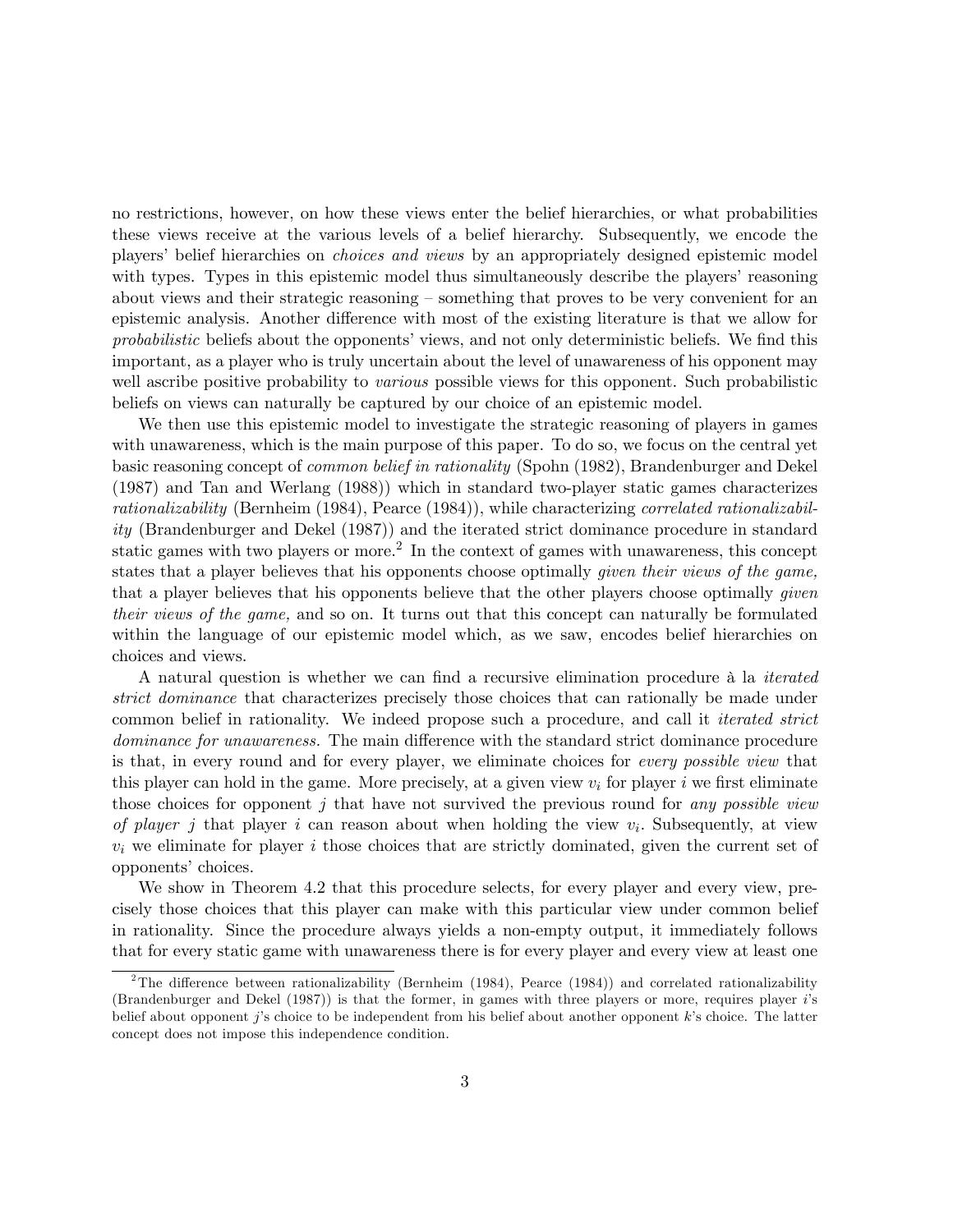no restrictions, however, on how these views enter the belief hierarchies, or what probabilities these views receive at the various levels of a belief hierarchy. Subsequently, we encode the players' belief hierarchies on *choices and views* by an appropriately designed epistemic model with types. Types in this epistemic model thus simultaneously describe the players' reasoning about views and their strategic reasoning – something that proves to be very convenient for an epistemic analysis. Another difference with most of the existing literature is that we allow for *probabilistic* beliefs about the opponents' views, and not only deterministic beliefs. We find this important, as a player who is truly uncertain about the level of unawareness of his opponent may well ascribe positive probability to *various* possible views for this opponent. Such probabilistic beliefs on views can naturally be captured by our choice of an epistemic model.

We then use this epistemic model to investigate the strategic reasoning of players in games with unawareness, which is the main purpose of this paper. To do so, we focus on the central yet basic reasoning concept of *common belief in rationality* (Spohn (1982), Brandenburger and Dekel (1987) and Tan and Werlang (1988)) which in standard two-player static games characterizes *rationalizability* (Bernheim (1984), Pearce (1984)), while characterizing *correlated rationalizability* (Brandenburger and Dekel (1987)) and the iterated strict dominance procedure in standard static games with two players or more.[2] In the context of games with unawareness, this concept states that a player believes that his opponents choose optimally *given their views of the game,* that a player believes that his opponents believe that the other players choose optimally *given their views of the game,* and so on. It turns out that this concept can naturally be formulated within the language of our epistemic model which, as we saw, encodes belief hierarchies on choices and views.

A natural question is whether we can find a recursive elimination procedure à la *iterated strict dominance* that characterizes precisely those choices that can rationally be made under common belief in rationality. We indeed propose such a procedure, and call it *iterated strict dominance for unawareness.* The main difference with the standard strict dominance procedure is that, in every round and for every player, we eliminate choices for *every possible view* that this player can hold in the game. More precisely, at a given view $v_i$ for player $i$ we first eliminate those choices for opponent $j$ that have not survived the previous round for *any possible view of player* $j$ that player $i$ can reason about when holding the view $v_i$. Subsequently, at view $v_i$ we eliminate for player $i$ those choices that are strictly dominated, given the current set of opponents' choices.

We show in Theorem 4.2 that this procedure selects, for every player and every view, precisely those choices that this player can make with this particular view under common belief in rationality. Since the procedure always yields a non-empty output, it immediately follows that for every static game with unawareness there is for every player and every view at least one

[2] The difference between rationalizability (Bernheim (1984), Pearce (1984)) and correlated rationalizability (Brandenburger and Dekel (1987)) is that the former, in games with three players or more, requires player $i$'s belief about opponent $j$'s choice to be independent from his belief about another opponent $k$'s choice. The latter concept does not impose this independence condition.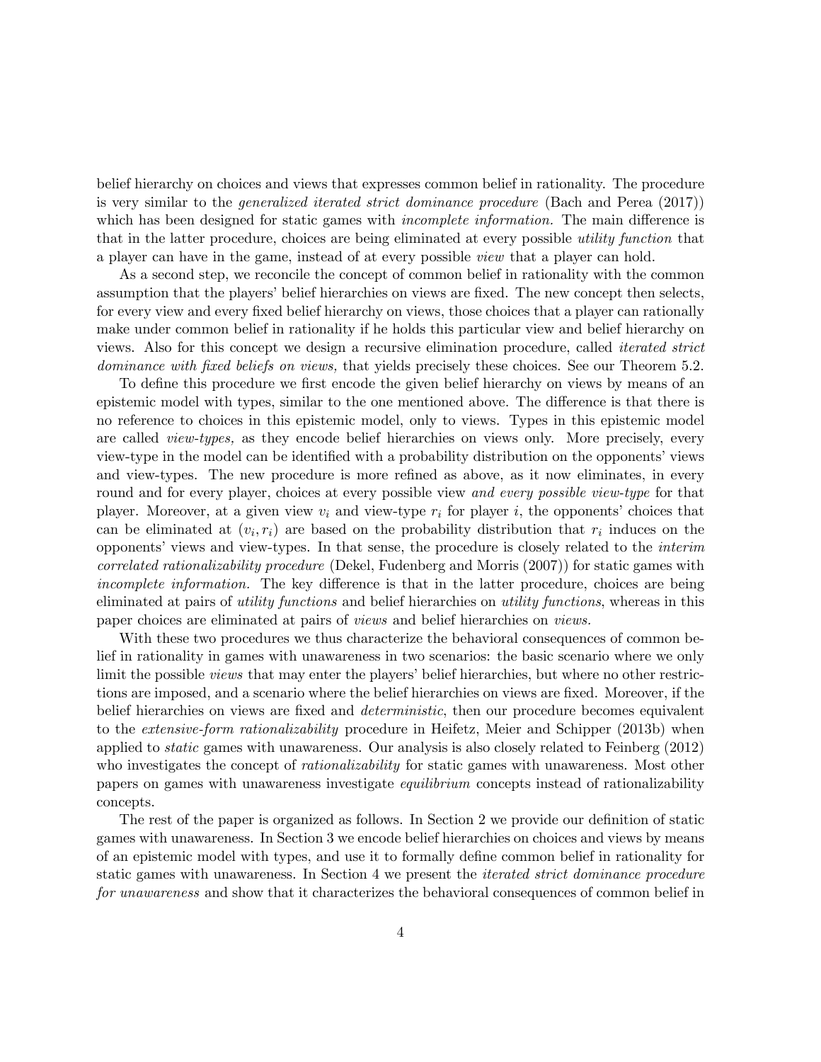belief hierarchy on choices and views that expresses common belief in rationality. The procedure is very similar to the *generalized iterated strict dominance procedure* (Bach and Perea (2017)) which has been designed for static games with *incomplete information.* The main difference is that in the latter procedure, choices are being eliminated at every possible *utility function* that a player can have in the game, instead of at every possible *view* that a player can hold.

As a second step, we reconcile the concept of common belief in rationality with the common assumption that the players' belief hierarchies on views are fixed. The new concept then selects, for every view and every fixed belief hierarchy on views, those choices that a player can rationally make under common belief in rationality if he holds this particular view and belief hierarchy on views. Also for this concept we design a recursive elimination procedure, called *iterated strict dominance with fixed beliefs on views,* that yields precisely these choices. See our Theorem 5.2.

To define this procedure we first encode the given belief hierarchy on views by means of an epistemic model with types, similar to the one mentioned above. The difference is that there is no reference to choices in this epistemic model, only to views. Types in this epistemic model are called *view-types,* as they encode belief hierarchies on views only. More precisely, every view-type in the model can be identified with a probability distribution on the opponents' views and view-types. The new procedure is more refined as above, as it now eliminates, in every round and for every player, choices at every possible view *and every possible view-type* for that player. Moreover, at a given view $v_i$ and view-type $r_i$ for player $i$, the opponents' choices that can be eliminated at $(v_i, r_i)$ are based on the probability distribution that $r_i$ induces on the opponents' views and view-types. In that sense, the procedure is closely related to the *interim correlated rationalizability procedure* (Dekel, Fudenberg and Morris (2007)) for static games with *incomplete information.* The key difference is that in the latter procedure, choices are being eliminated at pairs of *utility functions* and belief hierarchies on *utility functions*, whereas in this paper choices are eliminated at pairs of *views* and belief hierarchies on *views.*

With these two procedures we thus characterize the behavioral consequences of common belief in rationality in games with unawareness in two scenarios: the basic scenario where we only limit the possible *views* that may enter the players' belief hierarchies, but where no other restrictions are imposed, and a scenario where the belief hierarchies on views are fixed. Moreover, if the belief hierarchies on views are fixed and *deterministic*, then our procedure becomes equivalent to the *extensive-form rationalizability* procedure in Heifetz, Meier and Schipper (2013b) when applied to *static* games with unawareness. Our analysis is also closely related to Feinberg (2012) who investigates the concept of *rationalizability* for static games with unawareness. Most other papers on games with unawareness investigate *equilibrium* concepts instead of rationalizability concepts.

The rest of the paper is organized as follows. In Section 2 we provide our definition of static games with unawareness. In Section 3 we encode belief hierarchies on choices and views by means of an epistemic model with types, and use it to formally define common belief in rationality for static games with unawareness. In Section 4 we present the *iterated strict dominance procedure for unawareness* and show that it characterizes the behavioral consequences of common belief in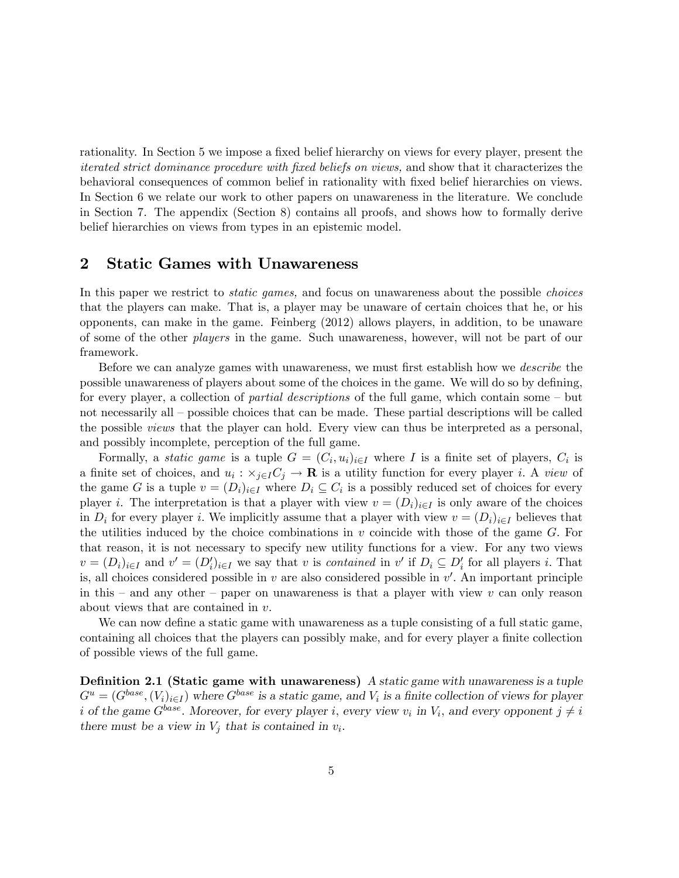rationality. In Section 5 we impose a fixed belief hierarchy on views for every player, present the *iterated strict dominance procedure with fixed beliefs on views,* and show that it characterizes the behavioral consequences of common belief in rationality with fixed belief hierarchies on views. In Section 6 we relate our work to other papers on unawareness in the literature. We conclude in Section 7. The appendix (Section 8) contains all proofs, and shows how to formally derive belief hierarchies on views from types in an epistemic model.

## 2 Static Games with Unawareness

In this paper we restrict to *static games,* and focus on unawareness about the possible *choices* that the players can make. That is, a player may be unaware of certain choices that he, or his opponents, can make in the game. Feinberg (2012) allows players, in addition, to be unaware of some of the other *players* in the game. Such unawareness, however, will not be part of our framework.

Before we can analyze games with unawareness, we must first establish how we *describe* the possible unawareness of players about some of the choices in the game. We will do so by defining, for every player, a collection of *partial descriptions* of the full game, which contain some – but not necessarily all – possible choices that can be made. These partial descriptions will be called the possible *views* that the player can hold. Every view can thus be interpreted as a personal, and possibly incomplete, perception of the full game.

Formally, a *static game* is a tuple $G = (C_i, u_i)_{i\in I}$ where $I$ is a finite set of players, $C_i$ is a finite set of choices, and $u_i : \times_{j\in I} C_j \to \mathbf{R}$ is a utility function for every player $i$. A *view* of the game $G$ is a tuple $v = (D_i)_{i\in I}$ where $D_i \subseteq C_i$ is a possibly reduced set of choices for every player $i$. The interpretation is that a player with view $v = (D_i)_{i\in I}$ is only aware of the choices in $D_i$ for every player $i$. We implicitly assume that a player with view $v = (D_i)_{i\in I}$ believes that the utilities induced by the choice combinations in $v$ coincide with those of the game $G$. For that reason, it is not necessary to specify new utility functions for a view. For any two views $v = (D_i)_{i\in I}$ and $v' = (D'_i)_{i\in I}$ we say that $v$ is *contained* in $v'$ if $D_i \subseteq D'_i$ for all players $i$. That is, all choices considered possible in $v$ are also considered possible in $v'$. An important principle in this – and any other – paper on unawareness is that a player with view $v$ can only reason about views that are contained in $v$.

We can now define a static game with unawareness as a tuple consisting of a full static game, containing all choices that the players can possibly make, and for every player a finite collection of possible views of the full game.

**Definition 2.1 (Static game with unawareness)** *A static game with unawareness is a tuple $G^u = (G^{base}, (V_i)_{i\in I})$ where $G^{base}$ is a static game, and $V_i$ is a finite collection of views for player $i$ of the game $G^{base}$. Moreover, for every player $i$, every view $v_i$ in $V_i$, and every opponent $j \neq i$ there must be a view in $V_j$ that is contained in $v_i$.*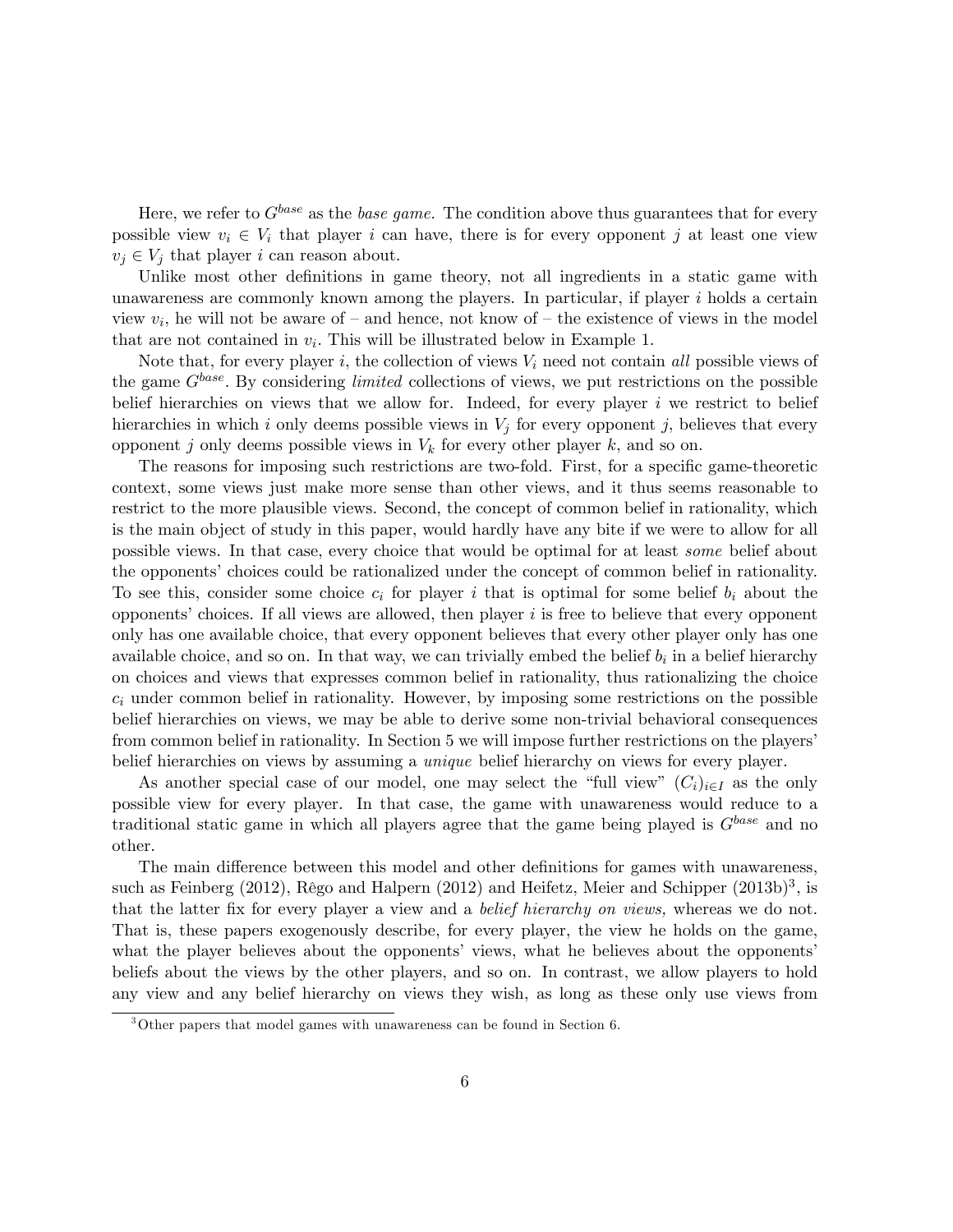Here, we refer to $G^{base}$ as the *base game.* The condition above thus guarantees that for every possible view $v_i \in V_i$ that player $i$ can have, there is for every opponent $j$ at least one view $v_j \in V_j$ that player $i$ can reason about.

Unlike most other definitions in game theory, not all ingredients in a static game with unawareness are commonly known among the players. In particular, if player $i$ holds a certain view $v_i$, he will not be aware of – and hence, not know of – the existence of views in the model that are not contained in $v_i$. This will be illustrated below in Example 1.

Note that, for every player $i$, the collection of views $V_i$ need not contain *all* possible views of the game $G^{base}$. By considering *limited* collections of views, we put restrictions on the possible belief hierarchies on views that we allow for. Indeed, for every player $i$ we restrict to belief hierarchies in which $i$ only deems possible views in $V_j$ for every opponent $j$, believes that every opponent $j$ only deems possible views in $V_k$ for every other player $k$, and so on.

The reasons for imposing such restrictions are two-fold. First, for a specific game-theoretic context, some views just make more sense than other views, and it thus seems reasonable to restrict to the more plausible views. Second, the concept of common belief in rationality, which is the main object of study in this paper, would hardly have any bite if we were to allow for all possible views. In that case, every choice that would be optimal for at least *some* belief about the opponents' choices could be rationalized under the concept of common belief in rationality. To see this, consider some choice $c_i$ for player $i$ that is optimal for some belief $b_i$ about the opponents' choices. If all views are allowed, then player $i$ is free to believe that every opponent only has one available choice, that every opponent believes that every other player only has one available choice, and so on. In that way, we can trivially embed the belief $b_i$ in a belief hierarchy on choices and views that expresses common belief in rationality, thus rationalizing the choice $c_i$ under common belief in rationality. However, by imposing some restrictions on the possible belief hierarchies on views, we may be able to derive some non-trivial behavioral consequences from common belief in rationality. In Section 5 we will impose further restrictions on the players' belief hierarchies on views by assuming a *unique* belief hierarchy on views for every player.

As another special case of our model, one may select the "full view" $(C_i)_{i \in I}$ as the only possible view for every player. In that case, the game with unawareness would reduce to a traditional static game in which all players agree that the game being played is $G^{base}$ and no other.

The main difference between this model and other definitions for games with unawareness, such as Feinberg (2012), Rêgo and Halpern (2012) and Heifetz, Meier and Schipper (2013b)[3], is that the latter fix for every player a view and a *belief hierarchy on views,* whereas we do not. That is, these papers exogenously describe, for every player, the view he holds on the game, what the player believes about the opponents' views, what he believes about the opponents' beliefs about the views by the other players, and so on. In contrast, we allow players to hold any view and any belief hierarchy on views they wish, as long as these only use views from

[3] Other papers that model games with unawareness can be found in Section 6.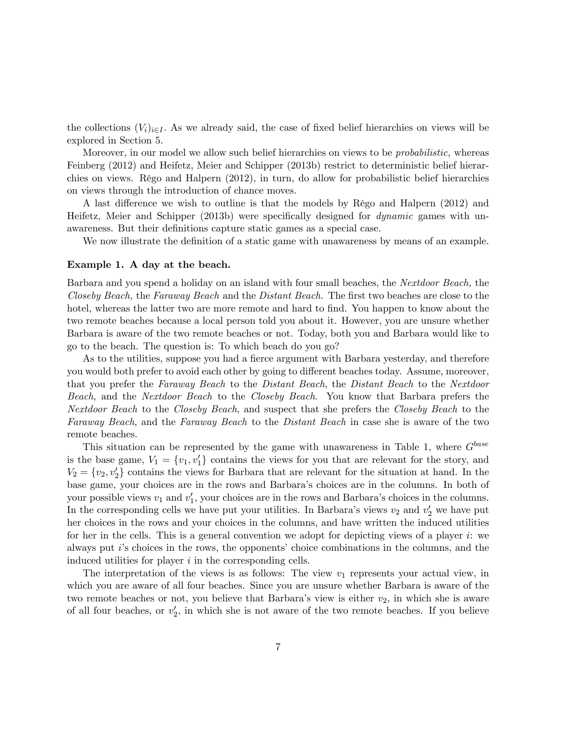the collections $(V_i)_{i \in I}$. As we already said, the case of fixed belief hierarchies on views will be explored in Section 5.

Moreover, in our model we allow such belief hierarchies on views to be *probabilistic,* whereas Feinberg (2012) and Heifetz, Meier and Schipper (2013b) restrict to deterministic belief hierarchies on views. Rêgo and Halpern (2012), in turn, do allow for probabilistic belief hierarchies on views through the introduction of chance moves.

A last difference we wish to outline is that the models by Rêgo and Halpern (2012) and Heifetz, Meier and Schipper (2013b) were specifically designed for *dynamic* games with unawareness. But their definitions capture static games as a special case.

We now illustrate the definition of a static game with unawareness by means of an example.

**Example 1. A day at the beach.**

Barbara and you spend a holiday on an island with four small beaches, the *Nextdoor Beach,* the *Closeby Beach,* the *Faraway Beach* and the *Distant Beach.* The first two beaches are close to the hotel, whereas the latter two are more remote and hard to find. You happen to know about the two remote beaches because a local person told you about it. However, you are unsure whether Barbara is aware of the two remote beaches or not. Today, both you and Barbara would like to go to the beach. The question is: To which beach do you go?

As to the utilities, suppose you had a fierce argument with Barbara yesterday, and therefore you would both prefer to avoid each other by going to different beaches today. Assume, moreover, that you prefer the *Faraway Beach* to the *Distant Beach*, the *Distant Beach* to the *Nextdoor Beach*, and the *Nextdoor Beach* to the *Closeby Beach*. You know that Barbara prefers the *Nextdoor Beach* to the *Closeby Beach*, and suspect that she prefers the *Closeby Beach* to the *Faraway Beach*, and the *Faraway Beach* to the *Distant Beach* in case she is aware of the two remote beaches.

This situation can be represented by the game with unawareness in Table 1, where $G^{base}$ is the base game, $V_1 = \{v_1, v_1'\}$ contains the views for you that are relevant for the story, and $V_2 = \{v_2, v_2'\}$ contains the views for Barbara that are relevant for the situation at hand. In the base game, your choices are in the rows and Barbara's choices are in the columns. In both of your possible views $v_1$ and $v_1'$, your choices are in the rows and Barbara's choices in the columns. In the corresponding cells we have put your utilities. In Barbara's views $v_2$ and $v_2'$ we have put her choices in the rows and your choices in the columns, and have written the induced utilities for her in the cells. This is a general convention we adopt for depicting views of a player $i$: we always put $i$'s choices in the rows, the opponents' choice combinations in the columns, and the induced utilities for player $i$ in the corresponding cells.

The interpretation of the views is as follows: The view $v_1$ represents your actual view, in which you are aware of all four beaches. Since you are unsure whether Barbara is aware of the two remote beaches or not, you believe that Barbara's view is either $v_2$, in which she is aware of all four beaches, or $v_2'$, in which she is not aware of the two remote beaches. If you believe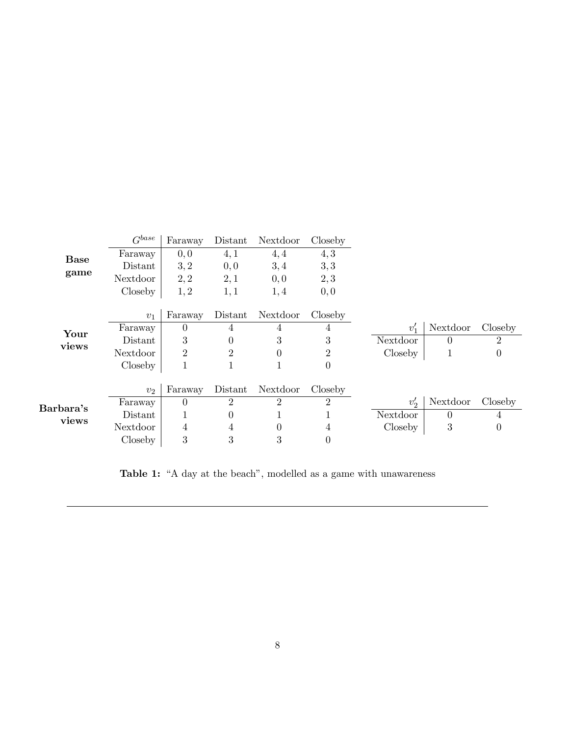**Base game**

| $G^{base}$ | Faraway | Distant | Nextdoor | Closeby |
|---|---|---|---|---|
| Faraway | $0,0$ | $4,1$ | $4,4$ | $4,3$ |
| Distant | $3,2$ | $0,0$ | $3,4$ | $3,3$ |
| Nextdoor | $2,2$ | $2,1$ | $0,0$ | $2,3$ |
| Closeby | $1,2$ | $1,1$ | $1,4$ | $0,0$ |

**Your views**

| $v_1$ | Faraway | Distant | Nextdoor | Closeby |
|---|---|---|---|---|
| Faraway | 0 | 4 | 4 | 4 |
| Distant | 3 | 0 | 3 | 3 |
| Nextdoor | 2 | 2 | 0 | 2 |
| Closeby | 1 | 1 | 1 | 0 |

| $v_1'$ | Nextdoor | Closeby |
|---|---|---|
| Nextdoor | 0 | 2 |
| Closeby | 1 | 0 |

**Barbara's views**

| $v_2$ | Faraway | Distant | Nextdoor | Closeby |
|---|---|---|---|---|
| Faraway | 0 | 2 | 2 | 2 |
| Distant | 1 | 0 | 1 | 1 |
| Nextdoor | 4 | 4 | 0 | 4 |
| Closeby | 3 | 3 | 3 | 0 |

| $v_2'$ | Nextdoor | Closeby |
|---|---|---|
| Nextdoor | 0 | 4 |
| Closeby | 3 | 0 |

**Table 1:** "A day at the beach", modelled as a game with unawareness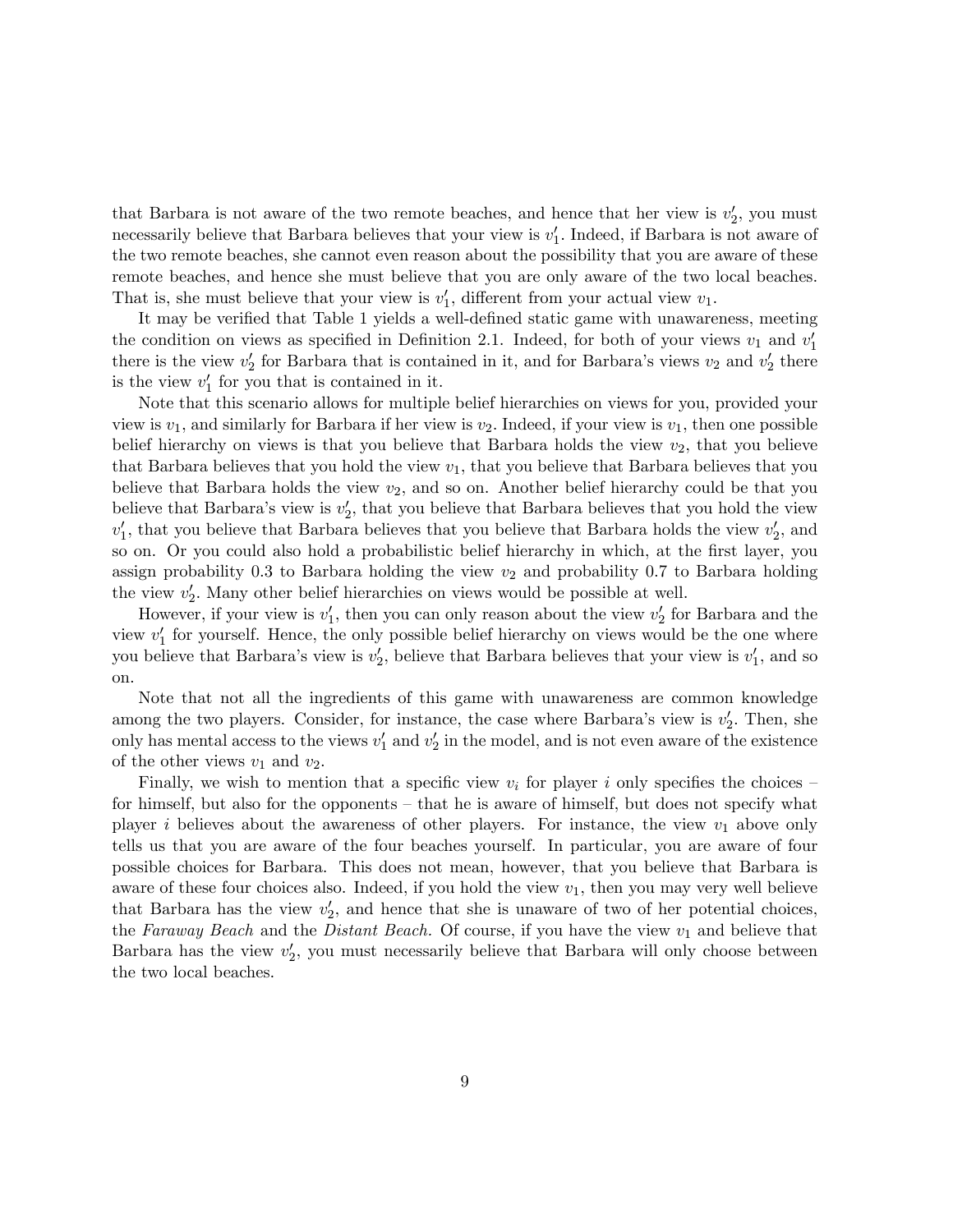that Barbara is not aware of the two remote beaches, and hence that her view is $v_2'$, you must necessarily believe that Barbara believes that your view is $v_1'$. Indeed, if Barbara is not aware of the two remote beaches, she cannot even reason about the possibility that you are aware of these remote beaches, and hence she must believe that you are only aware of the two local beaches. That is, she must believe that your view is $v_1'$, different from your actual view $v_1$.

It may be verified that Table 1 yields a well-defined static game with unawareness, meeting the condition on views as specified in Definition 2.1. Indeed, for both of your views $v_1$ and $v_1'$ there is the view $v_2'$ for Barbara that is contained in it, and for Barbara's views $v_2$ and $v_2'$ there is the view $v_1'$ for you that is contained in it.

Note that this scenario allows for multiple belief hierarchies on views for you, provided your view is $v_1$, and similarly for Barbara if her view is $v_2$. Indeed, if your view is $v_1$, then one possible belief hierarchy on views is that you believe that Barbara holds the view $v_2$, that you believe that Barbara believes that you hold the view $v_1$, that you believe that Barbara believes that you believe that Barbara holds the view $v_2$, and so on. Another belief hierarchy could be that you believe that Barbara's view is $v_2'$, that you believe that Barbara believes that you hold the view $v_1'$, that you believe that Barbara believes that you believe that Barbara holds the view $v_2'$, and so on. Or you could also hold a probabilistic belief hierarchy in which, at the first layer, you assign probability 0.3 to Barbara holding the view $v_2$ and probability 0.7 to Barbara holding the view $v_2'$. Many other belief hierarchies on views would be possible at well.

However, if your view is $v_1'$, then you can only reason about the view $v_2'$ for Barbara and the view $v_1'$ for yourself. Hence, the only possible belief hierarchy on views would be the one where you believe that Barbara's view is $v_2'$, believe that Barbara believes that your view is $v_1'$, and so on.

Note that not all the ingredients of this game with unawareness are common knowledge among the two players. Consider, for instance, the case where Barbara's view is $v_2'$. Then, she only has mental access to the views $v_1'$ and $v_2'$ in the model, and is not even aware of the existence of the other views $v_1$ and $v_2$.

Finally, we wish to mention that a specific view $v_i$ for player $i$ only specifies the choices – for himself, but also for the opponents – that he is aware of himself, but does not specify what player $i$ believes about the awareness of other players. For instance, the view $v_1$ above only tells us that you are aware of the four beaches yourself. In particular, you are aware of four possible choices for Barbara. This does not mean, however, that you believe that Barbara is aware of these four choices also. Indeed, if you hold the view $v_1$, then you may very well believe that Barbara has the view $v_2'$, and hence that she is unaware of two of her potential choices, the *Faraway Beach* and the *Distant Beach.* Of course, if you have the view $v_1$ and believe that Barbara has the view $v_2'$, you must necessarily believe that Barbara will only choose between the two local beaches.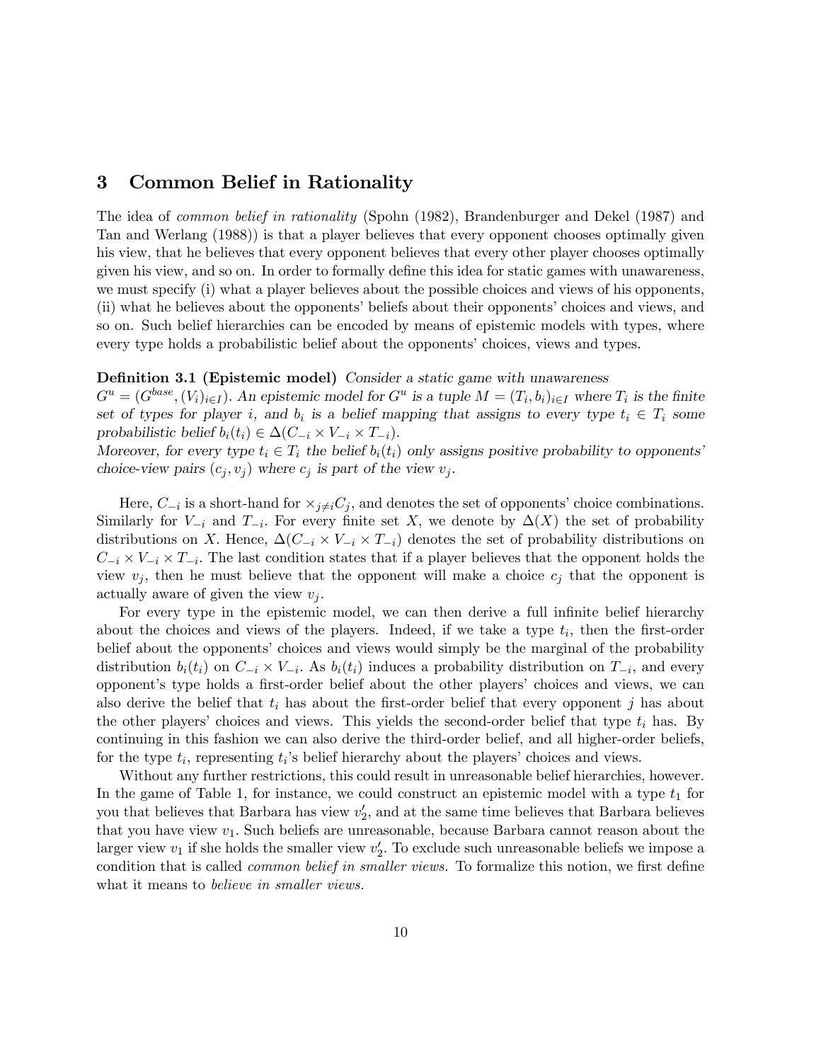## 3 Common Belief in Rationality

The idea of *common belief in rationality* (Spohn (1982), Brandenburger and Dekel (1987) and Tan and Werlang (1988)) is that a player believes that every opponent chooses optimally given his view, that he believes that every opponent believes that every other player chooses optimally given his view, and so on. In order to formally define this idea for static games with unawareness, we must specify (i) what a player believes about the possible choices and views of his opponents, (ii) what he believes about the opponents' beliefs about their opponents' choices and views, and so on. Such belief hierarchies can be encoded by means of epistemic models with types, where every type holds a probabilistic belief about the opponents' choices, views and types.

**Definition 3.1 (Epistemic model)** *Consider a static game with unawareness $G^u = (G^{base}, (V_i)_{i \in I})$. An epistemic model for $G^u$ is a tuple $M = (T_i, b_i)_{i \in I}$ where $T_i$ is the finite set of types for player $i$, and $b_i$ is a belief mapping that assigns to every type $t_i \in T_i$ some probabilistic belief $b_i(t_i) \in \Delta(C_{-i} \times V_{-i} \times T_{-i})$.*
*Moreover, for every type $t_i \in T_i$ the belief $b_i(t_i)$ only assigns positive probability to opponents' choice-view pairs $(c_j, v_j)$ where $c_j$ is part of the view $v_j$.*

Here, $C_{-i}$ is a short-hand for $\times_{j \neq i} C_j$, and denotes the set of opponents' choice combinations. Similarly for $V_{-i}$ and $T_{-i}$. For every finite set $X$, we denote by $\Delta(X)$ the set of probability distributions on $X$. Hence, $\Delta(C_{-i} \times V_{-i} \times T_{-i})$ denotes the set of probability distributions on $C_{-i} \times V_{-i} \times T_{-i}$. The last condition states that if a player believes that the opponent holds the view $v_j$, then he must believe that the opponent will make a choice $c_j$ that the opponent is actually aware of given the view $v_j$.

For every type in the epistemic model, we can then derive a full infinite belief hierarchy about the choices and views of the players. Indeed, if we take a type $t_i$, then the first-order belief about the opponents' choices and views would simply be the marginal of the probability distribution $b_i(t_i)$ on $C_{-i} \times V_{-i}$. As $b_i(t_i)$ induces a probability distribution on $T_{-i}$, and every opponent's type holds a first-order belief about the other players' choices and views, we can also derive the belief that $t_i$ has about the first-order belief that every opponent $j$ has about the other players' choices and views. This yields the second-order belief that type $t_i$ has. By continuing in this fashion we can also derive the third-order belief, and all higher-order beliefs, for the type $t_i$, representing $t_i$'s belief hierarchy about the players' choices and views.

Without any further restrictions, this could result in unreasonable belief hierarchies, however. In the game of Table 1, for instance, we could construct an epistemic model with a type $t_1$ for you that believes that Barbara has view $v_2'$, and at the same time believes that Barbara believes that you have view $v_1$. Such beliefs are unreasonable, because Barbara cannot reason about the larger view $v_1$ if she holds the smaller view $v_2'$. To exclude such unreasonable beliefs we impose a condition that is called *common belief in smaller views.* To formalize this notion, we first define what it means to *believe in smaller views.*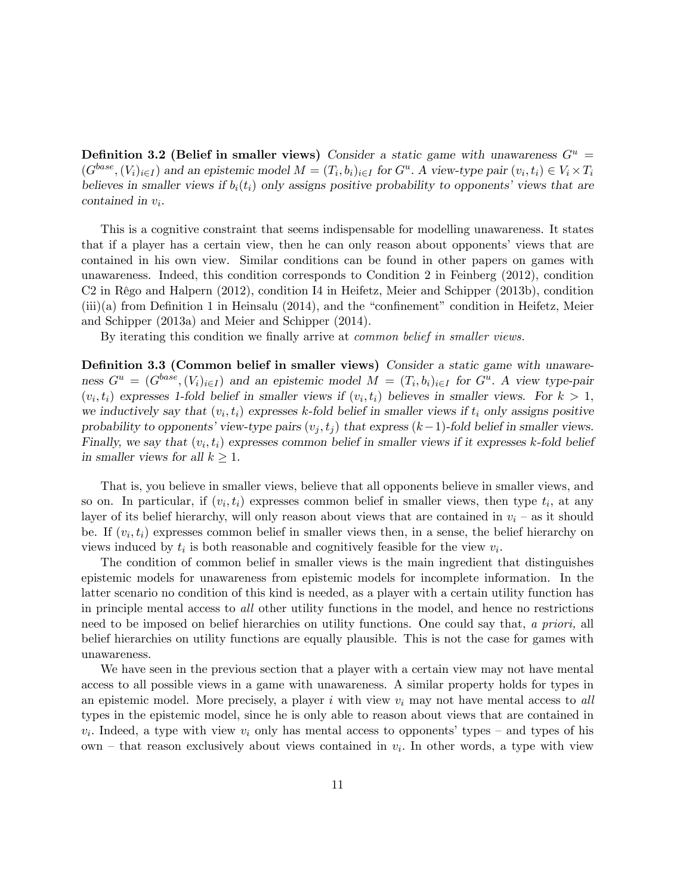**Definition 3.2 (Belief in smaller views)** *Consider a static game with unawareness $G^u = (G^{base}, (V_i)_{i \in I})$ and an epistemic model $M = (T_i, b_i)_{i \in I}$ for $G^u$. A view-type pair $(v_i, t_i) \in V_i \times T_i$ believes in smaller views if $b_i(t_i)$ only assigns positive probability to opponents' views that are contained in $v_i$.*

This is a cognitive constraint that seems indispensable for modelling unawareness. It states that if a player has a certain view, then he can only reason about opponents' views that are contained in his own view. Similar conditions can be found in other papers on games with unawareness. Indeed, this condition corresponds to Condition 2 in Feinberg (2012), condition C2 in Rêgo and Halpern (2012), condition I4 in Heifetz, Meier and Schipper (2013b), condition (iii)(a) from Definition 1 in Heinsalu (2014), and the "confinement" condition in Heifetz, Meier and Schipper (2013a) and Meier and Schipper (2014).

By iterating this condition we finally arrive at *common belief in smaller views.*

**Definition 3.3 (Common belief in smaller views)** *Consider a static game with unawareness $G^u = (G^{base}, (V_i)_{i \in I})$ and an epistemic model $M = (T_i, b_i)_{i \in I}$ for $G^u$. A view type-pair $(v_i, t_i)$ expresses 1-fold belief in smaller views if $(v_i, t_i)$ believes in smaller views. For $k > 1$, we inductively say that $(v_i, t_i)$ expresses k-fold belief in smaller views if $t_i$ only assigns positive probability to opponents' view-type pairs $(v_j, t_j)$ that express $(k-1)$-fold belief in smaller views. Finally, we say that $(v_i, t_i)$ expresses common belief in smaller views if it expresses k-fold belief in smaller views for all $k \geq 1$.*

That is, you believe in smaller views, believe that all opponents believe in smaller views, and so on. In particular, if $(v_i, t_i)$ expresses common belief in smaller views, then type $t_i$, at any layer of its belief hierarchy, will only reason about views that are contained in $v_i$ – as it should be. If $(v_i, t_i)$ expresses common belief in smaller views then, in a sense, the belief hierarchy on views induced by $t_i$ is both reasonable and cognitively feasible for the view $v_i$.

The condition of common belief in smaller views is the main ingredient that distinguishes epistemic models for unawareness from epistemic models for incomplete information. In the latter scenario no condition of this kind is needed, as a player with a certain utility function has in principle mental access to *all* other utility functions in the model, and hence no restrictions need to be imposed on belief hierarchies on utility functions. One could say that, *a priori,* all belief hierarchies on utility functions are equally plausible. This is not the case for games with unawareness.

We have seen in the previous section that a player with a certain view may not have mental access to all possible views in a game with unawareness. A similar property holds for types in an epistemic model. More precisely, a player $i$ with view $v_i$ may not have mental access to *all* types in the epistemic model, since he is only able to reason about views that are contained in $v_i$. Indeed, a type with view $v_i$ only has mental access to opponents' types – and types of his own – that reason exclusively about views contained in $v_i$. In other words, a type with view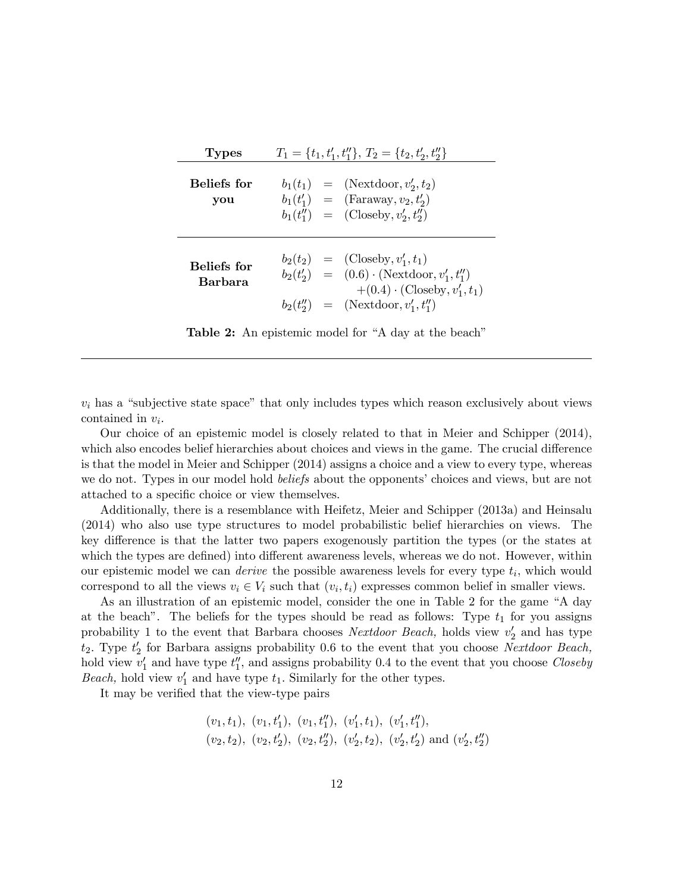| **Types** | $T_1 = \{t_1, t_1', t_1''\}$, $T_2 = \{t_2, t_2', t_2''\}$ |
|---|---|
| **Beliefs for you** | $b_1(t_1) = (\text{Nextdoor}, v_2', t_2)$ <br> $b_1(t_1') = (\text{Faraway}, v_2, t_2')$ <br> $b_1(t_1'') = (\text{Closeby}, v_2', t_2'')$ |
| **Beliefs for Barbara** | $b_2(t_2) = (\text{Closeby}, v_1', t_1)$ <br> $b_2(t_2') = (0.6) \cdot (\text{Nextdoor}, v_1', t_1'') + (0.4) \cdot (\text{Closeby}, v_1', t_1)$ <br> $b_2(t_2'') = (\text{Nextdoor}, v_1', t_1'')$ |

**Table 2:** An epistemic model for "A day at the beach"

$v_i$ has a "subjective state space" that only includes types which reason exclusively about views contained in $v_i$.

Our choice of an epistemic model is closely related to that in Meier and Schipper (2014), which also encodes belief hierarchies about choices and views in the game. The crucial difference is that the model in Meier and Schipper (2014) assigns a choice and a view to every type, whereas we do not. Types in our model hold *beliefs* about the opponents' choices and views, but are not attached to a specific choice or view themselves.

Additionally, there is a resemblance with Heifetz, Meier and Schipper (2013a) and Heinsalu (2014) who also use type structures to model probabilistic belief hierarchies on views. The key difference is that the latter two papers exogenously partition the types (or the states at which the types are defined) into different awareness levels, whereas we do not. However, within our epistemic model we can *derive* the possible awareness levels for every type $t_i$, which would correspond to all the views $v_i \in V_i$ such that $(v_i, t_i)$ expresses common belief in smaller views.

As an illustration of an epistemic model, consider the one in Table 2 for the game "A day at the beach". The beliefs for the types should be read as follows: Type $t_1$ for you assigns probability 1 to the event that Barbara chooses *Nextdoor Beach,* holds view $v_2'$ and has type $t_2$. Type $t_2'$ for Barbara assigns probability 0.6 to the event that you choose *Nextdoor Beach,* hold view $v_1'$ and have type $t_1''$, and assigns probability 0.4 to the event that you choose *Closeby Beach,* hold view $v_1'$ and have type $t_1$. Similarly for the other types.

It may be verified that the view-type pairs

$$(v_1, t_1),\ (v_1, t_1'),\ (v_1, t_1''),\ (v_1', t_1),\ (v_1', t_1''),$$
$$(v_2, t_2),\ (v_2, t_2'),\ (v_2, t_2''),\ (v_2', t_2),\ (v_2', t_2') \text{ and } (v_2', t_2'')$$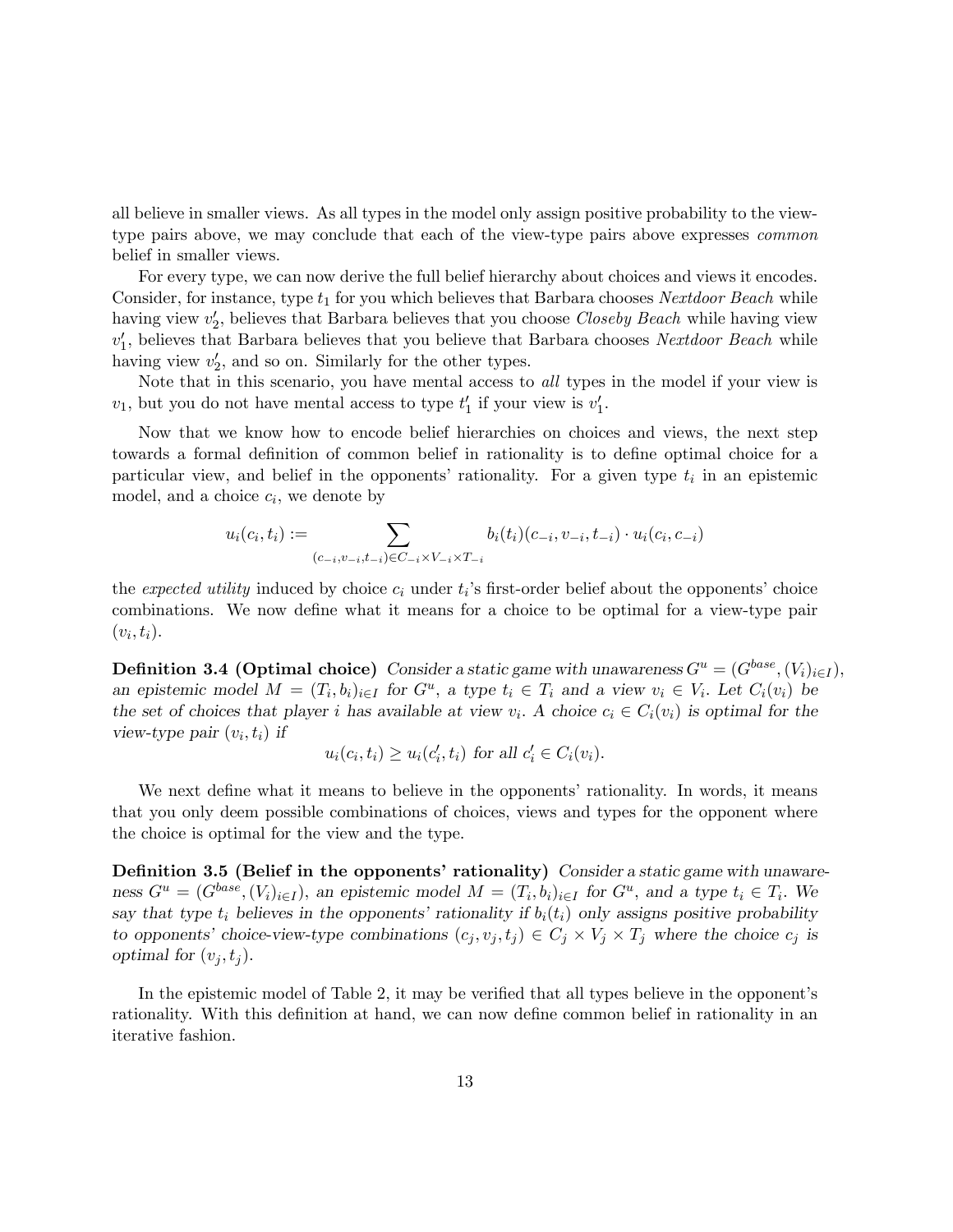all believe in smaller views. As all types in the model only assign positive probability to the view-type pairs above, we may conclude that each of the view-type pairs above expresses *common* belief in smaller views.

For every type, we can now derive the full belief hierarchy about choices and views it encodes. Consider, for instance, type $t_1$ for you which believes that Barbara chooses *Nextdoor Beach* while having view $v_2'$, believes that Barbara believes that you choose *Closeby Beach* while having view $v_1'$, believes that Barbara believes that you believe that Barbara chooses *Nextdoor Beach* while having view $v_2'$, and so on. Similarly for the other types.

Note that in this scenario, you have mental access to *all* types in the model if your view is $v_1$, but you do not have mental access to type $t_1'$ if your view is $v_1'$.

Now that we know how to encode belief hierarchies on choices and views, the next step towards a formal definition of common belief in rationality is to define optimal choice for a particular view, and belief in the opponents' rationality. For a given type $t_i$ in an epistemic model, and a choice $c_i$, we denote by

$$u_i(c_i, t_i) := \sum_{(c_{-i}, v_{-i}, t_{-i}) \in C_{-i} \times V_{-i} \times T_{-i}} b_i(t_i)(c_{-i}, v_{-i}, t_{-i}) \cdot u_i(c_i, c_{-i})$$

the *expected utility* induced by choice $c_i$ under $t_i$'s first-order belief about the opponents' choice combinations. We now define what it means for a choice to be optimal for a view-type pair $(v_i, t_i)$.

**Definition 3.4 (Optimal choice)** *Consider a static game with unawareness $G^u = (G^{base}, (V_i)_{i \in I})$, an epistemic model $M = (T_i, b_i)_{i \in I}$ for $G^u$, a type $t_i \in T_i$ and a view $v_i \in V_i$. Let $C_i(v_i)$ be the set of choices that player $i$ has available at view $v_i$. A choice $c_i \in C_i(v_i)$ is optimal for the view-type pair $(v_i, t_i)$ if*

$$u_i(c_i, t_i) \geq u_i(c_i', t_i) \text{ for all } c_i' \in C_i(v_i).$$

We next define what it means to believe in the opponents' rationality. In words, it means that you only deem possible combinations of choices, views and types for the opponent where the choice is optimal for the view and the type.

**Definition 3.5 (Belief in the opponents' rationality)** *Consider a static game with unawareness $G^u = (G^{base}, (V_i)_{i \in I})$, an epistemic model $M = (T_i, b_i)_{i \in I}$ for $G^u$, and a type $t_i \in T_i$. We say that type $t_i$ believes in the opponents' rationality if $b_i(t_i)$ only assigns positive probability to opponents' choice-view-type combinations $(c_j, v_j, t_j) \in C_j \times V_j \times T_j$ where the choice $c_j$ is optimal for $(v_j, t_j)$.*

In the epistemic model of Table 2, it may be verified that all types believe in the opponent's rationality. With this definition at hand, we can now define common belief in rationality in an iterative fashion.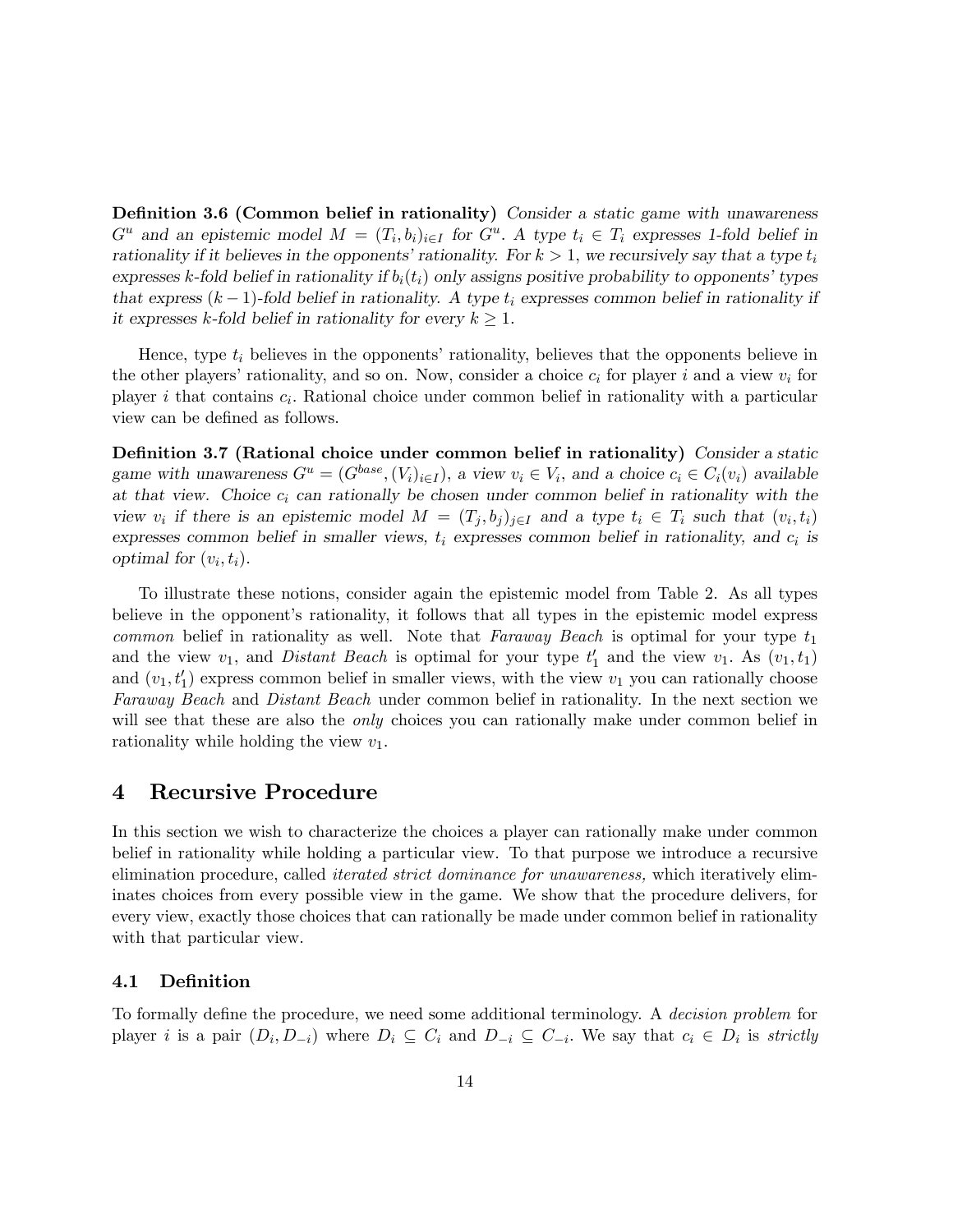**Definition 3.6 (Common belief in rationality)** *Consider a static game with unawareness $G^u$ and an epistemic model $M = (T_i, b_i)_{i \in I}$ for $G^u$. A type $t_i \in T_i$ expresses 1-fold belief in rationality if it believes in the opponents' rationality. For $k > 1$, we recursively say that a type $t_i$ expresses k-fold belief in rationality if $b_i(t_i)$ only assigns positive probability to opponents' types that express $(k-1)$-fold belief in rationality. A type $t_i$ expresses common belief in rationality if it expresses k-fold belief in rationality for every $k \geq 1$.*

Hence, type $t_i$ believes in the opponents' rationality, believes that the opponents believe in the other players' rationality, and so on. Now, consider a choice $c_i$ for player $i$ and a view $v_i$ for player $i$ that contains $c_i$. Rational choice under common belief in rationality with a particular view can be defined as follows.

**Definition 3.7 (Rational choice under common belief in rationality)** *Consider a static game with unawareness $G^u = (G^{base}, (V_i)_{i \in I})$, a view $v_i \in V_i$, and a choice $c_i \in C_i(v_i)$ available at that view. Choice $c_i$ can rationally be chosen under common belief in rationality with the view $v_i$ if there is an epistemic model $M = (T_j, b_j)_{j \in I}$ and a type $t_i \in T_i$ such that $(v_i, t_i)$ expresses common belief in smaller views, $t_i$ expresses common belief in rationality, and $c_i$ is optimal for $(v_i, t_i)$.*

To illustrate these notions, consider again the epistemic model from Table 2. As all types believe in the opponent's rationality, it follows that all types in the epistemic model express *common* belief in rationality as well. Note that *Faraway Beach* is optimal for your type $t_1$ and the view $v_1$, and *Distant Beach* is optimal for your type $t_1'$ and the view $v_1$. As $(v_1, t_1)$ and $(v_1, t_1')$ express common belief in smaller views, with the view $v_1$ you can rationally choose *Faraway Beach* and *Distant Beach* under common belief in rationality. In the next section we will see that these are also the *only* choices you can rationally make under common belief in rationality while holding the view $v_1$.

# 4 Recursive Procedure

In this section we wish to characterize the choices a player can rationally make under common belief in rationality while holding a particular view. To that purpose we introduce a recursive elimination procedure, called *iterated strict dominance for unawareness,* which iteratively eliminates choices from every possible view in the game. We show that the procedure delivers, for every view, exactly those choices that can rationally be made under common belief in rationality with that particular view.

## 4.1 Definition

To formally define the procedure, we need some additional terminology. A *decision problem* for player $i$ is a pair $(D_i, D_{-i})$ where $D_i \subseteq C_i$ and $D_{-i} \subseteq C_{-i}$. We say that $c_i \in D_i$ is *strictly*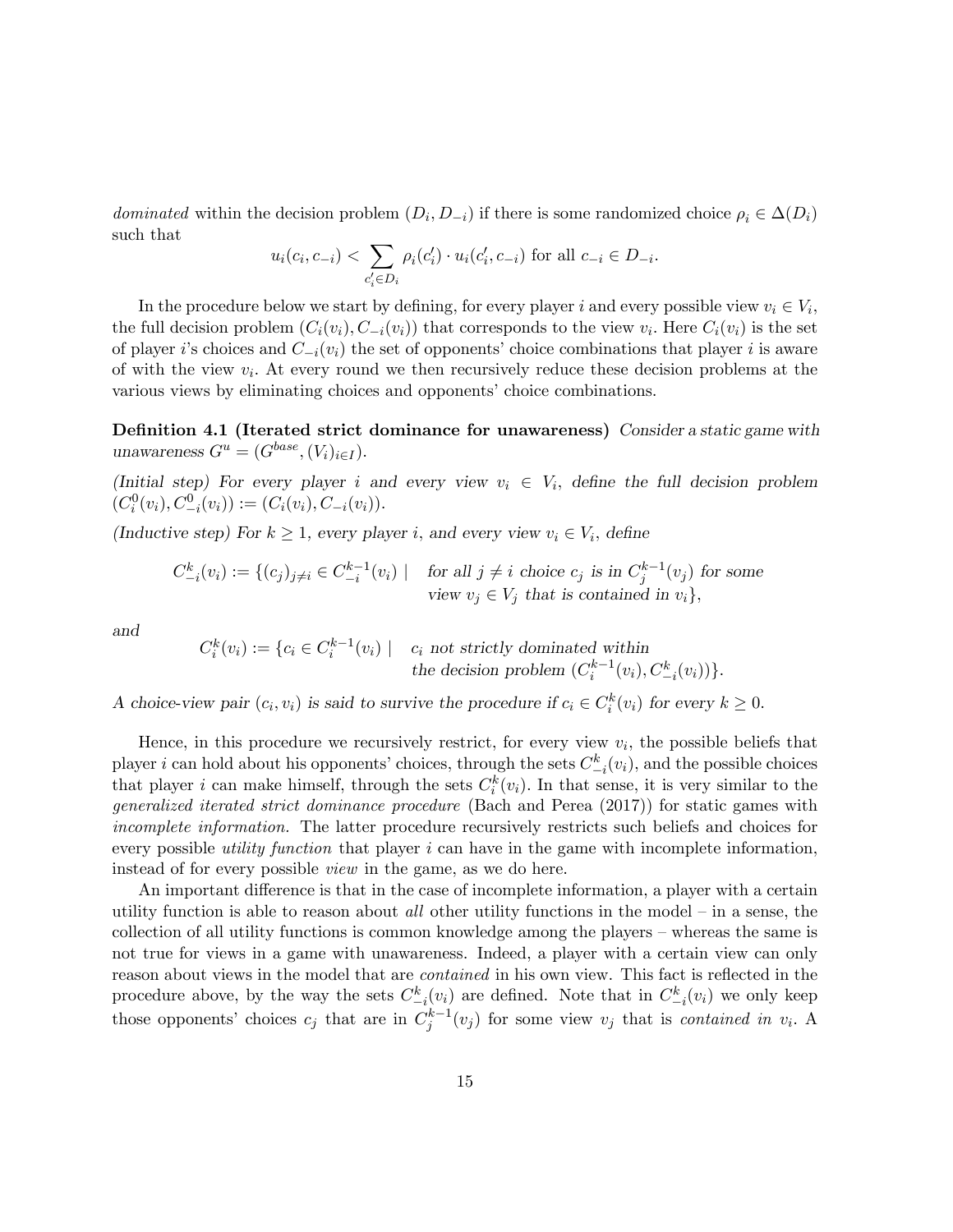*dominated* within the decision problem $(D_i, D_{-i})$ if there is some randomized choice $\rho_i \in \Delta(D_i)$ such that

$$u_i(c_i, c_{-i}) < \sum_{c_i' \in D_i} \rho_i(c_i') \cdot u_i(c_i', c_{-i}) \text{ for all } c_{-i} \in D_{-i}.$$

In the procedure below we start by defining, for every player $i$ and every possible view $v_i \in V_i$, the full decision problem $(C_i(v_i), C_{-i}(v_i))$ that corresponds to the view $v_i$. Here $C_i(v_i)$ is the set of player $i$'s choices and $C_{-i}(v_i)$ the set of opponents' choice combinations that player $i$ is aware of with the view $v_i$. At every round we then recursively reduce these decision problems at the various views by eliminating choices and opponents' choice combinations.

**Definition 4.1 (Iterated strict dominance for unawareness)** *Consider a static game with unawareness* $G^u = (G^{base}, (V_i)_{i \in I})$.

*(Initial step) For every player* $i$ *and every view* $v_i \in V_i$, *define the full decision problem* $(C_i^0(v_i), C_{-i}^0(v_i)) := (C_i(v_i), C_{-i}(v_i))$.

*(Inductive step) For* $k \geq 1$, *every player* $i$, *and every view* $v_i \in V_i$, *define*

$$C_{-i}^k(v_i) := \{(c_j)_{j \neq i} \in C_{-i}^{k-1}(v_i) \mid \text{ for all } j \neq i \text{ choice } c_j \text{ is in } C_j^{k-1}(v_j) \text{ for some view } v_j \in V_j \text{ that is contained in } v_i\},$$

*and*

$$C_i^k(v_i) := \{c_i \in C_i^{k-1}(v_i) \mid c_i \text{ not strictly dominated within the decision problem } (C_i^{k-1}(v_i), C_{-i}^k(v_i))\}.$$

*A choice-view pair* $(c_i, v_i)$ *is said to survive the procedure if* $c_i \in C_i^k(v_i)$ *for every* $k \geq 0$.

Hence, in this procedure we recursively restrict, for every view $v_i$, the possible beliefs that player $i$ can hold about his opponents' choices, through the sets $C_{-i}^k(v_i)$, and the possible choices that player $i$ can make himself, through the sets $C_i^k(v_i)$. In that sense, it is very similar to the *generalized iterated strict dominance procedure* (Bach and Perea (2017)) for static games with *incomplete information*. The latter procedure recursively restricts such beliefs and choices for every possible *utility function* that player $i$ can have in the game with incomplete information, instead of for every possible *view* in the game, as we do here.

An important difference is that in the case of incomplete information, a player with a certain utility function is able to reason about *all* other utility functions in the model – in a sense, the collection of all utility functions is common knowledge among the players – whereas the same is not true for views in a game with unawareness. Indeed, a player with a certain view can only reason about views in the model that are *contained* in his own view. This fact is reflected in the procedure above, by the way the sets $C_{-i}^k(v_i)$ are defined. Note that in $C_{-i}^k(v_i)$ we only keep those opponents' choices $c_j$ that are in $C_j^{k-1}(v_j)$ for some view $v_j$ that is *contained in* $v_i$. A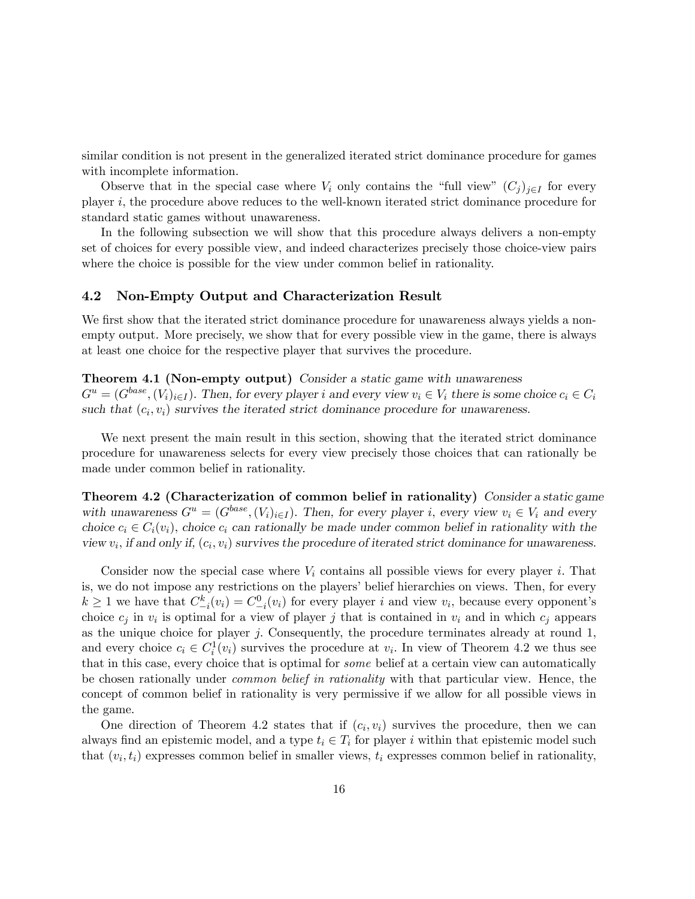similar condition is not present in the generalized iterated strict dominance procedure for games with incomplete information.

Observe that in the special case where $V_i$ only contains the "full view" $(C_j)_{j \in I}$ for every player $i$, the procedure above reduces to the well-known iterated strict dominance procedure for standard static games without unawareness.

In the following subsection we will show that this procedure always delivers a non-empty set of choices for every possible view, and indeed characterizes precisely those choice-view pairs where the choice is possible for the view under common belief in rationality.

### 4.2 Non-Empty Output and Characterization Result

We first show that the iterated strict dominance procedure for unawareness always yields a non-empty output. More precisely, we show that for every possible view in the game, there is always at least one choice for the respective player that survives the procedure.

**Theorem 4.1 (Non-empty output)** *Consider a static game with unawareness $G^u = (G^{base}, (V_i)_{i \in I})$. Then, for every player $i$ and every view $v_i \in V_i$ there is some choice $c_i \in C_i$ such that $(c_i, v_i)$ survives the iterated strict dominance procedure for unawareness.*

We next present the main result in this section, showing that the iterated strict dominance procedure for unawareness selects for every view precisely those choices that can rationally be made under common belief in rationality.

**Theorem 4.2 (Characterization of common belief in rationality)** *Consider a static game with unawareness $G^u = (G^{base}, (V_i)_{i \in I})$. Then, for every player $i$, every view $v_i \in V_i$ and every choice $c_i \in C_i(v_i)$, choice $c_i$ can rationally be made under common belief in rationality with the view $v_i$, if and only if, $(c_i, v_i)$ survives the procedure of iterated strict dominance for unawareness.*

Consider now the special case where $V_i$ contains all possible views for every player $i$. That is, we do not impose any restrictions on the players' belief hierarchies on views. Then, for every $k \geq 1$ we have that $C_{-i}^k(v_i) = C_{-i}^0(v_i)$ for every player $i$ and view $v_i$, because every opponent's choice $c_j$ in $v_i$ is optimal for a view of player $j$ that is contained in $v_i$ and in which $c_j$ appears as the unique choice for player $j$. Consequently, the procedure terminates already at round 1, and every choice $c_i \in C_i^1(v_i)$ survives the procedure at $v_i$. In view of Theorem 4.2 we thus see that in this case, every choice that is optimal for *some* belief at a certain view can automatically be chosen rationally under *common belief in rationality* with that particular view. Hence, the concept of common belief in rationality is very permissive if we allow for all possible views in the game.

One direction of Theorem 4.2 states that if $(c_i, v_i)$ survives the procedure, then we can always find an epistemic model, and a type $t_i \in T_i$ for player $i$ within that epistemic model such that $(v_i, t_i)$ expresses common belief in smaller views, $t_i$ expresses common belief in rationality,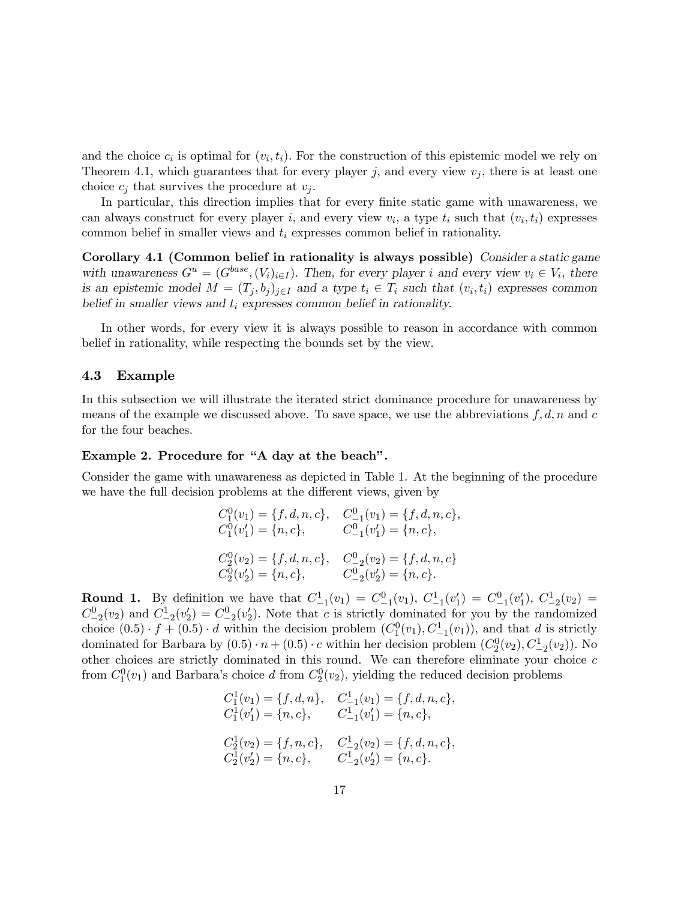and the choice $c_i$ is optimal for $(v_i, t_i)$. For the construction of this epistemic model we rely on Theorem 4.1, which guarantees that for every player $j$, and every view $v_j$, there is at least one choice $c_j$ that survives the procedure at $v_j$.

In particular, this direction implies that for every finite static game with unawareness, we can always construct for every player $i$, and every view $v_i$, a type $t_i$ such that $(v_i, t_i)$ expresses common belief in smaller views and $t_i$ expresses common belief in rationality.

**Corollary 4.1 (Common belief in rationality is always possible)** *Consider a static game with unawareness $G^u = (G^{base}, (V_i)_{i \in I})$. Then, for every player $i$ and every view $v_i \in V_i$, there is an epistemic model $M = (T_j, b_j)_{j \in I}$ and a type $t_i \in T_i$ such that $(v_i, t_i)$ expresses common belief in smaller views and $t_i$ expresses common belief in rationality.*

In other words, for every view it is always possible to reason in accordance with common belief in rationality, while respecting the bounds set by the view.

### 4.3 Example

In this subsection we will illustrate the iterated strict dominance procedure for unawareness by means of the example we discussed above. To save space, we use the abbreviations $f, d, n$ and $c$ for the four beaches.

**Example 2. Procedure for "A day at the beach".**

Consider the game with unawareness as depicted in Table 1. At the beginning of the procedure we have the full decision problems at the different views, given by

$$C_1^0(v_1) = \{f, d, n, c\}, \quad C_{-1}^0(v_1) = \{f, d, n, c\},$$
$$C_1^0(v_1') = \{n, c\}, \qquad C_{-1}^0(v_1') = \{n, c\},$$

$$C_2^0(v_2) = \{f, d, n, c\}, \quad C_{-2}^0(v_2) = \{f, d, n, c\}$$
$$C_2^0(v_2') = \{n, c\}, \qquad C_{-2}^0(v_2') = \{n, c\}.$$

**Round 1.** By definition we have that $C_{-1}^1(v_1) = C_{-1}^0(v_1)$, $C_{-1}^1(v_1') = C_{-1}^0(v_1')$, $C_{-2}^1(v_2) = C_{-2}^0(v_2)$ and $C_{-2}^1(v_2') = C_{-2}^0(v_2')$. Note that $c$ is strictly dominated for you by the randomized choice $(0.5) \cdot f + (0.5) \cdot d$ within the decision problem $(C_1^0(v_1), C_{-1}^1(v_1))$, and that $d$ is strictly dominated for Barbara by $(0.5) \cdot n + (0.5) \cdot c$ within her decision problem $(C_2^0(v_2), C_{-2}^1(v_2))$. No other choices are strictly dominated in this round. We can therefore eliminate your choice $c$ from $C_1^0(v_1)$ and Barbara's choice $d$ from $C_2^0(v_2)$, yielding the reduced decision problems

$$C_1^1(v_1) = \{f, d, n\}, \quad C_{-1}^1(v_1) = \{f, d, n, c\},$$
$$C_1^1(v_1') = \{n, c\}, \qquad C_{-1}^1(v_1') = \{n, c\},$$

$$C_2^1(v_2) = \{f, n, c\}, \quad C_{-2}^1(v_2) = \{f, d, n, c\},$$
$$C_2^1(v_2') = \{n, c\}, \qquad C_{-2}^1(v_2') = \{n, c\}.$$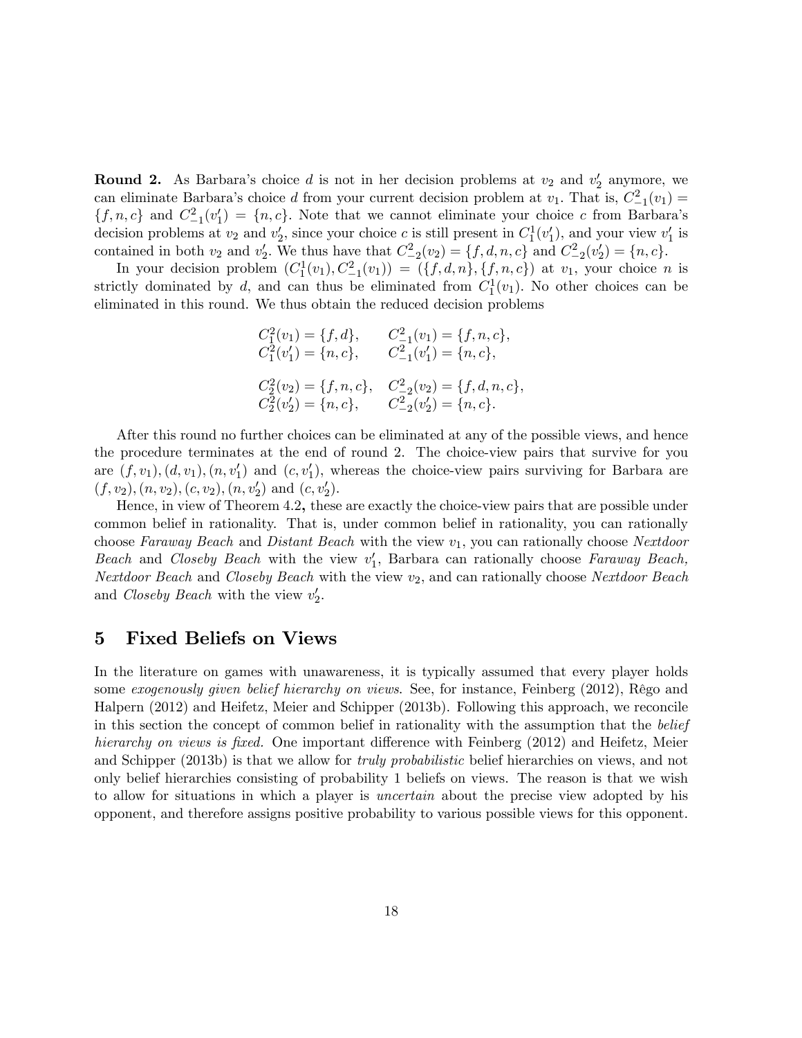**Round 2.** As Barbara's choice $d$ is not in her decision problems at $v_2$ and $v_2'$ anymore, we can eliminate Barbara's choice $d$ from your current decision problem at $v_1$. That is, $C_{-1}^2(v_1) = \{f, n, c\}$ and $C_{-1}^2(v_1') = \{n, c\}$. Note that we cannot eliminate your choice $c$ from Barbara's decision problems at $v_2$ and $v_2'$, since your choice $c$ is still present in $C_1^1(v_1')$, and your view $v_1'$ is contained in both $v_2$ and $v_2'$. We thus have that $C_{-2}^2(v_2) = \{f, d, n, c\}$ and $C_{-2}^2(v_2') = \{n, c\}$.

In your decision problem $(C_1^1(v_1), C_{-1}^2(v_1)) = (\{f, d, n\}, \{f, n, c\})$ at $v_1$, your choice $n$ is strictly dominated by $d$, and can thus be eliminated from $C_1^1(v_1)$. No other choices can be eliminated in this round. We thus obtain the reduced decision problems

$$
\begin{array}{ll}
C_1^2(v_1) = \{f, d\}, & C_{-1}^2(v_1) = \{f, n, c\}, \\
C_1^2(v_1') = \{n, c\}, & C_{-1}^2(v_1') = \{n, c\}, \\
 & \\
C_2^2(v_2) = \{f, n, c\}, & C_{-2}^2(v_2) = \{f, d, n, c\}, \\
C_2^2(v_2') = \{n, c\}, & C_{-2}^2(v_2') = \{n, c\}.
\end{array}
$$

After this round no further choices can be eliminated at any of the possible views, and hence the procedure terminates at the end of round 2. The choice-view pairs that survive for you are $(f, v_1), (d, v_1), (n, v_1')$ and $(c, v_1')$, whereas the choice-view pairs surviving for Barbara are $(f, v_2), (n, v_2), (c, v_2), (n, v_2')$ and $(c, v_2')$.

Hence, in view of Theorem 4.2**,** these are exactly the choice-view pairs that are possible under common belief in rationality. That is, under common belief in rationality, you can rationally choose *Faraway Beach* and *Distant Beach* with the view $v_1$, you can rationally choose *Nextdoor Beach* and *Closeby Beach* with the view $v_1'$, Barbara can rationally choose *Faraway Beach, Nextdoor Beach* and *Closeby Beach* with the view $v_2$, and can rationally choose *Nextdoor Beach* and *Closeby Beach* with the view $v_2'$.

# 5 Fixed Beliefs on Views

In the literature on games with unawareness, it is typically assumed that every player holds some *exogenously given belief hierarchy on views*. See, for instance, Feinberg (2012), Rêgo and Halpern (2012) and Heifetz, Meier and Schipper (2013b). Following this approach, we reconcile in this section the concept of common belief in rationality with the assumption that the *belief hierarchy on views is fixed.* One important difference with Feinberg (2012) and Heifetz, Meier and Schipper (2013b) is that we allow for *truly probabilistic* belief hierarchies on views, and not only belief hierarchies consisting of probability 1 beliefs on views. The reason is that we wish to allow for situations in which a player is *uncertain* about the precise view adopted by his opponent, and therefore assigns positive probability to various possible views for this opponent.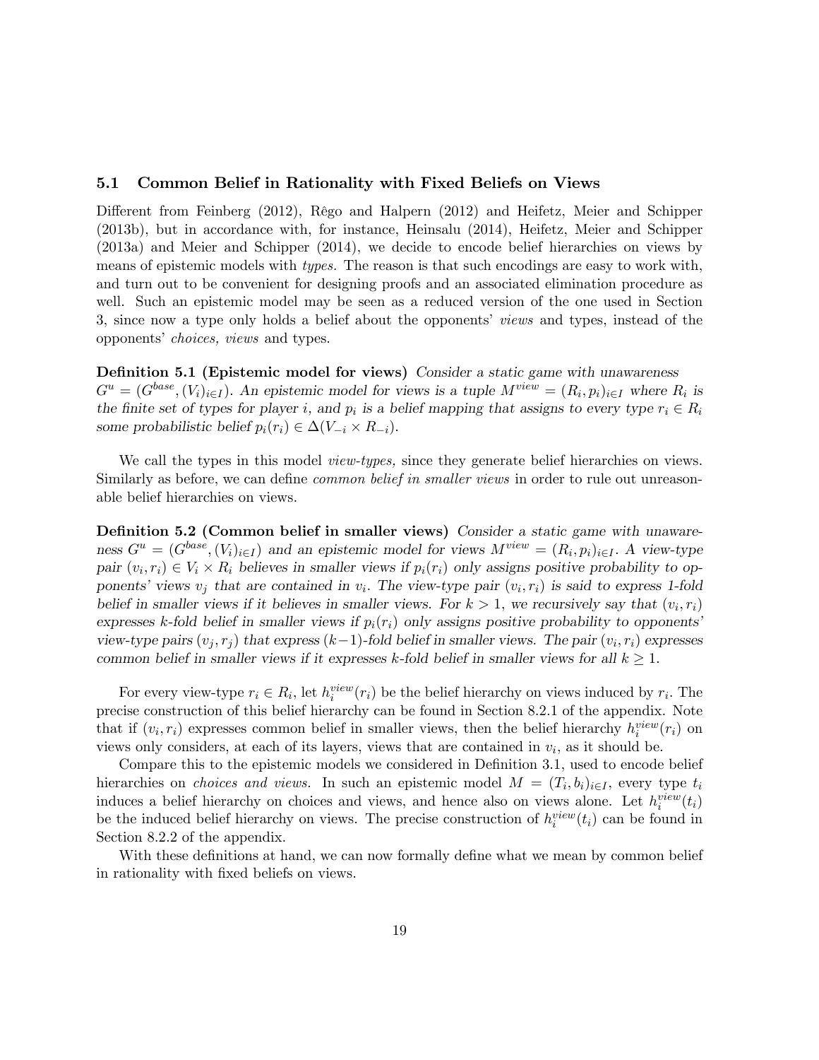### 5.1 Common Belief in Rationality with Fixed Beliefs on Views

Different from Feinberg (2012), Rêgo and Halpern (2012) and Heifetz, Meier and Schipper (2013b), but in accordance with, for instance, Heinsalu (2014), Heifetz, Meier and Schipper (2013a) and Meier and Schipper (2014), we decide to encode belief hierarchies on views by means of epistemic models with *types*. The reason is that such encodings are easy to work with, and turn out to be convenient for designing proofs and an associated elimination procedure as well. Such an epistemic model may be seen as a reduced version of the one used in Section 3, since now a type only holds a belief about the opponents' *views* and types, instead of the opponents' *choices, views* and types.

**Definition 5.1 (Epistemic model for views)** *Consider a static game with unawareness $G^u = (G^{base}, (V_i)_{i \in I})$. An epistemic model for views is a tuple $M^{view} = (R_i, p_i)_{i \in I}$ where $R_i$ is the finite set of types for player $i$, and $p_i$ is a belief mapping that assigns to every type $r_i \in R_i$ some probabilistic belief $p_i(r_i) \in \Delta(V_{-i} \times R_{-i})$.*

We call the types in this model *view-types,* since they generate belief hierarchies on views. Similarly as before, we can define *common belief in smaller views* in order to rule out unreasonable belief hierarchies on views.

**Definition 5.2 (Common belief in smaller views)** *Consider a static game with unawareness $G^u = (G^{base}, (V_i)_{i \in I})$ and an epistemic model for views $M^{view} = (R_i, p_i)_{i \in I}$. A view-type pair $(v_i, r_i) \in V_i \times R_i$ believes in smaller views if $p_i(r_i)$ only assigns positive probability to opponents' views $v_j$ that are contained in $v_i$. The view-type pair $(v_i, r_i)$ is said to express 1-fold belief in smaller views if it believes in smaller views. For $k > 1$, we recursively say that $(v_i, r_i)$ expresses $k$-fold belief in smaller views if $p_i(r_i)$ only assigns positive probability to opponents' view-type pairs $(v_j, r_j)$ that express $(k-1)$-fold belief in smaller views. The pair $(v_i, r_i)$ expresses common belief in smaller views if it expresses $k$-fold belief in smaller views for all $k \geq 1$.*

For every view-type $r_i \in R_i$, let $h_i^{view}(r_i)$ be the belief hierarchy on views induced by $r_i$. The precise construction of this belief hierarchy can be found in Section 8.2.1 of the appendix. Note that if $(v_i, r_i)$ expresses common belief in smaller views, then the belief hierarchy $h_i^{view}(r_i)$ on views only considers, at each of its layers, views that are contained in $v_i$, as it should be.

Compare this to the epistemic models we considered in Definition 3.1, used to encode belief hierarchies on *choices and views.* In such an epistemic model $M = (T_i, b_i)_{i \in I}$, every type $t_i$ induces a belief hierarchy on choices and views, and hence also on views alone. Let $h_i^{view}(t_i)$ be the induced belief hierarchy on views. The precise construction of $h_i^{view}(t_i)$ can be found in Section 8.2.2 of the appendix.

With these definitions at hand, we can now formally define what we mean by common belief in rationality with fixed beliefs on views.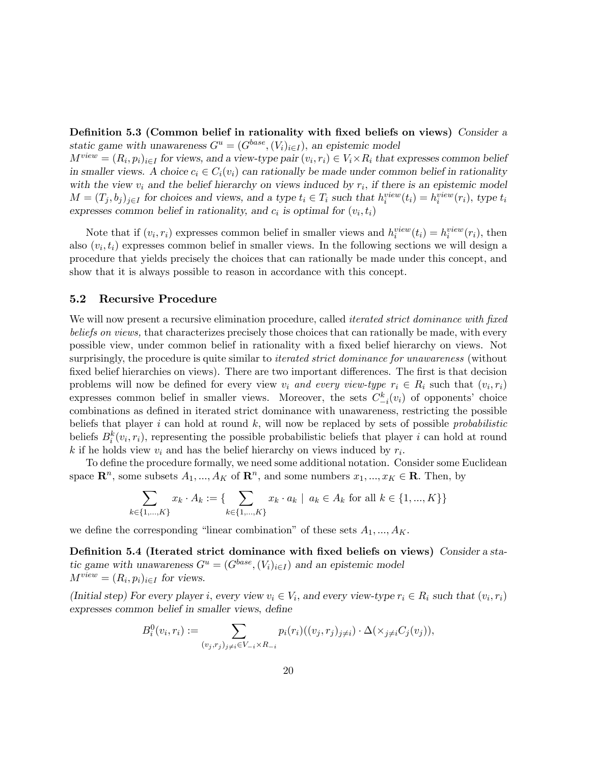**Definition 5.3 (Common belief in rationality with fixed beliefs on views)** *Consider a static game with unawareness $G^u = (G^{base}, (V_i)_{i \in I})$, an epistemic model $M^{view} = (R_i, p_i)_{i \in I}$ for views, and a view-type pair $(v_i, r_i) \in V_i \times R_i$ that expresses common belief in smaller views. A choice $c_i \in C_i(v_i)$ can rationally be made under common belief in rationality with the view $v_i$ and the belief hierarchy on views induced by $r_i$, if there is an epistemic model $M = (T_j, b_j)_{j \in I}$ for choices and views, and a type $t_i \in T_i$ such that $h_i^{view}(t_i) = h_i^{view}(r_i)$, type $t_i$ expresses common belief in rationality, and $c_i$ is optimal for $(v_i, t_i)$*

Note that if $(v_i, r_i)$ expresses common belief in smaller views and $h_i^{view}(t_i) = h_i^{view}(r_i)$, then also $(v_i, t_i)$ expresses common belief in smaller views. In the following sections we will design a procedure that yields precisely the choices that can rationally be made under this concept, and show that it is always possible to reason in accordance with this concept.

## 5.2 Recursive Procedure

We will now present a recursive elimination procedure, called *iterated strict dominance with fixed beliefs on views,* that characterizes precisely those choices that can rationally be made, with every possible view, under common belief in rationality with a fixed belief hierarchy on views. Not surprisingly, the procedure is quite similar to *iterated strict dominance for unawareness* (without fixed belief hierarchies on views). There are two important differences. The first is that decision problems will now be defined for every view $v_i$ *and every view-type* $r_i \in R_i$ such that $(v_i, r_i)$ expresses common belief in smaller views. Moreover, the sets $C_{-i}^k(v_i)$ of opponents' choice combinations as defined in iterated strict dominance with unawareness, restricting the possible beliefs that player $i$ can hold at round $k$, will now be replaced by sets of possible *probabilistic* beliefs $B_i^k(v_i, r_i)$, representing the possible probabilistic beliefs that player $i$ can hold at round $k$ if he holds view $v_i$ and has the belief hierarchy on views induced by $r_i$.

To define the procedure formally, we need some additional notation. Consider some Euclidean space $\mathbf{R}^n$, some subsets $A_1, ..., A_K$ of $\mathbf{R}^n$, and some numbers $x_1, ..., x_K \in \mathbf{R}$. Then, by

$$\sum_{k \in \{1,...,K\}} x_k \cdot A_k := \{ \sum_{k \in \{1,...,K\}} x_k \cdot a_k \mid a_k \in A_k \text{ for all } k \in \{1, ..., K\}\}$$

we define the corresponding "linear combination" of these sets $A_1, ..., A_K$.

**Definition 5.4 (Iterated strict dominance with fixed beliefs on views)** *Consider a static game with unawareness $G^u = (G^{base}, (V_i)_{i \in I})$ and an epistemic model $M^{view} = (R_i, p_i)_{i \in I}$ for views.*

*(Initial step) For every player $i$, every view $v_i \in V_i$, and every view-type $r_i \in R_i$ such that $(v_i, r_i)$ expresses common belief in smaller views, define*

$$B_i^0(v_i, r_i) := \sum_{(v_j, r_j)_{j \neq i} \in V_{-i} \times R_{-i}} p_i(r_i)((v_j, r_j)_{j \neq i}) \cdot \Delta(\times_{j \neq i} C_j(v_j)),$$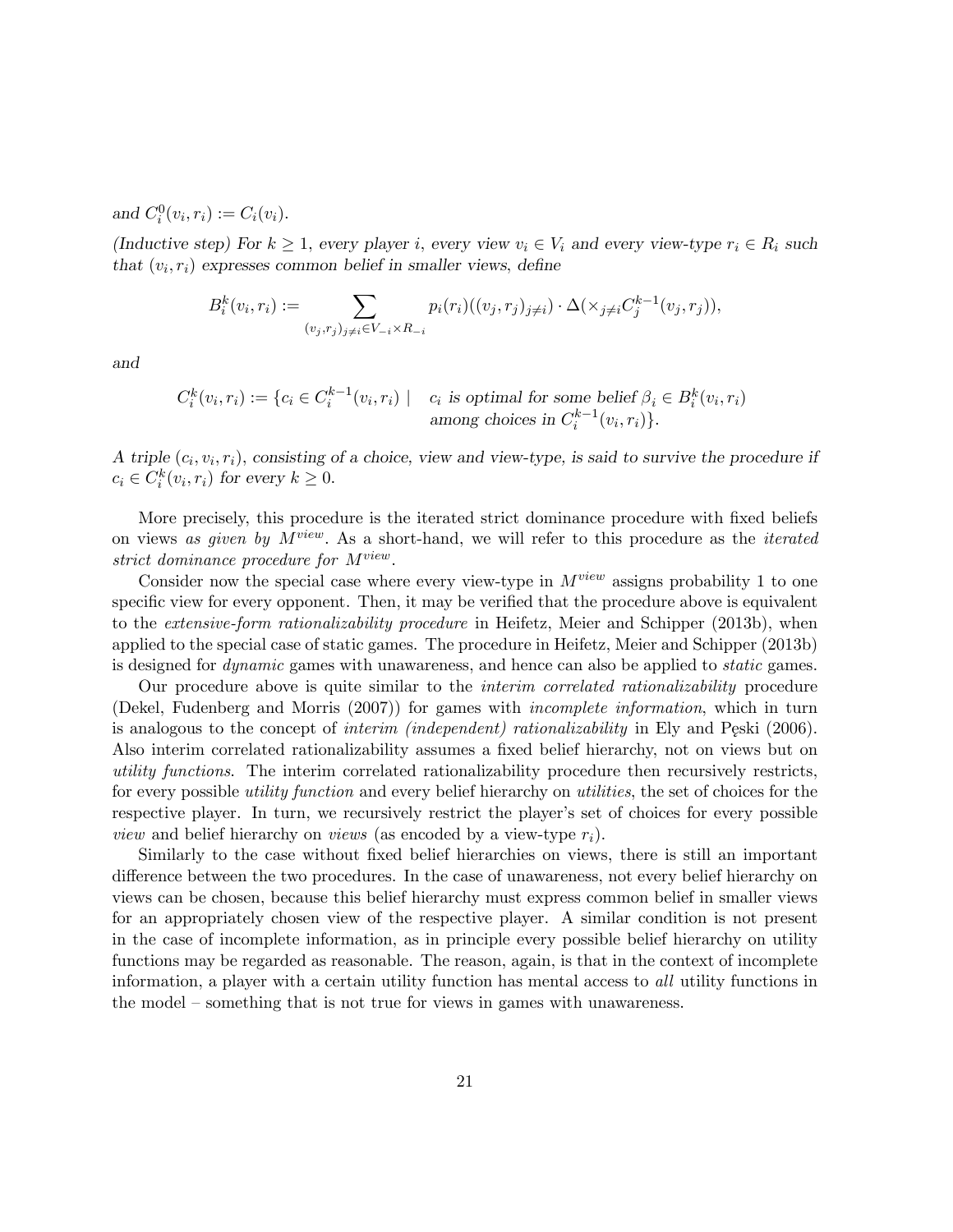and $C_i^0(v_i, r_i) := C_i(v_i)$.

*(Inductive step) For $k \geq 1$, every player $i$, every view $v_i \in V_i$ and every view-type $r_i \in R_i$ such that $(v_i, r_i)$ expresses common belief in smaller views, define*

$$B_i^k(v_i, r_i) := \sum_{(v_j, r_j)_{j \neq i} \in V_{-i} \times R_{-i}} p_i(r_i)((v_j, r_j)_{j \neq i}) \cdot \Delta(\times_{j \neq i} C_j^{k-1}(v_j, r_j)),$$

*and*

$$C_i^k(v_i, r_i) := \{c_i \in C_i^{k-1}(v_i, r_i) \mid \quad c_i \text{ is optimal for some belief } \beta_i \in B_i^k(v_i, r_i) \text{ among choices in } C_i^{k-1}(v_i, r_i)\}.$$

*A triple $(c_i, v_i, r_i)$, consisting of a choice, view and view-type, is said to survive the procedure if $c_i \in C_i^k(v_i, r_i)$ for every $k \geq 0$.*

More precisely, this procedure is the iterated strict dominance procedure with fixed beliefs on views *as given by $M^{view}$*. As a short-hand, we will refer to this procedure as the *iterated strict dominance procedure for $M^{view}$*.

Consider now the special case where every view-type in $M^{view}$ assigns probability 1 to one specific view for every opponent. Then, it may be verified that the procedure above is equivalent to the *extensive-form rationalizability procedure* in Heifetz, Meier and Schipper (2013b), when applied to the special case of static games. The procedure in Heifetz, Meier and Schipper (2013b) is designed for *dynamic* games with unawareness, and hence can also be applied to *static* games.

Our procedure above is quite similar to the *interim correlated rationalizability* procedure (Dekel, Fudenberg and Morris (2007)) for games with *incomplete information*, which in turn is analogous to the concept of *interim (independent) rationalizability* in Ely and Pęski (2006). Also interim correlated rationalizability assumes a fixed belief hierarchy, not on views but on *utility functions*. The interim correlated rationalizability procedure then recursively restricts, for every possible *utility function* and every belief hierarchy on *utilities*, the set of choices for the respective player. In turn, we recursively restrict the player's set of choices for every possible *view* and belief hierarchy on *views* (as encoded by a view-type $r_i$).

Similarly to the case without fixed belief hierarchies on views, there is still an important difference between the two procedures. In the case of unawareness, not every belief hierarchy on views can be chosen, because this belief hierarchy must express common belief in smaller views for an appropriately chosen view of the respective player. A similar condition is not present in the case of incomplete information, as in principle every possible belief hierarchy on utility functions may be regarded as reasonable. The reason, again, is that in the context of incomplete information, a player with a certain utility function has mental access to *all* utility functions in the model – something that is not true for views in games with unawareness.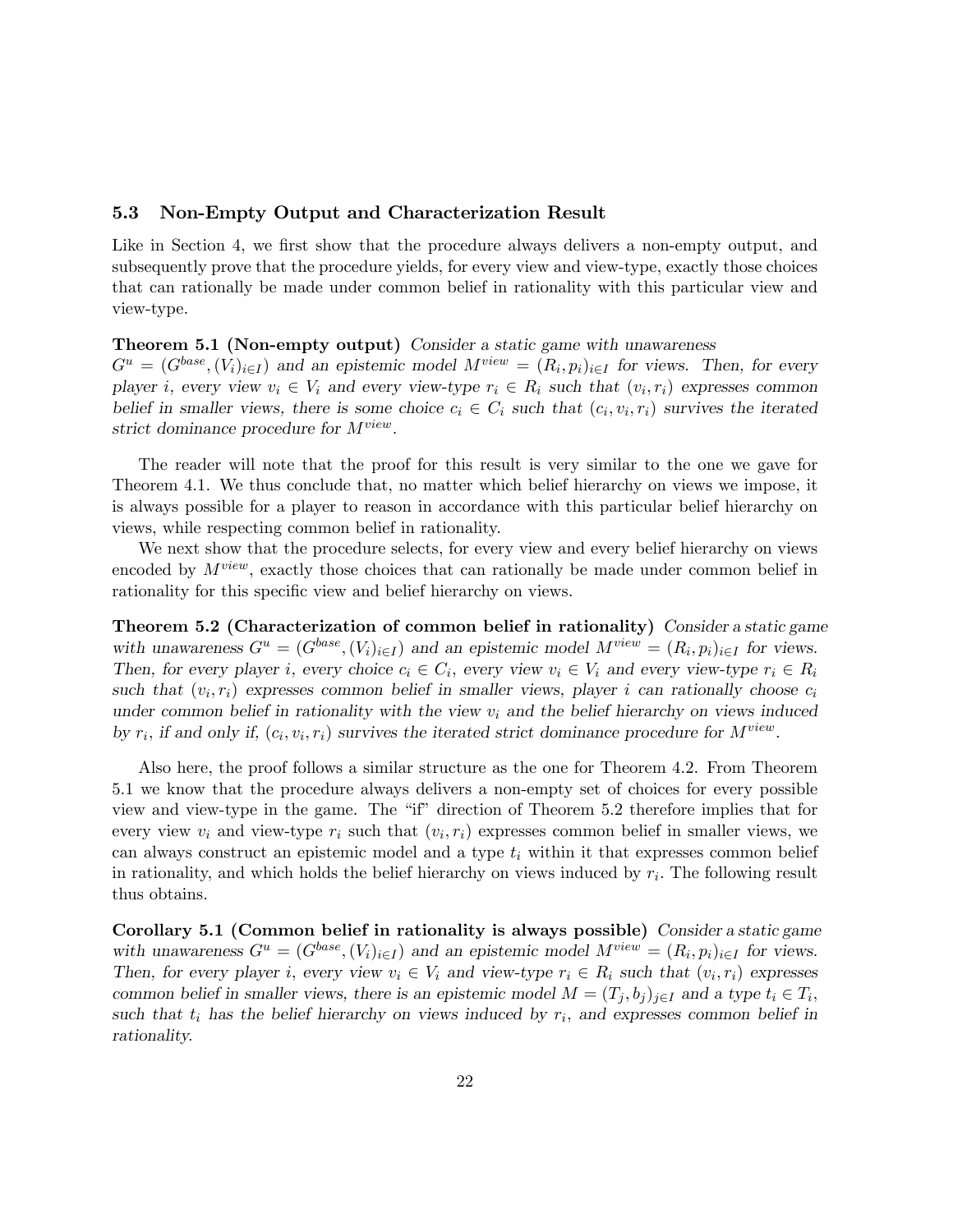### 5.3 Non-Empty Output and Characterization Result

Like in Section 4, we first show that the procedure always delivers a non-empty output, and subsequently prove that the procedure yields, for every view and view-type, exactly those choices that can rationally be made under common belief in rationality with this particular view and view-type.

**Theorem 5.1 (Non-empty output)** *Consider a static game with unawareness $G^u = (G^{base}, (V_i)_{i \in I})$ and an epistemic model $M^{view} = (R_i, p_i)_{i \in I}$ for views. Then, for every player $i$, every view $v_i \in V_i$ and every view-type $r_i \in R_i$ such that $(v_i, r_i)$ expresses common belief in smaller views, there is some choice $c_i \in C_i$ such that $(c_i, v_i, r_i)$ survives the iterated strict dominance procedure for $M^{view}$.*

The reader will note that the proof for this result is very similar to the one we gave for Theorem 4.1. We thus conclude that, no matter which belief hierarchy on views we impose, it is always possible for a player to reason in accordance with this particular belief hierarchy on views, while respecting common belief in rationality.

We next show that the procedure selects, for every view and every belief hierarchy on views encoded by $M^{view}$, exactly those choices that can rationally be made under common belief in rationality for this specific view and belief hierarchy on views.

**Theorem 5.2 (Characterization of common belief in rationality)** *Consider a static game with unawareness $G^u = (G^{base}, (V_i)_{i \in I})$ and an epistemic model $M^{view} = (R_i, p_i)_{i \in I}$ for views. Then, for every player $i$, every choice $c_i \in C_i$, every view $v_i \in V_i$ and every view-type $r_i \in R_i$ such that $(v_i, r_i)$ expresses common belief in smaller views, player $i$ can rationally choose $c_i$ under common belief in rationality with the view $v_i$ and the belief hierarchy on views induced by $r_i$, if and only if, $(c_i, v_i, r_i)$ survives the iterated strict dominance procedure for $M^{view}$.*

Also here, the proof follows a similar structure as the one for Theorem 4.2. From Theorem 5.1 we know that the procedure always delivers a non-empty set of choices for every possible view and view-type in the game. The "if" direction of Theorem 5.2 therefore implies that for every view $v_i$ and view-type $r_i$ such that $(v_i, r_i)$ expresses common belief in smaller views, we can always construct an epistemic model and a type $t_i$ within it that expresses common belief in rationality, and which holds the belief hierarchy on views induced by $r_i$. The following result thus obtains.

**Corollary 5.1 (Common belief in rationality is always possible)** *Consider a static game with unawareness $G^u = (G^{base}, (V_i)_{i \in I})$ and an epistemic model $M^{view} = (R_i, p_i)_{i \in I}$ for views. Then, for every player $i$, every view $v_i \in V_i$ and view-type $r_i \in R_i$ such that $(v_i, r_i)$ expresses common belief in smaller views, there is an epistemic model $M = (T_j, b_j)_{j \in I}$ and a type $t_i \in T_i$, such that $t_i$ has the belief hierarchy on views induced by $r_i$, and expresses common belief in rationality.*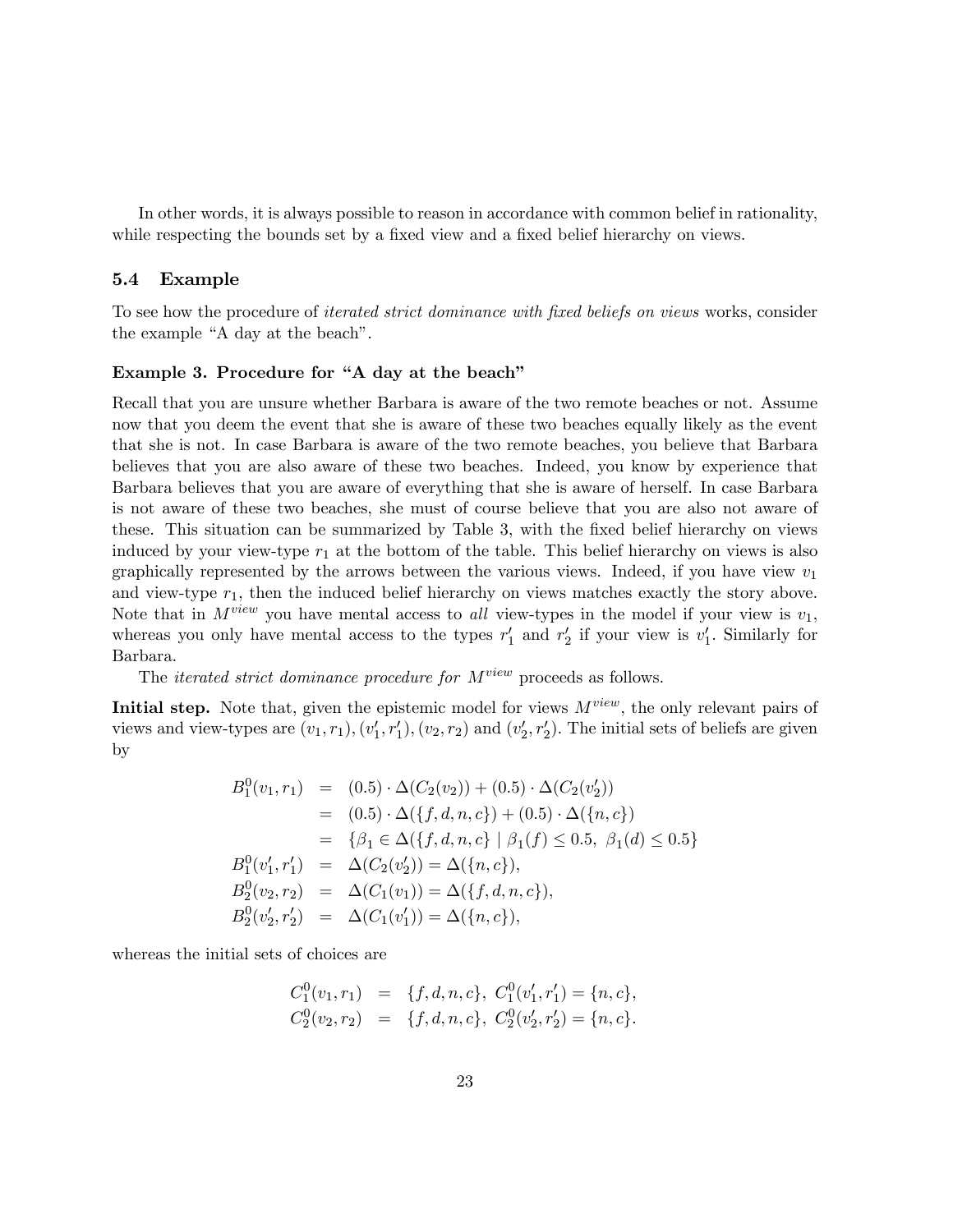In other words, it is always possible to reason in accordance with common belief in rationality, while respecting the bounds set by a fixed view and a fixed belief hierarchy on views.

## 5.4 Example

To see how the procedure of *iterated strict dominance with fixed beliefs on views* works, consider the example "A day at the beach".

### Example 3. Procedure for "A day at the beach"

Recall that you are unsure whether Barbara is aware of the two remote beaches or not. Assume now that you deem the event that she is aware of these two beaches equally likely as the event that she is not. In case Barbara is aware of the two remote beaches, you believe that Barbara believes that you are also aware of these two beaches. Indeed, you know by experience that Barbara believes that you are aware of everything that she is aware of herself. In case Barbara is not aware of these two beaches, she must of course believe that you are also not aware of these. This situation can be summarized by Table 3, with the fixed belief hierarchy on views induced by your view-type $r_1$ at the bottom of the table. This belief hierarchy on views is also graphically represented by the arrows between the various views. Indeed, if you have view $v_1$ and view-type $r_1$, then the induced belief hierarchy on views matches exactly the story above. Note that in $M^{view}$ you have mental access to *all* view-types in the model if your view is $v_1$, whereas you only have mental access to the types $r_1'$ and $r_2'$ if your view is $v_1'$. Similarly for Barbara.

The *iterated strict dominance procedure for $M^{view}$* proceeds as follows.

**Initial step.** Note that, given the epistemic model for views $M^{view}$, the only relevant pairs of views and view-types are $(v_1, r_1), (v_1', r_1'), (v_2, r_2)$ and $(v_2', r_2')$. The initial sets of beliefs are given by

$$
\begin{aligned}
B_1^0(v_1, r_1) &= (0.5) \cdot \Delta(C_2(v_2)) + (0.5) \cdot \Delta(C_2(v_2')) \\
&= (0.5) \cdot \Delta(\{f, d, n, c\}) + (0.5) \cdot \Delta(\{n, c\}) \\
&= \{\beta_1 \in \Delta(\{f, d, n, c\} \mid \beta_1(f) \leq 0.5, \ \beta_1(d) \leq 0.5\} \\
B_1^0(v_1', r_1') &= \Delta(C_2(v_2')) = \Delta(\{n, c\}), \\
B_2^0(v_2, r_2) &= \Delta(C_1(v_1)) = \Delta(\{f, d, n, c\}), \\
B_2^0(v_2', r_2') &= \Delta(C_1(v_1')) = \Delta(\{n, c\}),
\end{aligned}
$$

whereas the initial sets of choices are

$$
\begin{aligned}
C_1^0(v_1, r_1) &= \{f, d, n, c\}, \ C_1^0(v_1', r_1') = \{n, c\}, \\
C_2^0(v_2, r_2) &= \{f, d, n, c\}, \ C_2^0(v_2', r_2') = \{n, c\}.
\end{aligned}
$$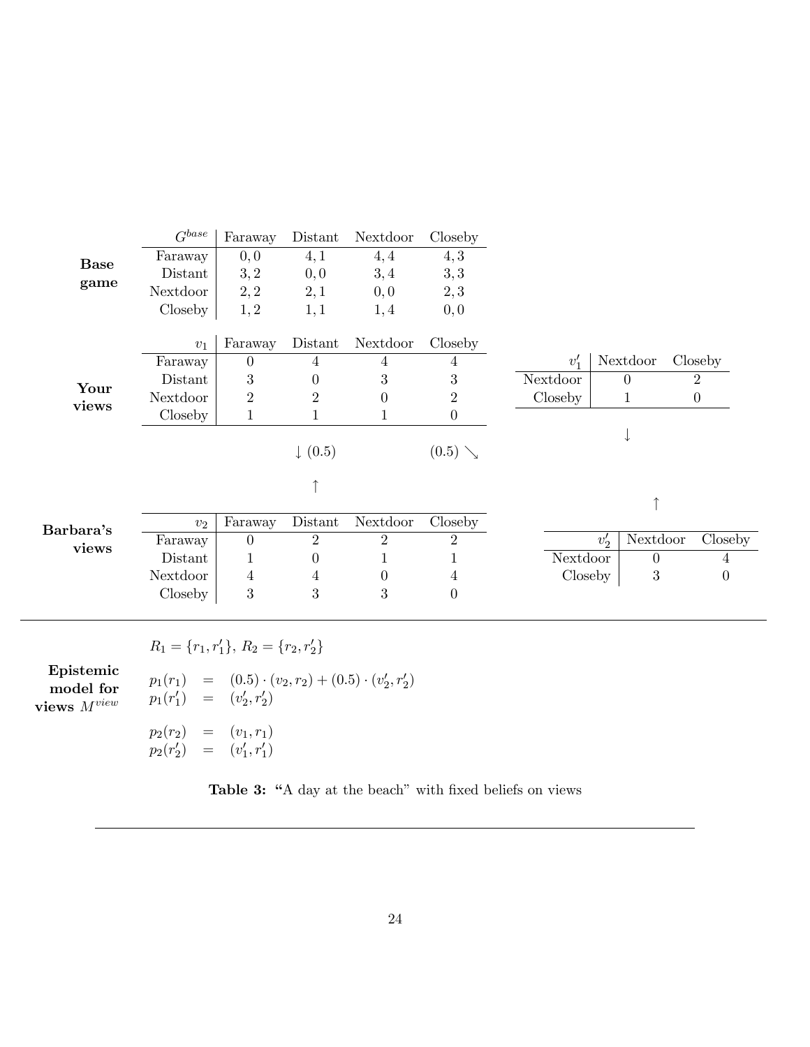**Base game**

| $G^{base}$ | Faraway | Distant | Nextdoor | Closeby |
|---|---|---|---|---|
| Faraway | $0,0$ | $4,1$ | $4,4$ | $4,3$ |
| Distant | $3,2$ | $0,0$ | $3,4$ | $3,3$ |
| Nextdoor | $2,2$ | $2,1$ | $0,0$ | $2,3$ |
| Closeby | $1,2$ | $1,1$ | $1,4$ | $0,0$ |

**Your views**

| $v_1$ | Faraway | Distant | Nextdoor | Closeby |
|---|---|---|---|---|
| Faraway | 0 | 4 | 4 | 4 |
| Distant | 3 | 0 | 3 | 3 |
| Nextdoor | 2 | 2 | 0 | 2 |
| Closeby | 1 | 1 | 1 | 0 |

| $v_1'$ | Nextdoor | Closeby |
|---|---|---|
| Nextdoor | 0 | 2 |
| Closeby | 1 | 0 |

$\downarrow (0.5)$ $\qquad (0.5) \searrow$ $\qquad \downarrow$

$\uparrow$ $\qquad \uparrow$

**Barbara's views**

| $v_2$ | Faraway | Distant | Nextdoor | Closeby |
|---|---|---|---|---|
| Faraway | 0 | 2 | 2 | 2 |
| Distant | 1 | 0 | 1 | 1 |
| Nextdoor | 4 | 4 | 0 | 4 |
| Closeby | 3 | 3 | 3 | 0 |

| $v_2'$ | Nextdoor | Closeby |
|---|---|---|
| Nextdoor | 0 | 4 |
| Closeby | 3 | 0 |

**Epistemic model for views $M^{view}$**

$R_1 = \{r_1, r_1'\}$, $R_2 = \{r_2, r_2'\}$

$$
\begin{aligned}
p_1(r_1) &= (0.5) \cdot (v_2, r_2) + (0.5) \cdot (v_2', r_2') \\
p_1(r_1') &= (v_2', r_2')
\end{aligned}
$$

$$
\begin{aligned}
p_2(r_2) &= (v_1, r_1) \\
p_2(r_2') &= (v_1', r_1')
\end{aligned}
$$

**Table 3:** "A day at the beach" with fixed beliefs on views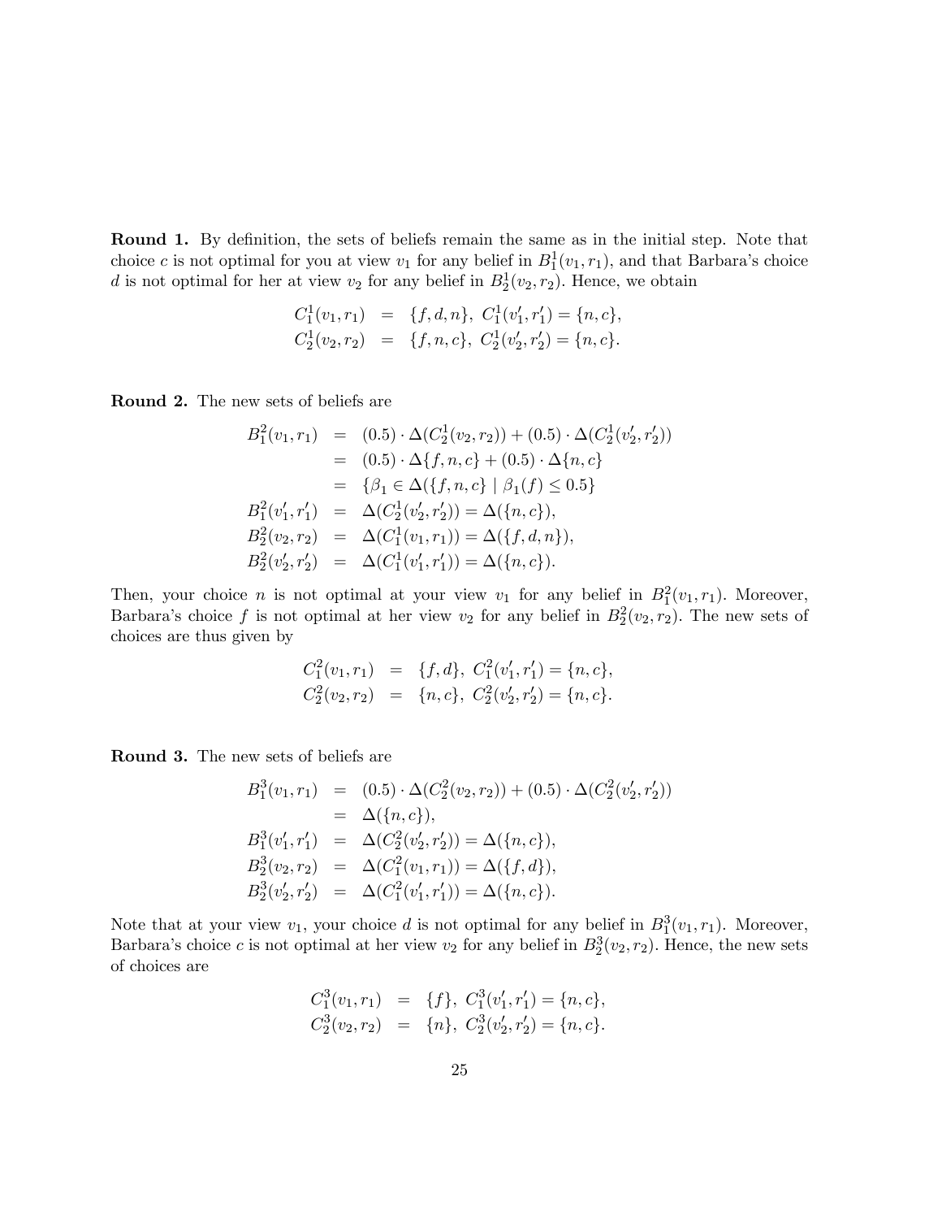**Round 1.** By definition, the sets of beliefs remain the same as in the initial step. Note that choice $c$ is not optimal for you at view $v_1$ for any belief in $B_1^1(v_1, r_1)$, and that Barbara's choice $d$ is not optimal for her at view $v_2$ for any belief in $B_2^1(v_2, r_2)$. Hence, we obtain

$$
\begin{aligned}
C_1^1(v_1, r_1) &= \{f, d, n\}, \ C_1^1(v_1', r_1') = \{n, c\}, \\
C_2^1(v_2, r_2) &= \{f, n, c\}, \ C_2^1(v_2', r_2') = \{n, c\}.
\end{aligned}
$$

**Round 2.** The new sets of beliefs are

$$
\begin{aligned}
B_1^2(v_1, r_1) &= (0.5) \cdot \Delta(C_2^1(v_2, r_2)) + (0.5) \cdot \Delta(C_2^1(v_2', r_2')) \\
&= (0.5) \cdot \Delta\{f, n, c\} + (0.5) \cdot \Delta\{n, c\} \\
&= \{\beta_1 \in \Delta(\{f, n, c\} \mid \beta_1(f) \leq 0.5\} \\
B_1^2(v_1', r_1') &= \Delta(C_2^1(v_2', r_2')) = \Delta(\{n, c\}), \\
B_2^2(v_2, r_2) &= \Delta(C_1^1(v_1, r_1)) = \Delta(\{f, d, n\}), \\
B_2^2(v_2', r_2') &= \Delta(C_1^1(v_1', r_1')) = \Delta(\{n, c\}).
\end{aligned}
$$

Then, your choice $n$ is not optimal at your view $v_1$ for any belief in $B_1^2(v_1, r_1)$. Moreover, Barbara's choice $f$ is not optimal at her view $v_2$ for any belief in $B_2^2(v_2, r_2)$. The new sets of choices are thus given by

$$
\begin{aligned}
C_1^2(v_1, r_1) &= \{f, d\}, \ C_1^2(v_1', r_1') = \{n, c\}, \\
C_2^2(v_2, r_2) &= \{n, c\}, \ C_2^2(v_2', r_2') = \{n, c\}.
\end{aligned}
$$

**Round 3.** The new sets of beliefs are

$$
\begin{aligned}
B_1^3(v_1, r_1) &= (0.5) \cdot \Delta(C_2^2(v_2, r_2)) + (0.5) \cdot \Delta(C_2^2(v_2', r_2')) \\
&= \Delta(\{n, c\}), \\
B_1^3(v_1', r_1') &= \Delta(C_2^2(v_2', r_2')) = \Delta(\{n, c\}), \\
B_2^3(v_2, r_2) &= \Delta(C_1^2(v_1, r_1)) = \Delta(\{f, d\}), \\
B_2^3(v_2', r_2') &= \Delta(C_1^2(v_1', r_1')) = \Delta(\{n, c\}).
\end{aligned}
$$

Note that at your view $v_1$, your choice $d$ is not optimal for any belief in $B_1^3(v_1, r_1)$. Moreover, Barbara's choice $c$ is not optimal at her view $v_2$ for any belief in $B_2^3(v_2, r_2)$. Hence, the new sets of choices are

$$
\begin{aligned}
C_1^3(v_1, r_1) &= \{f\}, \ C_1^3(v_1', r_1') = \{n, c\}, \\
C_2^3(v_2, r_2) &= \{n\}, \ C_2^3(v_2', r_2') = \{n, c\}.
\end{aligned}
$$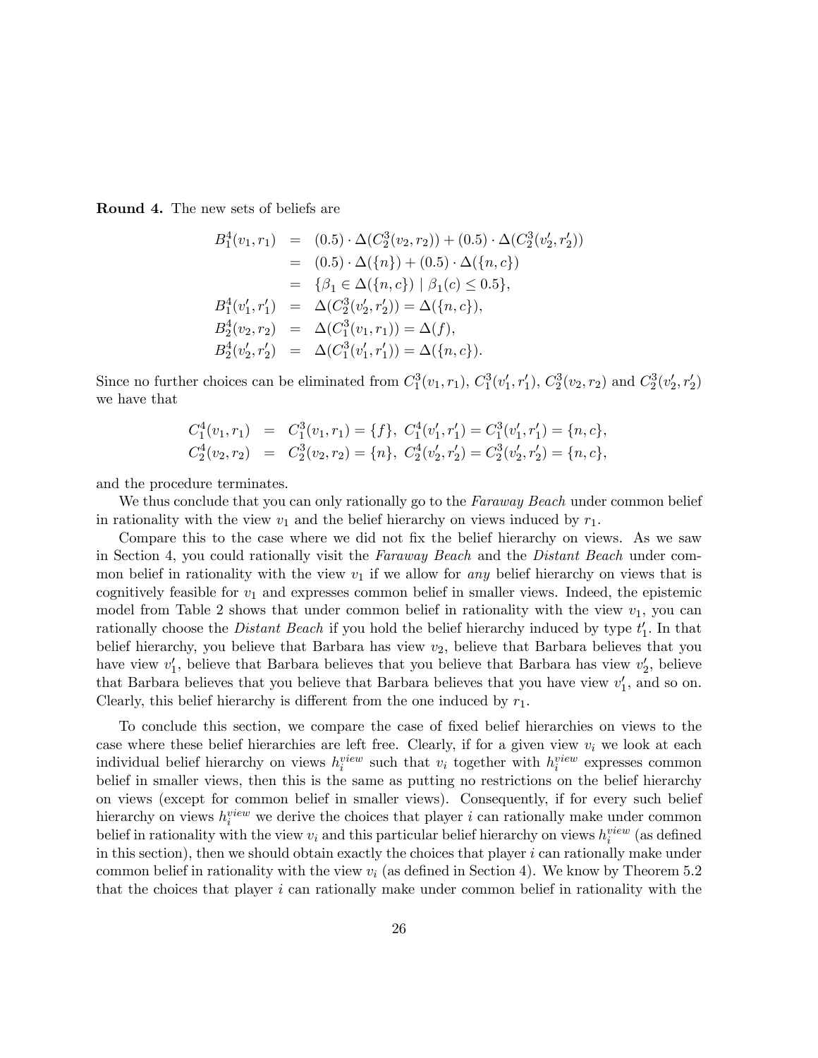**Round 4.** The new sets of beliefs are

$$\begin{aligned}
B_1^4(v_1, r_1) &= (0.5) \cdot \Delta(C_2^3(v_2, r_2)) + (0.5) \cdot \Delta(C_2^3(v_2', r_2')) \\
&= (0.5) \cdot \Delta(\{n\}) + (0.5) \cdot \Delta(\{n, c\}) \\
&= \{\beta_1 \in \Delta(\{n, c\}) \mid \beta_1(c) \leq 0.5\}, \\
B_1^4(v_1', r_1') &= \Delta(C_2^3(v_2', r_2')) = \Delta(\{n, c\}), \\
B_2^4(v_2, r_2) &= \Delta(C_1^3(v_1, r_1)) = \Delta(f), \\
B_2^4(v_2', r_2') &= \Delta(C_1^3(v_1', r_1')) = \Delta(\{n, c\}).
\end{aligned}$$

Since no further choices can be eliminated from $C_1^3(v_1, r_1)$, $C_1^3(v_1', r_1')$, $C_2^3(v_2, r_2)$ and $C_2^3(v_2', r_2')$ we have that

$$\begin{aligned}
C_1^4(v_1, r_1) &= C_1^3(v_1, r_1) = \{f\},\ C_1^4(v_1', r_1') = C_1^3(v_1', r_1') = \{n, c\}, \\
C_2^4(v_2, r_2) &= C_2^3(v_2, r_2) = \{n\},\ C_2^4(v_2', r_2') = C_2^3(v_2', r_2') = \{n, c\},
\end{aligned}$$

and the procedure terminates.

We thus conclude that you can only rationally go to the *Faraway Beach* under common belief in rationality with the view $v_1$ and the belief hierarchy on views induced by $r_1$.

Compare this to the case where we did not fix the belief hierarchy on views. As we saw in Section 4, you could rationally visit the *Faraway Beach* and the *Distant Beach* under common belief in rationality with the view $v_1$ if we allow for *any* belief hierarchy on views that is cognitively feasible for $v_1$ and expresses common belief in smaller views. Indeed, the epistemic model from Table 2 shows that under common belief in rationality with the view $v_1$, you can rationally choose the *Distant Beach* if you hold the belief hierarchy induced by type $t_1'$. In that belief hierarchy, you believe that Barbara has view $v_2$, believe that Barbara believes that you have view $v_1'$, believe that Barbara believes that you believe that Barbara has view $v_2'$, believe that Barbara believes that you believe that Barbara believes that you have view $v_1'$, and so on. Clearly, this belief hierarchy is different from the one induced by $r_1$.

To conclude this section, we compare the case of fixed belief hierarchies on views to the case where these belief hierarchies are left free. Clearly, if for a given view $v_i$ we look at each individual belief hierarchy on views $h_i^{view}$ such that $v_i$ together with $h_i^{view}$ expresses common belief in smaller views, then this is the same as putting no restrictions on the belief hierarchy on views (except for common belief in smaller views). Consequently, if for every such belief hierarchy on views $h_i^{view}$ we derive the choices that player $i$ can rationally make under common belief in rationality with the view $v_i$ and this particular belief hierarchy on views $h_i^{view}$ (as defined in this section), then we should obtain exactly the choices that player $i$ can rationally make under common belief in rationality with the view $v_i$ (as defined in Section 4). We know by Theorem 5.2 that the choices that player $i$ can rationally make under common belief in rationality with the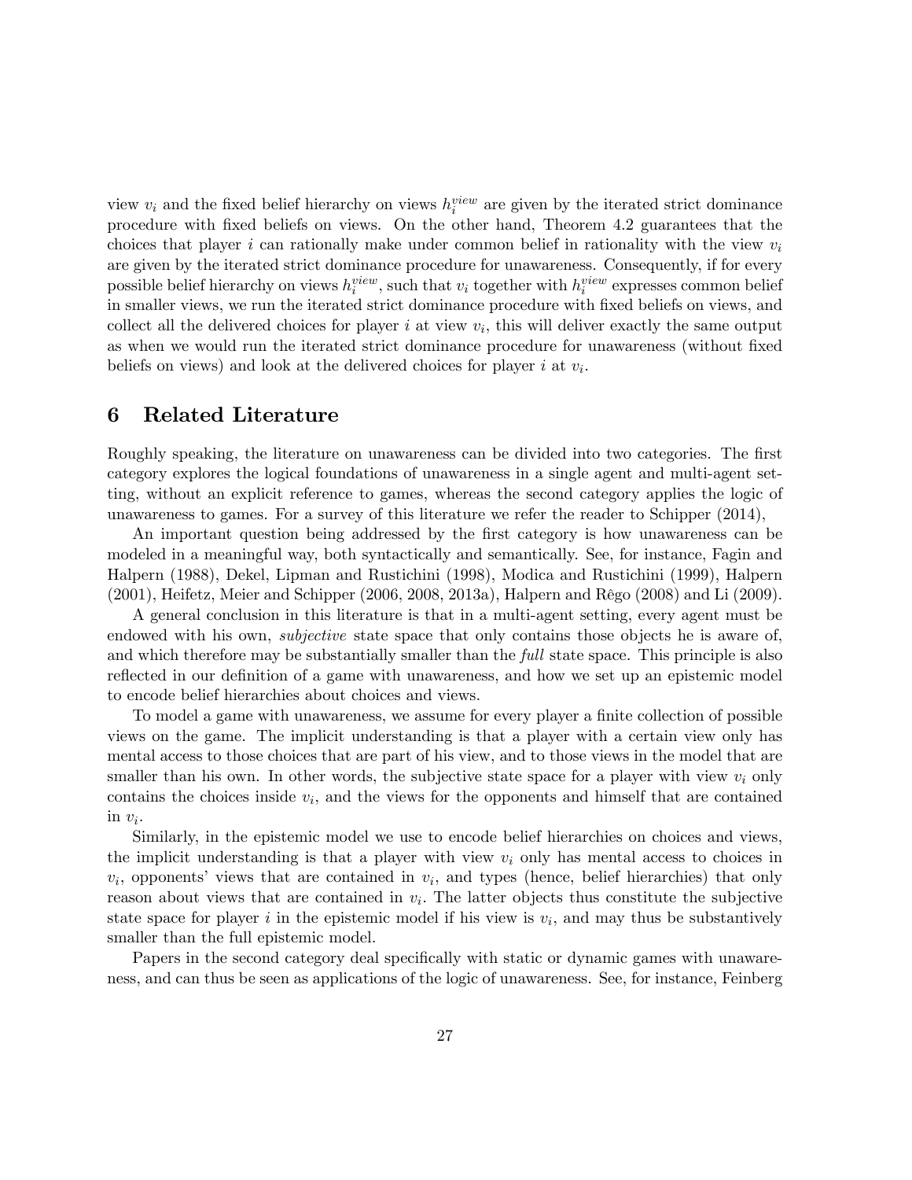view $v_i$ and the fixed belief hierarchy on views $h_i^{view}$ are given by the iterated strict dominance procedure with fixed beliefs on views. On the other hand, Theorem 4.2 guarantees that the choices that player $i$ can rationally make under common belief in rationality with the view $v_i$ are given by the iterated strict dominance procedure for unawareness. Consequently, if for every possible belief hierarchy on views $h_i^{view}$, such that $v_i$ together with $h_i^{view}$ expresses common belief in smaller views, we run the iterated strict dominance procedure with fixed beliefs on views, and collect all the delivered choices for player $i$ at view $v_i$, this will deliver exactly the same output as when we would run the iterated strict dominance procedure for unawareness (without fixed beliefs on views) and look at the delivered choices for player $i$ at $v_i$.

## 6 Related Literature

Roughly speaking, the literature on unawareness can be divided into two categories. The first category explores the logical foundations of unawareness in a single agent and multi-agent setting, without an explicit reference to games, whereas the second category applies the logic of unawareness to games. For a survey of this literature we refer the reader to Schipper (2014),

An important question being addressed by the first category is how unawareness can be modeled in a meaningful way, both syntactically and semantically. See, for instance, Fagin and Halpern (1988), Dekel, Lipman and Rustichini (1998), Modica and Rustichini (1999), Halpern (2001), Heifetz, Meier and Schipper (2006, 2008, 2013a), Halpern and Rêgo (2008) and Li (2009).

A general conclusion in this literature is that in a multi-agent setting, every agent must be endowed with his own, *subjective* state space that only contains those objects he is aware of, and which therefore may be substantially smaller than the *full* state space. This principle is also reflected in our definition of a game with unawareness, and how we set up an epistemic model to encode belief hierarchies about choices and views.

To model a game with unawareness, we assume for every player a finite collection of possible views on the game. The implicit understanding is that a player with a certain view only has mental access to those choices that are part of his view, and to those views in the model that are smaller than his own. In other words, the subjective state space for a player with view $v_i$ only contains the choices inside $v_i$, and the views for the opponents and himself that are contained in $v_i$.

Similarly, in the epistemic model we use to encode belief hierarchies on choices and views, the implicit understanding is that a player with view $v_i$ only has mental access to choices in $v_i$, opponents' views that are contained in $v_i$, and types (hence, belief hierarchies) that only reason about views that are contained in $v_i$. The latter objects thus constitute the subjective state space for player $i$ in the epistemic model if his view is $v_i$, and may thus be substantively smaller than the full epistemic model.

Papers in the second category deal specifically with static or dynamic games with unawareness, and can thus be seen as applications of the logic of unawareness. See, for instance, Feinberg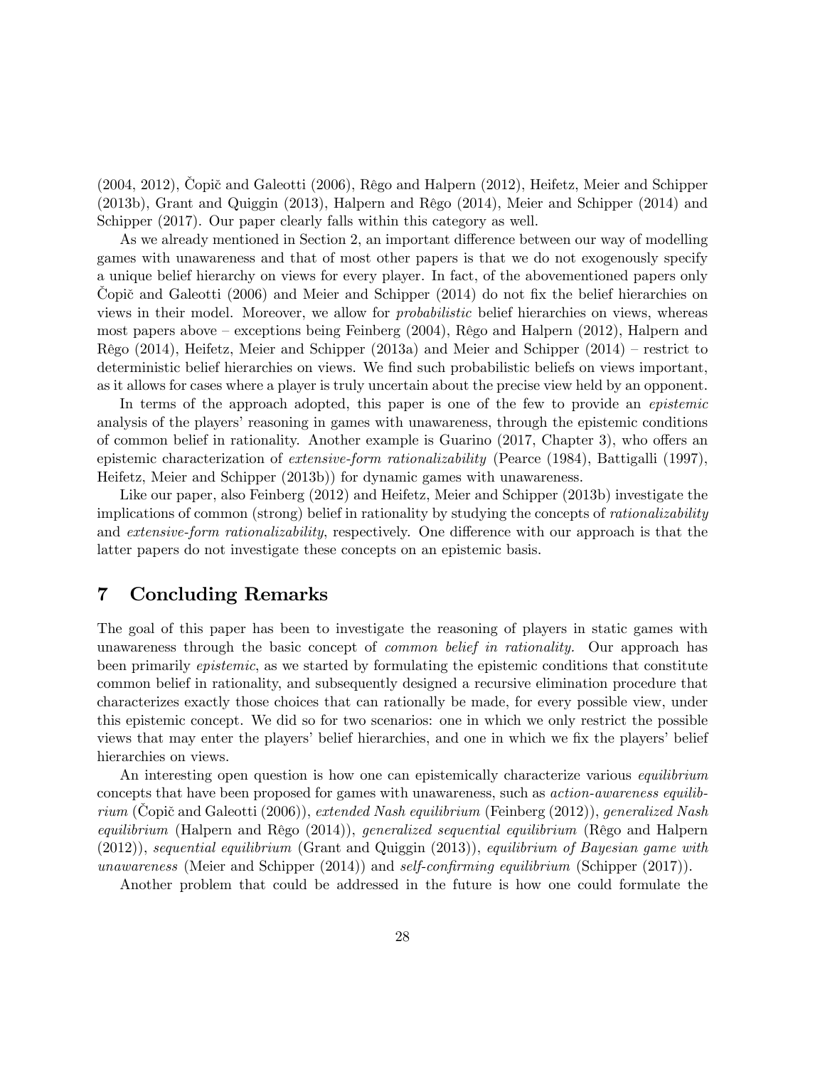(2004, 2012), Čopič and Galeotti (2006), Rêgo and Halpern (2012), Heifetz, Meier and Schipper (2013b), Grant and Quiggin (2013), Halpern and Rêgo (2014), Meier and Schipper (2014) and Schipper (2017). Our paper clearly falls within this category as well.

As we already mentioned in Section 2, an important difference between our way of modelling games with unawareness and that of most other papers is that we do not exogenously specify a unique belief hierarchy on views for every player. In fact, of the abovementioned papers only Čopič and Galeotti (2006) and Meier and Schipper (2014) do not fix the belief hierarchies on views in their model. Moreover, we allow for *probabilistic* belief hierarchies on views, whereas most papers above – exceptions being Feinberg (2004), Rêgo and Halpern (2012), Halpern and Rêgo (2014), Heifetz, Meier and Schipper (2013a) and Meier and Schipper (2014) – restrict to deterministic belief hierarchies on views. We find such probabilistic beliefs on views important, as it allows for cases where a player is truly uncertain about the precise view held by an opponent.

In terms of the approach adopted, this paper is one of the few to provide an *epistemic* analysis of the players' reasoning in games with unawareness, through the epistemic conditions of common belief in rationality. Another example is Guarino (2017, Chapter 3), who offers an epistemic characterization of *extensive-form rationalizability* (Pearce (1984), Battigalli (1997), Heifetz, Meier and Schipper (2013b)) for dynamic games with unawareness.

Like our paper, also Feinberg (2012) and Heifetz, Meier and Schipper (2013b) investigate the implications of common (strong) belief in rationality by studying the concepts of *rationalizability* and *extensive-form rationalizability*, respectively. One difference with our approach is that the latter papers do not investigate these concepts on an epistemic basis.

# 7 Concluding Remarks

The goal of this paper has been to investigate the reasoning of players in static games with unawareness through the basic concept of *common belief in rationality.* Our approach has been primarily *epistemic*, as we started by formulating the epistemic conditions that constitute common belief in rationality, and subsequently designed a recursive elimination procedure that characterizes exactly those choices that can rationally be made, for every possible view, under this epistemic concept. We did so for two scenarios: one in which we only restrict the possible views that may enter the players' belief hierarchies, and one in which we fix the players' belief hierarchies on views.

An interesting open question is how one can epistemically characterize various *equilibrium* concepts that have been proposed for games with unawareness, such as *action-awareness equilibrium* (Čopič and Galeotti (2006)), *extended Nash equilibrium* (Feinberg (2012)), *generalized Nash equilibrium* (Halpern and Rêgo (2014)), *generalized sequential equilibrium* (Rêgo and Halpern (2012)), *sequential equilibrium* (Grant and Quiggin (2013)), *equilibrium of Bayesian game with unawareness* (Meier and Schipper (2014)) and *self-confirming equilibrium* (Schipper (2017)).

Another problem that could be addressed in the future is how one could formulate the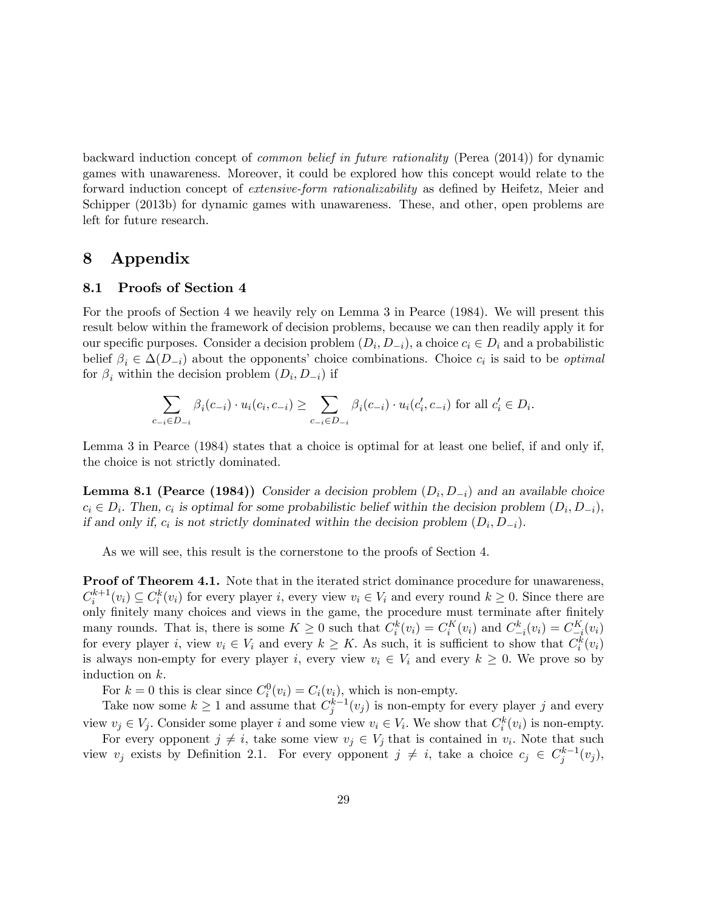backward induction concept of *common belief in future rationality* (Perea (2014)) for dynamic games with unawareness. Moreover, it could be explored how this concept would relate to the forward induction concept of *extensive-form rationalizability* as defined by Heifetz, Meier and Schipper (2013b) for dynamic games with unawareness. These, and other, open problems are left for future research.

# 8 Appendix

## 8.1 Proofs of Section 4

For the proofs of Section 4 we heavily rely on Lemma 3 in Pearce (1984). We will present this result below within the framework of decision problems, because we can then readily apply it for our specific purposes. Consider a decision problem $(D_i, D_{-i})$, a choice $c_i \in D_i$ and a probabilistic belief $\beta_i \in \Delta(D_{-i})$ about the opponents' choice combinations. Choice $c_i$ is said to be *optimal* for $\beta_i$ within the decision problem $(D_i, D_{-i})$ if

$$\sum_{c_{-i} \in D_{-i}} \beta_i(c_{-i}) \cdot u_i(c_i, c_{-i}) \geq \sum_{c_{-i} \in D_{-i}} \beta_i(c_{-i}) \cdot u_i(c_i', c_{-i}) \text{ for all } c_i' \in D_i.$$

Lemma 3 in Pearce (1984) states that a choice is optimal for at least one belief, if and only if, the choice is not strictly dominated.

**Lemma 8.1 (Pearce (1984))** *Consider a decision problem $(D_i, D_{-i})$ and an available choice $c_i \in D_i$. Then, $c_i$ is optimal for some probabilistic belief within the decision problem $(D_i, D_{-i})$, if and only if, $c_i$ is not strictly dominated within the decision problem $(D_i, D_{-i})$.*

As we will see, this result is the cornerstone to the proofs of Section 4.

**Proof of Theorem 4.1.** Note that in the iterated strict dominance procedure for unawareness, $C_i^{k+1}(v_i) \subseteq C_i^k(v_i)$ for every player $i$, every view $v_i \in V_i$ and every round $k \geq 0$. Since there are only finitely many choices and views in the game, the procedure must terminate after finitely many rounds. That is, there is some $K \geq 0$ such that $C_i^k(v_i) = C_i^K(v_i)$ and $C_{-i}^k(v_i) = C_{-i}^K(v_i)$ for every player $i$, view $v_i \in V_i$ and every $k \geq K$. As such, it is sufficient to show that $C_i^k(v_i)$ is always non-empty for every player $i$, every view $v_i \in V_i$ and every $k \geq 0$. We prove so by induction on $k$.

For $k = 0$ this is clear since $C_i^0(v_i) = C_i(v_i)$, which is non-empty.

Take now some $k \geq 1$ and assume that $C_j^{k-1}(v_j)$ is non-empty for every player $j$ and every view $v_j \in V_j$. Consider some player $i$ and some view $v_i \in V_i$. We show that $C_i^k(v_i)$ is non-empty.

For every opponent $j \neq i$, take some view $v_j \in V_j$ that is contained in $v_i$. Note that such view $v_j$ exists by Definition 2.1. For every opponent $j \neq i$, take a choice $c_j \in C_j^{k-1}(v_j)$,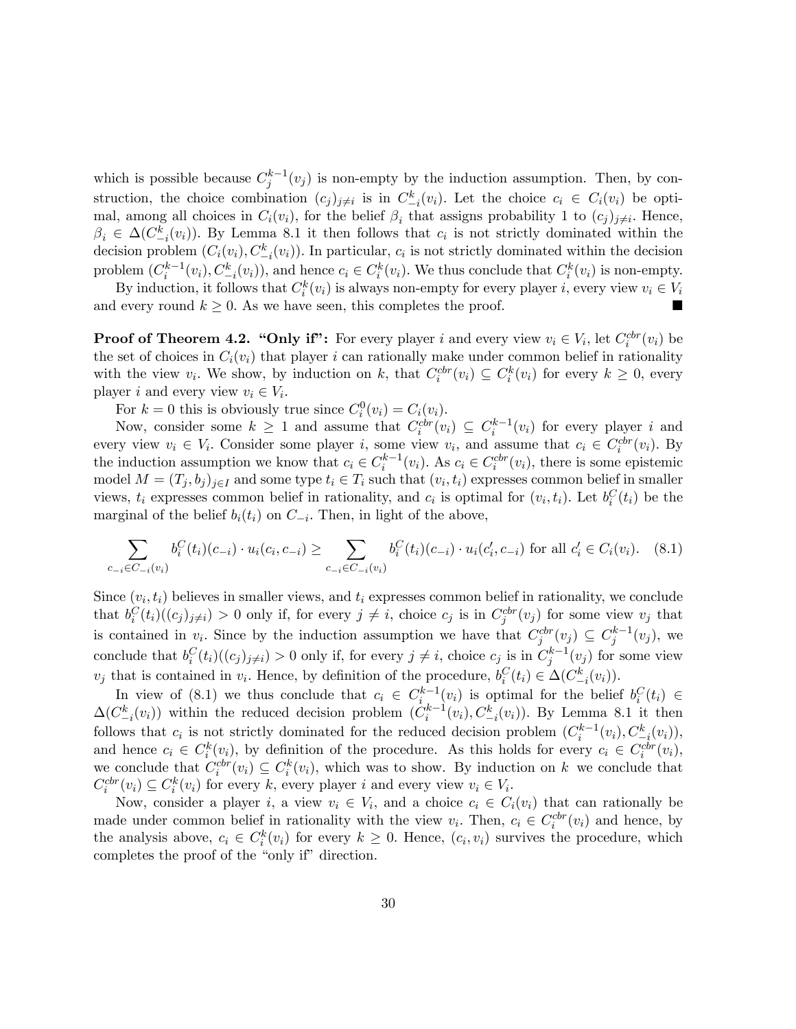which is possible because $C_j^{k-1}(v_j)$ is non-empty by the induction assumption. Then, by construction, the choice combination $(c_j)_{j \neq i}$ is in $C_{-i}^k(v_i)$. Let the choice $c_i \in C_i(v_i)$ be optimal, among all choices in $C_i(v_i)$, for the belief $\beta_i$ that assigns probability 1 to $(c_j)_{j \neq i}$. Hence, $\beta_i \in \Delta(C_{-i}^k(v_i))$. By Lemma 8.1 it then follows that $c_i$ is not strictly dominated within the decision problem $(C_i(v_i), C_{-i}^k(v_i))$. In particular, $c_i$ is not strictly dominated within the decision problem $(C_i^{k-1}(v_i), C_{-i}^k(v_i))$, and hence $c_i \in C_i^k(v_i)$. We thus conclude that $C_i^k(v_i)$ is non-empty.

By induction, it follows that $C_i^k(v_i)$ is always non-empty for every player $i$, every view $v_i \in V_i$ and every round $k \geq 0$. As we have seen, this completes the proof. ■

**Proof of Theorem 4.2. "Only if":** For every player $i$ and every view $v_i \in V_i$, let $C_i^{cbr}(v_i)$ be the set of choices in $C_i(v_i)$ that player $i$ can rationally make under common belief in rationality with the view $v_i$. We show, by induction on $k$, that $C_i^{cbr}(v_i) \subseteq C_i^k(v_i)$ for every $k \geq 0$, every player $i$ and every view $v_i \in V_i$.

For $k = 0$ this is obviously true since $C_i^0(v_i) = C_i(v_i)$.

Now, consider some $k \geq 1$ and assume that $C_i^{cbr}(v_i) \subseteq C_i^{k-1}(v_i)$ for every player $i$ and every view $v_i \in V_i$. Consider some player $i$, some view $v_i$, and assume that $c_i \in C_i^{cbr}(v_i)$. By the induction assumption we know that $c_i \in C_i^{k-1}(v_i)$. As $c_i \in C_i^{cbr}(v_i)$, there is some epistemic model $M = (T_j, b_j)_{j \in I}$ and some type $t_i \in T_i$ such that $(v_i, t_i)$ expresses common belief in smaller views, $t_i$ expresses common belief in rationality, and $c_i$ is optimal for $(v_i, t_i)$. Let $b_i^C(t_i)$ be the marginal of the belief $b_i(t_i)$ on $C_{-i}$. Then, in light of the above,

$$\sum_{c_{-i} \in C_{-i}(v_i)} b_i^C(t_i)(c_{-i}) \cdot u_i(c_i, c_{-i}) \geq \sum_{c_{-i} \in C_{-i}(v_i)} b_i^C(t_i)(c_{-i}) \cdot u_i(c_i', c_{-i}) \text{ for all } c_i' \in C_i(v_i). \quad (8.1)$$

Since $(v_i, t_i)$ believes in smaller views, and $t_i$ expresses common belief in rationality, we conclude that $b_i^C(t_i)((c_j)_{j \neq i}) > 0$ only if, for every $j \neq i$, choice $c_j$ is in $C_j^{cbr}(v_j)$ for some view $v_j$ that is contained in $v_i$. Since by the induction assumption we have that $C_j^{cbr}(v_j) \subseteq C_j^{k-1}(v_j)$, we conclude that $b_i^C(t_i)((c_j)_{j \neq i}) > 0$ only if, for every $j \neq i$, choice $c_j$ is in $C_j^{k-1}(v_j)$ for some view $v_j$ that is contained in $v_i$. Hence, by definition of the procedure, $b_i^C(t_i) \in \Delta(C_{-i}^k(v_i))$.

In view of (8.1) we thus conclude that $c_i \in C_i^{k-1}(v_i)$ is optimal for the belief $b_i^C(t_i) \in \Delta(C_{-i}^k(v_i))$ within the reduced decision problem $(C_i^{k-1}(v_i), C_{-i}^k(v_i))$. By Lemma 8.1 it then follows that $c_i$ is not strictly dominated for the reduced decision problem $(C_i^{k-1}(v_i), C_{-i}^k(v_i))$, and hence $c_i \in C_i^k(v_i)$, by definition of the procedure. As this holds for every $c_i \in C_i^{cbr}(v_i)$, we conclude that $C_i^{cbr}(v_i) \subseteq C_i^k(v_i)$, which was to show. By induction on $k$ we conclude that $C_i^{cbr}(v_i) \subseteq C_i^k(v_i)$ for every $k$, every player $i$ and every view $v_i \in V_i$.

Now, consider a player $i$, a view $v_i \in V_i$, and a choice $c_i \in C_i(v_i)$ that can rationally be made under common belief in rationality with the view $v_i$. Then, $c_i \in C_i^{cbr}(v_i)$ and hence, by the analysis above, $c_i \in C_i^k(v_i)$ for every $k \geq 0$. Hence, $(c_i, v_i)$ survives the procedure, which completes the proof of the "only if" direction.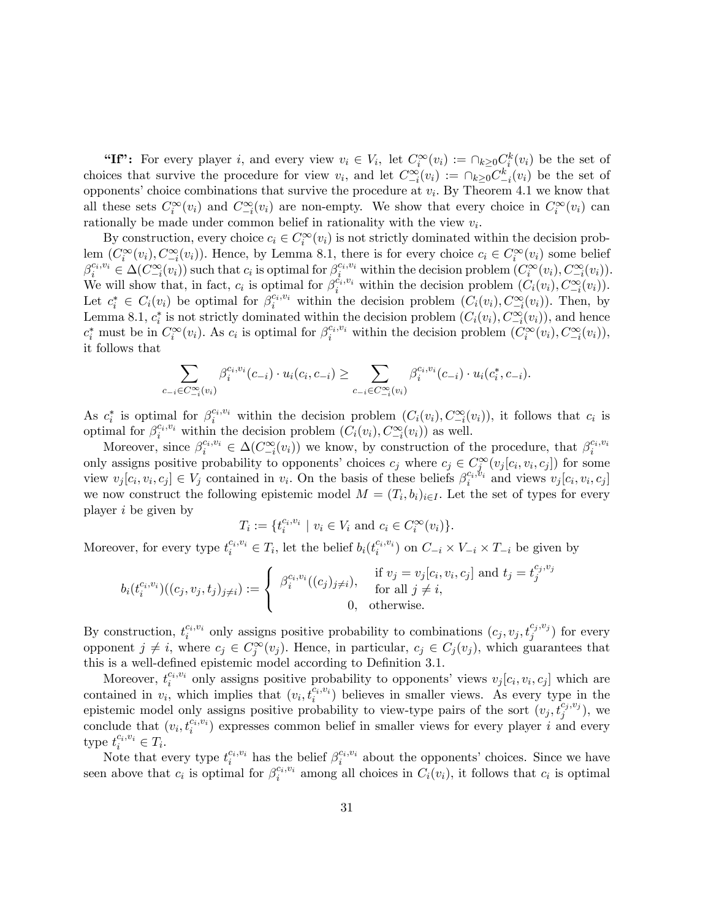**"If":** For every player $i$, and every view $v_i \in V_i$, let $C_i^\infty(v_i) := \cap_{k\geq 0} C_i^k(v_i)$ be the set of choices that survive the procedure for view $v_i$, and let $C_{-i}^\infty(v_i) := \cap_{k\geq 0} C_{-i}^k(v_i)$ be the set of opponents' choice combinations that survive the procedure at $v_i$. By Theorem 4.1 we know that all these sets $C_i^\infty(v_i)$ and $C_{-i}^\infty(v_i)$ are non-empty. We show that every choice in $C_i^\infty(v_i)$ can rationally be made under common belief in rationality with the view $v_i$.

By construction, every choice $c_i \in C_i^\infty(v_i)$ is not strictly dominated within the decision problem $(C_i^\infty(v_i), C_{-i}^\infty(v_i))$. Hence, by Lemma 8.1, there is for every choice $c_i \in C_i^\infty(v_i)$ some belief $\beta_i^{c_i,v_i} \in \Delta(C_{-i}^\infty(v_i))$ such that $c_i$ is optimal for $\beta_i^{c_i,v_i}$ within the decision problem $(C_i^\infty(v_i), C_{-i}^\infty(v_i))$. We will show that, in fact, $c_i$ is optimal for $\beta_i^{c_i,v_i}$ within the decision problem $(C_i(v_i), C_{-i}^\infty(v_i))$. Let $c_i^* \in C_i(v_i)$ be optimal for $\beta_i^{c_i,v_i}$ within the decision problem $(C_i(v_i), C_{-i}^\infty(v_i))$. Then, by Lemma 8.1, $c_i^*$ is not strictly dominated within the decision problem $(C_i(v_i), C_{-i}^\infty(v_i))$, and hence $c_i^*$ must be in $C_i^\infty(v_i)$. As $c_i$ is optimal for $\beta_i^{c_i,v_i}$ within the decision problem $(C_i^\infty(v_i), C_{-i}^\infty(v_i))$, it follows that

$$\sum_{c_{-i}\in C_{-i}^\infty(v_i)} \beta_i^{c_i,v_i}(c_{-i}) \cdot u_i(c_i, c_{-i}) \geq \sum_{c_{-i}\in C_{-i}^\infty(v_i)} \beta_i^{c_i,v_i}(c_{-i}) \cdot u_i(c_i^*, c_{-i}).$$

As $c_i^*$ is optimal for $\beta_i^{c_i,v_i}$ within the decision problem $(C_i(v_i), C_{-i}^\infty(v_i))$, it follows that $c_i$ is optimal for $\beta_i^{c_i,v_i}$ within the decision problem $(C_i(v_i), C_{-i}^\infty(v_i))$ as well.

Moreover, since $\beta_i^{c_i,v_i} \in \Delta(C_{-i}^\infty(v_i))$ we know, by construction of the procedure, that $\beta_i^{c_i,v_i}$ only assigns positive probability to opponents' choices $c_j$ where $c_j \in C_j^\infty(v_j[c_i, v_i, c_j])$ for some view $v_j[c_i, v_i, c_j] \in V_j$ contained in $v_i$. On the basis of these beliefs $\beta_i^{c_i,v_i}$ and views $v_j[c_i, v_i, c_j]$ we now construct the following epistemic model $M = (T_i, b_i)_{i\in I}$. Let the set of types for every player $i$ be given by

$$T_i := \{t_i^{c_i,v_i} \mid v_i \in V_i \text{ and } c_i \in C_i^\infty(v_i)\}.$$

Moreover, for every type $t_i^{c_i,v_i} \in T_i$, let the belief $b_i(t_i^{c_i,v_i})$ on $C_{-i} \times V_{-i} \times T_{-i}$ be given by

$$b_i(t_i^{c_i,v_i})((c_j, v_j, t_j)_{j\neq i}) := \begin{cases} \beta_i^{c_i,v_i}((c_j)_{j\neq i}), & \text{if } v_j = v_j[c_i, v_i, c_j] \text{ and } t_j = t_j^{c_j,v_j} \\ & \text{for all } j \neq i, \\ 0, & \text{otherwise.} \end{cases}$$

By construction, $t_i^{c_i,v_i}$ only assigns positive probability to combinations $(c_j, v_j, t_j^{c_j,v_j})$ for every opponent $j \neq i$, where $c_j \in C_j^\infty(v_j)$. Hence, in particular, $c_j \in C_j(v_j)$, which guarantees that this is a well-defined epistemic model according to Definition 3.1.

Moreover, $t_i^{c_i,v_i}$ only assigns positive probability to opponents' views $v_j[c_i, v_i, c_j]$ which are contained in $v_i$, which implies that $(v_i, t_i^{c_i,v_i})$ believes in smaller views. As every type in the epistemic model only assigns positive probability to view-type pairs of the sort $(v_j, t_j^{c_j,v_j})$, we conclude that $(v_i, t_i^{c_i,v_i})$ expresses common belief in smaller views for every player $i$ and every type $t_i^{c_i,v_i} \in T_i$.

Note that every type $t_i^{c_i,v_i}$ has the belief $\beta_i^{c_i,v_i}$ about the opponents' choices. Since we have seen above that $c_i$ is optimal for $\beta_i^{c_i,v_i}$ among all choices in $C_i(v_i)$, it follows that $c_i$ is optimal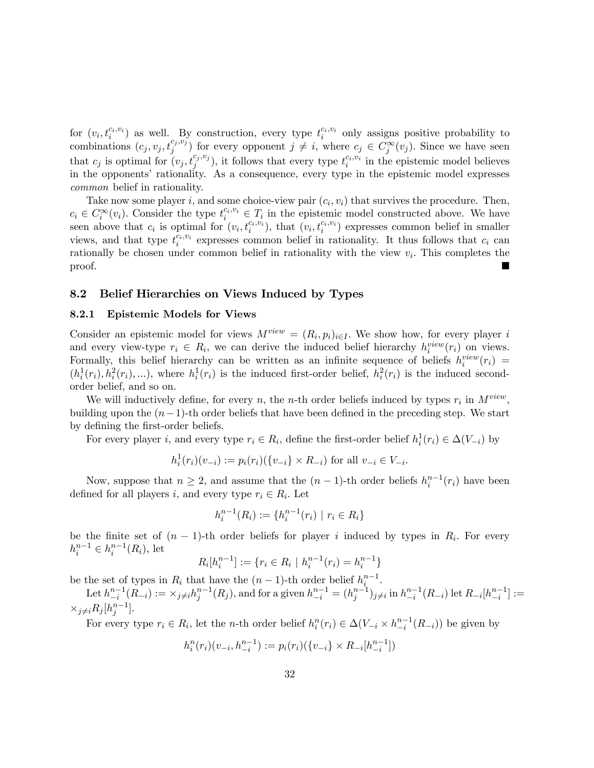for $(v_i, t_i^{c_i,v_i})$ as well. By construction, every type $t_i^{c_i,v_i}$ only assigns positive probability to combinations $(c_j, v_j, t_j^{c_j,v_j})$ for every opponent $j \neq i$, where $c_j \in C_j^\infty(v_j)$. Since we have seen that $c_j$ is optimal for $(v_j, t_j^{c_j,v_j})$, it follows that every type $t_i^{c_i,v_i}$ in the epistemic model believes in the opponents' rationality. As a consequence, every type in the epistemic model expresses *common* belief in rationality.

Take now some player $i$, and some choice-view pair $(c_i, v_i)$ that survives the procedure. Then, $c_i \in C_i^\infty(v_i)$. Consider the type $t_i^{c_i,v_i} \in T_i$ in the epistemic model constructed above. We have seen above that $c_i$ is optimal for $(v_i, t_i^{c_i,v_i})$, that $(v_i, t_i^{c_i,v_i})$ expresses common belief in smaller views, and that type $t_i^{c_i,v_i}$ expresses common belief in rationality. It thus follows that $c_i$ can rationally be chosen under common belief in rationality with the view $v_i$. This completes the proof. ■

## 8.2 Belief Hierarchies on Views Induced by Types

### 8.2.1 Epistemic Models for Views

Consider an epistemic model for views $M^{view} = (R_i, p_i)_{i \in I}$. We show how, for every player $i$ and every view-type $r_i \in R_i$, we can derive the induced belief hierarchy $h_i^{view}(r_i)$ on views. Formally, this belief hierarchy can be written as an infinite sequence of beliefs $h_i^{view}(r_i) = (h_i^1(r_i), h_i^2(r_i), \ldots)$, where $h_i^1(r_i)$ is the induced first-order belief, $h_i^2(r_i)$ is the induced second-order belief, and so on.

We will inductively define, for every $n$, the $n$-th order beliefs induced by types $r_i$ in $M^{view}$, building upon the $(n-1)$-th order beliefs that have been defined in the preceding step. We start by defining the first-order beliefs.

For every player $i$, and every type $r_i \in R_i$, define the first-order belief $h_i^1(r_i) \in \Delta(V_{-i})$ by

$$h_i^1(r_i)(v_{-i}) := p_i(r_i)(\{v_{-i}\} \times R_{-i}) \text{ for all } v_{-i} \in V_{-i}.$$

Now, suppose that $n \geq 2$, and assume that the $(n-1)$-th order beliefs $h_i^{n-1}(r_i)$ have been defined for all players $i$, and every type $r_i \in R_i$. Let

$$h_i^{n-1}(R_i) := \{h_i^{n-1}(r_i) \mid r_i \in R_i\}$$

be the finite set of $(n-1)$-th order beliefs for player $i$ induced by types in $R_i$. For every $h_i^{n-1} \in h_i^{n-1}(R_i)$, let

$$R_i[h_i^{n-1}] := \{r_i \in R_i \mid h_i^{n-1}(r_i) = h_i^{n-1}\}$$

be the set of types in $R_i$ that have the $(n-1)$-th order belief $h_i^{n-1}$.

Let $h_{-i}^{n-1}(R_{-i}) := \times_{j \neq i} h_j^{n-1}(R_j)$, and for a given $h_{-i}^{n-1} = (h_j^{n-1})_{j \neq i}$ in $h_{-i}^{n-1}(R_{-i})$ let $R_{-i}[h_{-i}^{n-1}] := \times_{j \neq i} R_j[h_j^{n-1}]$.

For every type $r_i \in R_i$, let the $n$-th order belief $h_i^n(r_i) \in \Delta(V_{-i} \times h_{-i}^{n-1}(R_{-i}))$ be given by

$$h_i^n(r_i)(v_{-i}, h_{-i}^{n-1}) := p_i(r_i)(\{v_{-i}\} \times R_{-i}[h_{-i}^{n-1}])$$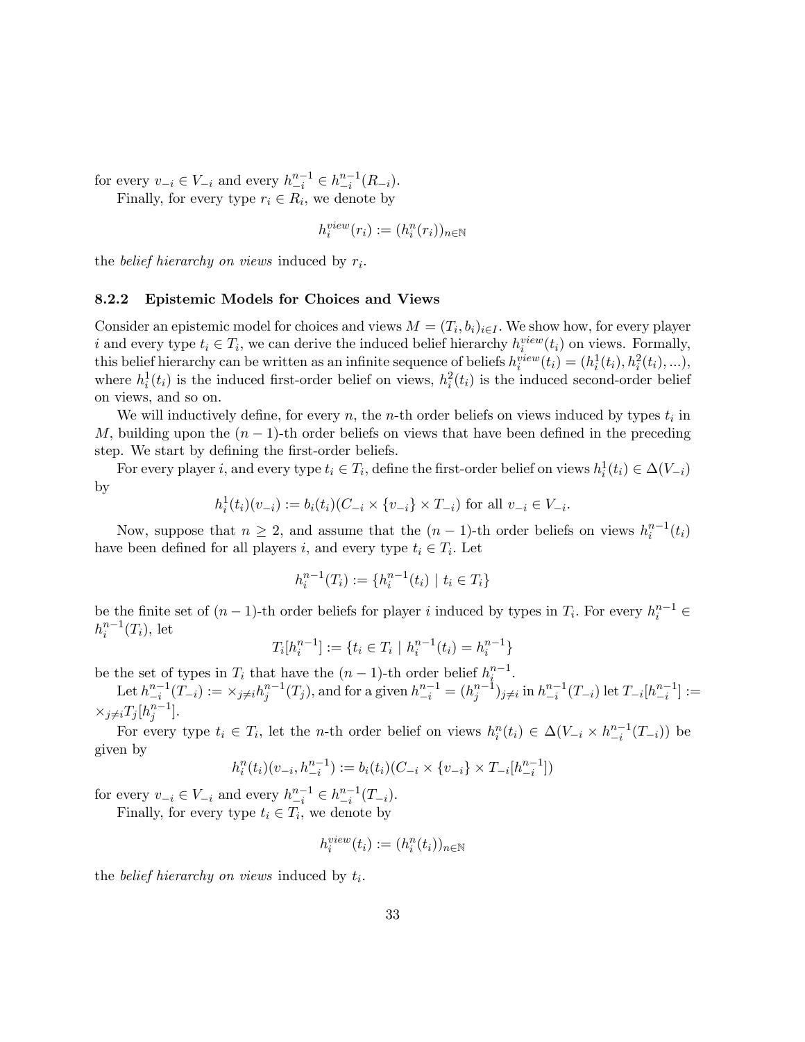for every $v_{-i} \in V_{-i}$ and every $h_{-i}^{n-1} \in h_{-i}^{n-1}(R_{-i})$.

Finally, for every type $r_i \in R_i$, we denote by

$$h_i^{view}(r_i) := (h_i^n(r_i))_{n \in \mathbb{N}}$$

the *belief hierarchy on views* induced by $r_i$.

### 8.2.2 Epistemic Models for Choices and Views

Consider an epistemic model for choices and views $M = (T_i, b_i)_{i \in I}$. We show how, for every player $i$ and every type $t_i \in T_i$, we can derive the induced belief hierarchy $h_i^{view}(t_i)$ on views. Formally, this belief hierarchy can be written as an infinite sequence of beliefs $h_i^{view}(t_i) = (h_i^1(t_i), h_i^2(t_i), ...)$, where $h_i^1(t_i)$ is the induced first-order belief on views, $h_i^2(t_i)$ is the induced second-order belief on views, and so on.

We will inductively define, for every $n$, the $n$-th order beliefs on views induced by types $t_i$ in $M$, building upon the $(n-1)$-th order beliefs on views that have been defined in the preceding step. We start by defining the first-order beliefs.

For every player $i$, and every type $t_i \in T_i$, define the first-order belief on views $h_i^1(t_i) \in \Delta(V_{-i})$ by

$$h_i^1(t_i)(v_{-i}) := b_i(t_i)(C_{-i} \times \{v_{-i}\} \times T_{-i}) \text{ for all } v_{-i} \in V_{-i}.$$

Now, suppose that $n \geq 2$, and assume that the $(n-1)$-th order beliefs on views $h_i^{n-1}(t_i)$ have been defined for all players $i$, and every type $t_i \in T_i$. Let

$$h_i^{n-1}(T_i) := \{h_i^{n-1}(t_i) \mid t_i \in T_i\}$$

be the finite set of $(n-1)$-th order beliefs for player $i$ induced by types in $T_i$. For every $h_i^{n-1} \in h_i^{n-1}(T_i)$, let

$$T_i[h_i^{n-1}] := \{t_i \in T_i \mid h_i^{n-1}(t_i) = h_i^{n-1}\}$$

be the set of types in $T_i$ that have the $(n-1)$-th order belief $h_i^{n-1}$.

Let $h_{-i}^{n-1}(T_{-i}) := \times_{j \neq i} h_j^{n-1}(T_j)$, and for a given $h_{-i}^{n-1} = (h_j^{n-1})_{j \neq i}$ in $h_{-i}^{n-1}(T_{-i})$ let $T_{-i}[h_{-i}^{n-1}] := \times_{j \neq i} T_j[h_j^{n-1}]$.

For every type $t_i \in T_i$, let the $n$-th order belief on views $h_i^n(t_i) \in \Delta(V_{-i} \times h_{-i}^{n-1}(T_{-i}))$ be given by

$$h_i^n(t_i)(v_{-i}, h_{-i}^{n-1}) := b_i(t_i)(C_{-i} \times \{v_{-i}\} \times T_{-i}[h_{-i}^{n-1}])$$

for every $v_{-i} \in V_{-i}$ and every $h_{-i}^{n-1} \in h_{-i}^{n-1}(T_{-i})$.

Finally, for every type $t_i \in T_i$, we denote by

$$h_i^{view}(t_i) := (h_i^n(t_i))_{n \in \mathbb{N}}$$

the *belief hierarchy on views* induced by $t_i$.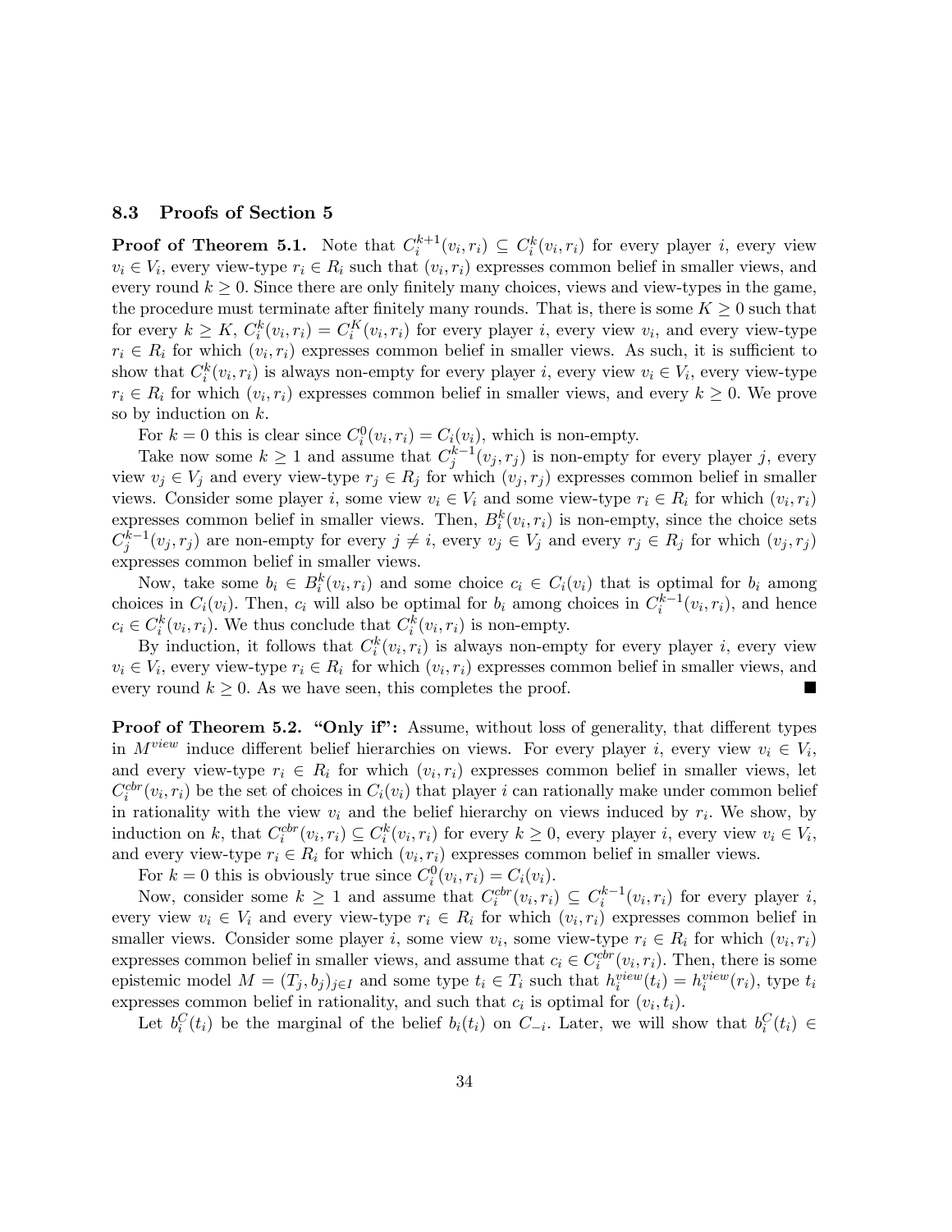### 8.3 Proofs of Section 5

**Proof of Theorem 5.1.** Note that $C_i^{k+1}(v_i, r_i) \subseteq C_i^k(v_i, r_i)$ for every player $i$, every view $v_i \in V_i$, every view-type $r_i \in R_i$ such that $(v_i, r_i)$ expresses common belief in smaller views, and every round $k \geq 0$. Since there are only finitely many choices, views and view-types in the game, the procedure must terminate after finitely many rounds. That is, there is some $K \geq 0$ such that for every $k \geq K$, $C_i^k(v_i, r_i) = C_i^K(v_i, r_i)$ for every player $i$, every view $v_i$, and every view-type $r_i \in R_i$ for which $(v_i, r_i)$ expresses common belief in smaller views. As such, it is sufficient to show that $C_i^k(v_i, r_i)$ is always non-empty for every player $i$, every view $v_i \in V_i$, every view-type $r_i \in R_i$ for which $(v_i, r_i)$ expresses common belief in smaller views, and every $k \geq 0$. We prove so by induction on $k$.

For $k = 0$ this is clear since $C_i^0(v_i, r_i) = C_i(v_i)$, which is non-empty.

Take now some $k \geq 1$ and assume that $C_j^{k-1}(v_j, r_j)$ is non-empty for every player $j$, every view $v_j \in V_j$ and every view-type $r_j \in R_j$ for which $(v_j, r_j)$ expresses common belief in smaller views. Consider some player $i$, some view $v_i \in V_i$ and some view-type $r_i \in R_i$ for which $(v_i, r_i)$ expresses common belief in smaller views. Then, $B_i^k(v_i, r_i)$ is non-empty, since the choice sets $C_j^{k-1}(v_j, r_j)$ are non-empty for every $j \neq i$, every $v_j \in V_j$ and every $r_j \in R_j$ for which $(v_j, r_j)$ expresses common belief in smaller views.

Now, take some $b_i \in B_i^k(v_i, r_i)$ and some choice $c_i \in C_i(v_i)$ that is optimal for $b_i$ among choices in $C_i(v_i)$. Then, $c_i$ will also be optimal for $b_i$ among choices in $C_i^{k-1}(v_i, r_i)$, and hence $c_i \in C_i^k(v_i, r_i)$. We thus conclude that $C_i^k(v_i, r_i)$ is non-empty.

By induction, it follows that $C_i^k(v_i, r_i)$ is always non-empty for every player $i$, every view $v_i \in V_i$, every view-type $r_i \in R_i$ for which $(v_i, r_i)$ expresses common belief in smaller views, and every round $k \geq 0$. As we have seen, this completes the proof. ■

**Proof of Theorem 5.2. "Only if":** Assume, without loss of generality, that different types in $M^{view}$ induce different belief hierarchies on views. For every player $i$, every view $v_i \in V_i$, and every view-type $r_i \in R_i$ for which $(v_i, r_i)$ expresses common belief in smaller views, let $C_i^{cbr}(v_i, r_i)$ be the set of choices in $C_i(v_i)$ that player $i$ can rationally make under common belief in rationality with the view $v_i$ and the belief hierarchy on views induced by $r_i$. We show, by induction on $k$, that $C_i^{cbr}(v_i, r_i) \subseteq C_i^k(v_i, r_i)$ for every $k \geq 0$, every player $i$, every view $v_i \in V_i$, and every view-type $r_i \in R_i$ for which $(v_i, r_i)$ expresses common belief in smaller views.

For $k = 0$ this is obviously true since $C_i^0(v_i, r_i) = C_i(v_i)$.

Now, consider some $k \geq 1$ and assume that $C_i^{cbr}(v_i, r_i) \subseteq C_i^{k-1}(v_i, r_i)$ for every player $i$, every view $v_i \in V_i$ and every view-type $r_i \in R_i$ for which $(v_i, r_i)$ expresses common belief in smaller views. Consider some player $i$, some view $v_i$, some view-type $r_i \in R_i$ for which $(v_i, r_i)$ expresses common belief in smaller views, and assume that $c_i \in C_i^{cbr}(v_i, r_i)$. Then, there is some epistemic model $M = (T_j, b_j)_{j \in I}$ and some type $t_i \in T_i$ such that $h_i^{view}(t_i) = h_i^{view}(r_i)$, type $t_i$ expresses common belief in rationality, and such that $c_i$ is optimal for $(v_i, t_i)$.

Let $b_i^C(t_i)$ be the marginal of the belief $b_i(t_i)$ on $C_{-i}$. Later, we will show that $b_i^C(t_i) \in$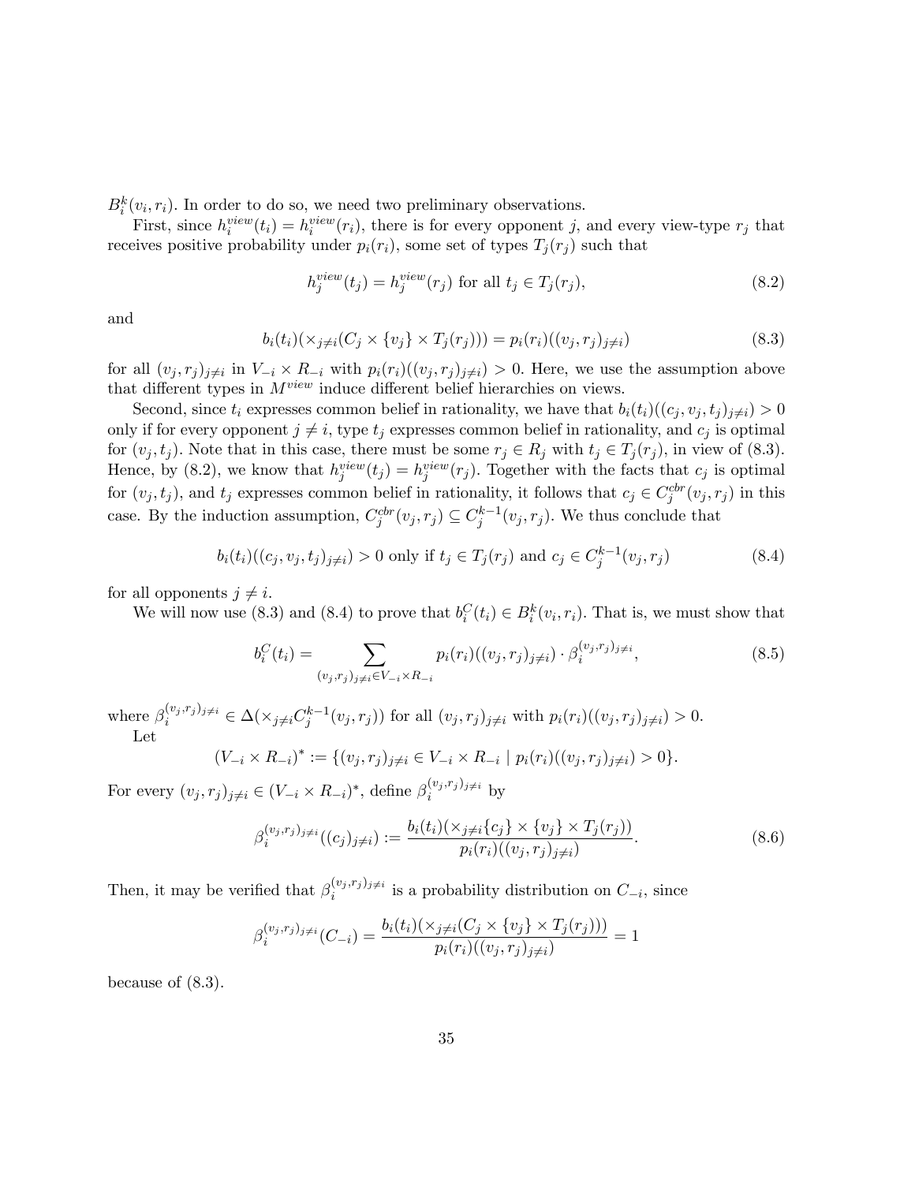$B_i^k(v_i, r_i)$. In order to do so, we need two preliminary observations.

First, since $h_i^{view}(t_i) = h_i^{view}(r_i)$, there is for every opponent $j$, and every view-type $r_j$ that receives positive probability under $p_i(r_i)$, some set of types $T_j(r_j)$ such that

$$h_j^{view}(t_j) = h_j^{view}(r_j) \text{ for all } t_j \in T_j(r_j), \tag{8.2}$$

and

$$b_i(t_i)(\times_{j \neq i}(C_j \times \{v_j\} \times T_j(r_j))) = p_i(r_i)((v_j, r_j)_{j \neq i}) \tag{8.3}$$

for all $(v_j, r_j)_{j \neq i}$ in $V_{-i} \times R_{-i}$ with $p_i(r_i)((v_j, r_j)_{j \neq i}) > 0$. Here, we use the assumption above that different types in $M^{view}$ induce different belief hierarchies on views.

Second, since $t_i$ expresses common belief in rationality, we have that $b_i(t_i)((c_j, v_j, t_j)_{j \neq i}) > 0$ only if for every opponent $j \neq i$, type $t_j$ expresses common belief in rationality, and $c_j$ is optimal for $(v_j, t_j)$. Note that in this case, there must be some $r_j \in R_j$ with $t_j \in T_j(r_j)$, in view of (8.3). Hence, by (8.2), we know that $h_j^{view}(t_j) = h_j^{view}(r_j)$. Together with the facts that $c_j$ is optimal for $(v_j, t_j)$, and $t_j$ expresses common belief in rationality, it follows that $c_j \in C_j^{cbr}(v_j, r_j)$ in this case. By the induction assumption, $C_j^{cbr}(v_j, r_j) \subseteq C_j^{k-1}(v_j, r_j)$. We thus conclude that

$$b_i(t_i)((c_j, v_j, t_j)_{j \neq i}) > 0 \text{ only if } t_j \in T_j(r_j) \text{ and } c_j \in C_j^{k-1}(v_j, r_j) \tag{8.4}$$

for all opponents $j \neq i$.

We will now use (8.3) and (8.4) to prove that $b_i^C(t_i) \in B_i^k(v_i, r_i)$. That is, we must show that

$$b_i^C(t_i) = \sum_{(v_j, r_j)_{j \neq i} \in V_{-i} \times R_{-i}} p_i(r_i)((v_j, r_j)_{j \neq i}) \cdot \beta_i^{(v_j, r_j)_{j \neq i}}, \tag{8.5}$$

where $\beta_i^{(v_j, r_j)_{j \neq i}} \in \Delta(\times_{j \neq i} C_j^{k-1}(v_j, r_j))$ for all $(v_j, r_j)_{j \neq i}$ with $p_i(r_i)((v_j, r_j)_{j \neq i}) > 0$.

Let

$$(V_{-i} \times R_{-i})^* := \{(v_j, r_j)_{j \neq i} \in V_{-i} \times R_{-i} \mid p_i(r_i)((v_j, r_j)_{j \neq i}) > 0\}.$$

For every $(v_j, r_j)_{j \neq i} \in (V_{-i} \times R_{-i})^*$, define $\beta_i^{(v_j, r_j)_{j \neq i}}$ by

$$\beta_i^{(v_j, r_j)_{j \neq i}}((c_j)_{j \neq i}) := \frac{b_i(t_i)(\times_{j \neq i}\{c_j\} \times \{v_j\} \times T_j(r_j))}{p_i(r_i)((v_j, r_j)_{j \neq i})}. \tag{8.6}$$

Then, it may be verified that $\beta_i^{(v_j, r_j)_{j \neq i}}$ is a probability distribution on $C_{-i}$, since

$$\beta_i^{(v_j, r_j)_{j \neq i}}(C_{-i}) = \frac{b_i(t_i)(\times_{j \neq i}(C_j \times \{v_j\} \times T_j(r_j)))}{p_i(r_i)((v_j, r_j)_{j \neq i})} = 1$$

because of (8.3).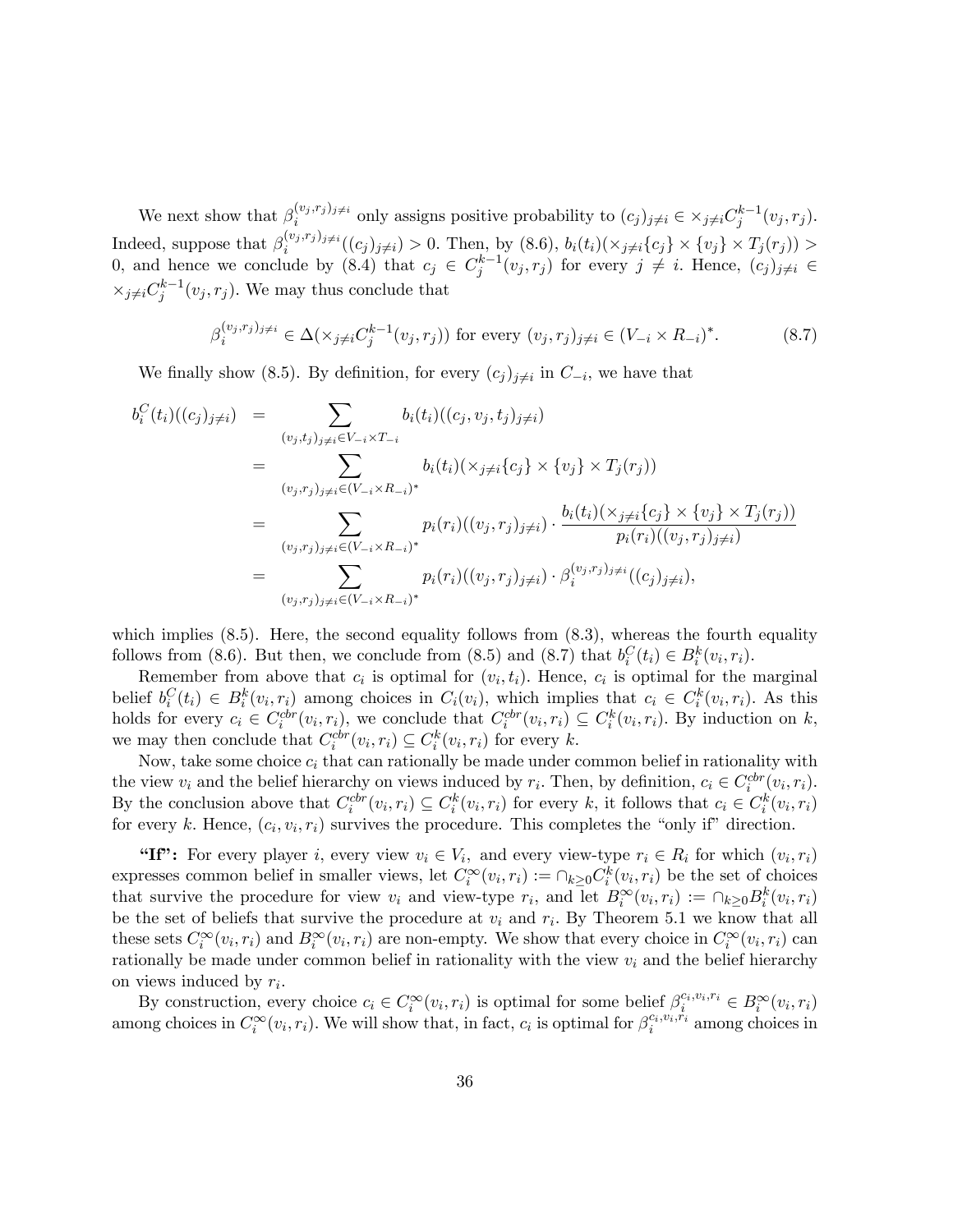We next show that $\beta_i^{(v_j,r_j)_{j\neq i}}$ only assigns positive probability to $(c_j)_{j\neq i} \in \times_{j\neq i} C_j^{k-1}(v_j, r_j)$. Indeed, suppose that $\beta_i^{(v_j,r_j)_{j\neq i}}((c_j)_{j\neq i}) > 0$. Then, by (8.6), $b_i(t_i)(\times_{j\neq i}\{c_j\} \times \{v_j\} \times T_j(r_j)) > 0$, and hence we conclude by (8.4) that $c_j \in C_j^{k-1}(v_j, r_j)$ for every $j \neq i$. Hence, $(c_j)_{j\neq i} \in \times_{j\neq i} C_j^{k-1}(v_j, r_j)$. We may thus conclude that

$$\beta_i^{(v_j,r_j)_{j\neq i}} \in \Delta(\times_{j\neq i} C_j^{k-1}(v_j, r_j)) \text{ for every } (v_j, r_j)_{j\neq i} \in (V_{-i} \times R_{-i})^*. \tag{8.7}$$

We finally show (8.5). By definition, for every $(c_j)_{j\neq i}$ in $C_{-i}$, we have that

$$
\begin{aligned}
b_i^C(t_i)((c_j)_{j\neq i}) &= \sum_{(v_j,t_j)_{j\neq i} \in V_{-i} \times T_{-i}} b_i(t_i)((c_j, v_j, t_j)_{j\neq i}) \\
&= \sum_{(v_j,r_j)_{j\neq i} \in (V_{-i} \times R_{-i})^*} b_i(t_i)(\times_{j\neq i}\{c_j\} \times \{v_j\} \times T_j(r_j)) \\
&= \sum_{(v_j,r_j)_{j\neq i} \in (V_{-i} \times R_{-i})^*} p_i(r_i)((v_j, r_j)_{j\neq i}) \cdot \frac{b_i(t_i)(\times_{j\neq i}\{c_j\} \times \{v_j\} \times T_j(r_j))}{p_i(r_i)((v_j, r_j)_{j\neq i})} \\
&= \sum_{(v_j,r_j)_{j\neq i} \in (V_{-i} \times R_{-i})^*} p_i(r_i)((v_j, r_j)_{j\neq i}) \cdot \beta_i^{(v_j,r_j)_{j\neq i}}((c_j)_{j\neq i}),
\end{aligned}
$$

which implies (8.5). Here, the second equality follows from (8.3), whereas the fourth equality follows from (8.6). But then, we conclude from (8.5) and (8.7) that $b_i^C(t_i) \in B_i^k(v_i, r_i)$.

Remember from above that $c_i$ is optimal for $(v_i, t_i)$. Hence, $c_i$ is optimal for the marginal belief $b_i^C(t_i) \in B_i^k(v_i, r_i)$ among choices in $C_i(v_i)$, which implies that $c_i \in C_i^k(v_i, r_i)$. As this holds for every $c_i \in C_i^{cbr}(v_i, r_i)$, we conclude that $C_i^{cbr}(v_i, r_i) \subseteq C_i^k(v_i, r_i)$. By induction on $k$, we may then conclude that $C_i^{cbr}(v_i, r_i) \subseteq C_i^k(v_i, r_i)$ for every $k$.

Now, take some choice $c_i$ that can rationally be made under common belief in rationality with the view $v_i$ and the belief hierarchy on views induced by $r_i$. Then, by definition, $c_i \in C_i^{cbr}(v_i, r_i)$. By the conclusion above that $C_i^{cbr}(v_i, r_i) \subseteq C_i^k(v_i, r_i)$ for every $k$, it follows that $c_i \in C_i^k(v_i, r_i)$ for every $k$. Hence, $(c_i, v_i, r_i)$ survives the procedure. This completes the "only if" direction.

**"If":** For every player $i$, every view $v_i \in V_i$, and every view-type $r_i \in R_i$ for which $(v_i, r_i)$ expresses common belief in smaller views, let $C_i^\infty(v_i, r_i) := \cap_{k\geq 0} C_i^k(v_i, r_i)$ be the set of choices that survive the procedure for view $v_i$ and view-type $r_i$, and let $B_i^\infty(v_i, r_i) := \cap_{k\geq 0} B_i^k(v_i, r_i)$ be the set of beliefs that survive the procedure at $v_i$ and $r_i$. By Theorem 5.1 we know that all these sets $C_i^\infty(v_i, r_i)$ and $B_i^\infty(v_i, r_i)$ are non-empty. We show that every choice in $C_i^\infty(v_i, r_i)$ can rationally be made under common belief in rationality with the view $v_i$ and the belief hierarchy on views induced by $r_i$.

By construction, every choice $c_i \in C_i^\infty(v_i, r_i)$ is optimal for some belief $\beta_i^{c_i,v_i,r_i} \in B_i^\infty(v_i, r_i)$ among choices in $C_i^\infty(v_i, r_i)$. We will show that, in fact, $c_i$ is optimal for $\beta_i^{c_i,v_i,r_i}$ among choices in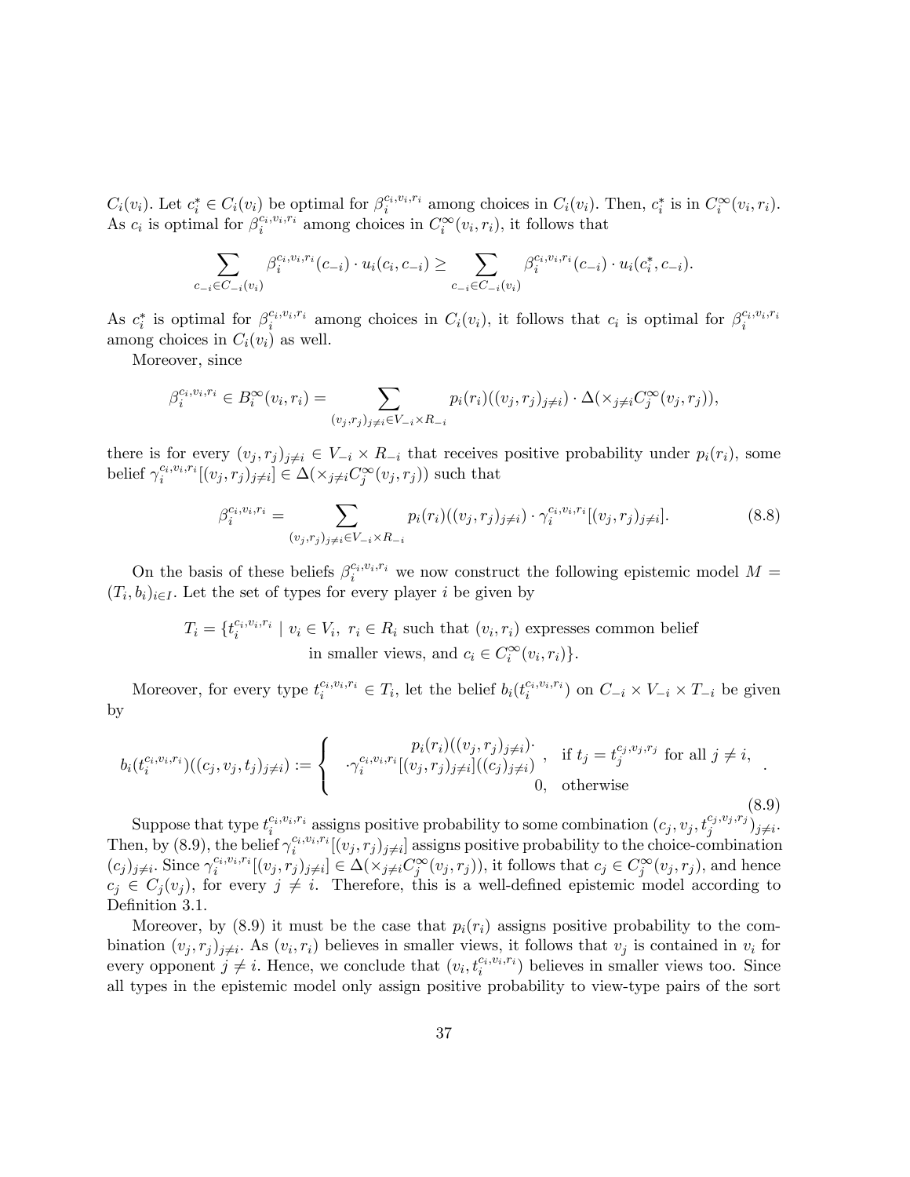$C_i(v_i)$. Let $c_i^* \in C_i(v_i)$ be optimal for $\beta_i^{c_i,v_i,r_i}$ among choices in $C_i(v_i)$. Then, $c_i^*$ is in $C_i^\infty(v_i,r_i)$. As $c_i$ is optimal for $\beta_i^{c_i,v_i,r_i}$ among choices in $C_i^\infty(v_i,r_i)$, it follows that

$$\sum_{c_{-i}\in C_{-i}(v_i)} \beta_i^{c_i,v_i,r_i}(c_{-i}) \cdot u_i(c_i,c_{-i}) \geq \sum_{c_{-i}\in C_{-i}(v_i)} \beta_i^{c_i,v_i,r_i}(c_{-i}) \cdot u_i(c_i^*,c_{-i}).$$

As $c_i^*$ is optimal for $\beta_i^{c_i,v_i,r_i}$ among choices in $C_i(v_i)$, it follows that $c_i$ is optimal for $\beta_i^{c_i,v_i,r_i}$ among choices in $C_i(v_i)$ as well.

Moreover, since

$$\beta_i^{c_i,v_i,r_i} \in B_i^\infty(v_i,r_i) = \sum_{(v_j,r_j)_{j\neq i}\in V_{-i}\times R_{-i}} p_i(r_i)((v_j,r_j)_{j\neq i}) \cdot \Delta(\times_{j\neq i} C_j^\infty(v_j,r_j)),$$

there is for every $(v_j,r_j)_{j\neq i} \in V_{-i}\times R_{-i}$ that receives positive probability under $p_i(r_i)$, some belief $\gamma_i^{c_i,v_i,r_i}[(v_j,r_j)_{j\neq i}] \in \Delta(\times_{j\neq i} C_j^\infty(v_j,r_j))$ such that

$$\beta_i^{c_i,v_i,r_i} = \sum_{(v_j,r_j)_{j\neq i}\in V_{-i}\times R_{-i}} p_i(r_i)((v_j,r_j)_{j\neq i}) \cdot \gamma_i^{c_i,v_i,r_i}[(v_j,r_j)_{j\neq i}]. \tag{8.8}$$

On the basis of these beliefs $\beta_i^{c_i,v_i,r_i}$ we now construct the following epistemic model $M = (T_i,b_i)_{i\in I}$. Let the set of types for every player $i$ be given by

$$T_i = \{t_i^{c_i,v_i,r_i} \mid v_i \in V_i,\ r_i \in R_i \text{ such that } (v_i,r_i) \text{ expresses common belief in smaller views, and } c_i \in C_i^\infty(v_i,r_i)\}.$$

Moreover, for every type $t_i^{c_i,v_i,r_i} \in T_i$, let the belief $b_i(t_i^{c_i,v_i,r_i})$ on $C_{-i}\times V_{-i}\times T_{-i}$ be given by

$$b_i(t_i^{c_i,v_i,r_i})((c_j,v_j,t_j)_{j\neq i}) := \begin{cases} \begin{array}{c} p_i(r_i)((v_j,r_j)_{j\neq i})\cdot \\ \cdot\gamma_i^{c_i,v_i,r_i}[(v_j,r_j)_{j\neq i}]((c_j)_{j\neq i}) \end{array}, & \text{if } t_j = t_j^{c_j,v_j,r_j} \text{ for all } j\neq i, \\ 0, & \text{otherwise} \end{cases}. \tag{8.9}$$

Suppose that type $t_i^{c_i,v_i,r_i}$ assigns positive probability to some combination $(c_j,v_j,t_j^{c_j,v_j,r_j})_{j\neq i}$. Then, by (8.9), the belief $\gamma_i^{c_i,v_i,r_i}[(v_j,r_j)_{j\neq i}]$ assigns positive probability to the choice-combination $(c_j)_{j\neq i}$. Since $\gamma_i^{c_i,v_i,r_i}[(v_j,r_j)_{j\neq i}] \in \Delta(\times_{j\neq i} C_j^\infty(v_j,r_j))$, it follows that $c_j \in C_j^\infty(v_j,r_j)$, and hence $c_j \in C_j(v_j)$, for every $j\neq i$. Therefore, this is a well-defined epistemic model according to Definition 3.1.

Moreover, by (8.9) it must be the case that $p_i(r_i)$ assigns positive probability to the combination $(v_j,r_j)_{j\neq i}$. As $(v_i,r_i)$ believes in smaller views, it follows that $v_j$ is contained in $v_i$ for every opponent $j\neq i$. Hence, we conclude that $(v_i,t_i^{c_i,v_i,r_i})$ believes in smaller views too. Since all types in the epistemic model only assign positive probability to view-type pairs of the sort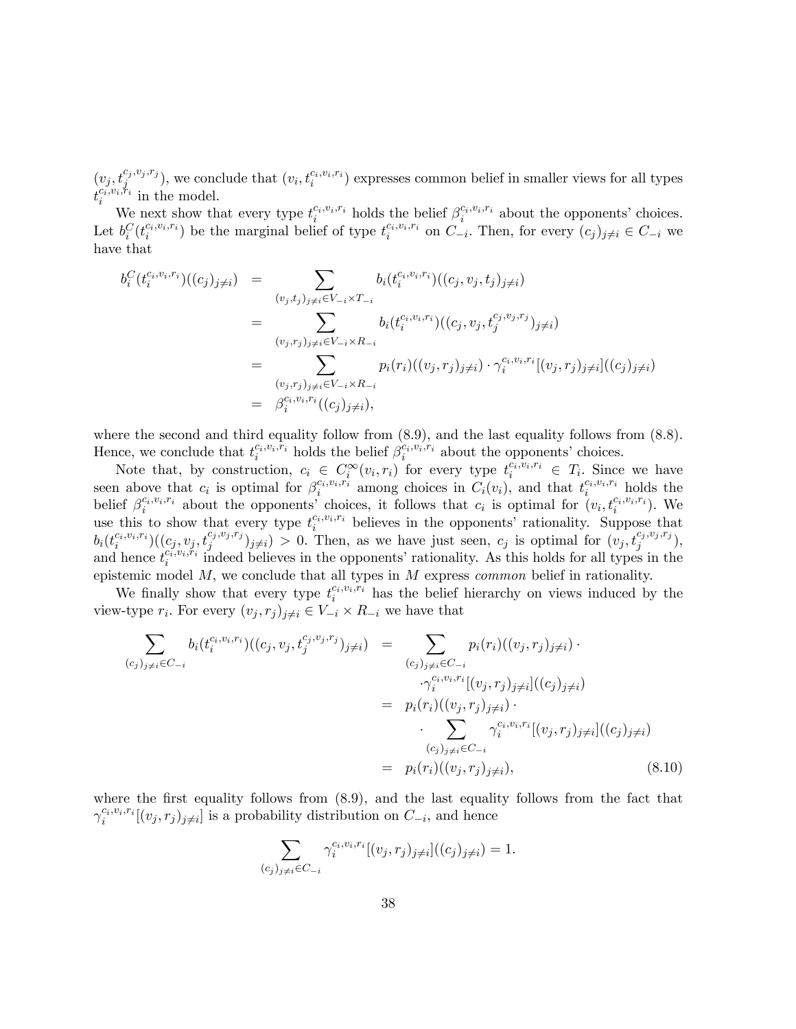$(v_j, t_j^{c_j,v_j,r_j})$, we conclude that $(v_i, t_i^{c_i,v_i,r_i})$ expresses common belief in smaller views for all types $t_i^{c_i,v_i,r_i}$ in the model.

We next show that every type $t_i^{c_i,v_i,r_i}$ holds the belief $\beta_i^{c_i,v_i,r_i}$ about the opponents' choices. Let $b_i^C(t_i^{c_i,v_i,r_i})$ be the marginal belief of type $t_i^{c_i,v_i,r_i}$ on $C_{-i}$. Then, for every $(c_j)_{j\neq i} \in C_{-i}$ we have that

$$
\begin{aligned}
b_i^C(t_i^{c_i,v_i,r_i})((c_j)_{j\neq i}) &= \sum_{(v_j,t_j)_{j\neq i}\in V_{-i}\times T_{-i}} b_i(t_i^{c_i,v_i,r_i})((c_j, v_j, t_j)_{j\neq i}) \\
&= \sum_{(v_j,r_j)_{j\neq i}\in V_{-i}\times R_{-i}} b_i(t_i^{c_i,v_i,r_i})((c_j, v_j, t_j^{c_j,v_j,r_j})_{j\neq i}) \\
&= \sum_{(v_j,r_j)_{j\neq i}\in V_{-i}\times R_{-i}} p_i(r_i)((v_j, r_j)_{j\neq i}) \cdot \gamma_i^{c_i,v_i,r_i}[(v_j, r_j)_{j\neq i}]((c_j)_{j\neq i}) \\
&= \beta_i^{c_i,v_i,r_i}((c_j)_{j\neq i}),
\end{aligned}
$$

where the second and third equality follow from (8.9), and the last equality follows from (8.8). Hence, we conclude that $t_i^{c_i,v_i,r_i}$ holds the belief $\beta_i^{c_i,v_i,r_i}$ about the opponents' choices.

Note that, by construction, $c_i \in C_i^\infty(v_i, r_i)$ for every type $t_i^{c_i,v_i,r_i} \in T_i$. Since we have seen above that $c_i$ is optimal for $\beta_i^{c_i,v_i,r_i}$ among choices in $C_i(v_i)$, and that $t_i^{c_i,v_i,r_i}$ holds the belief $\beta_i^{c_i,v_i,r_i}$ about the opponents' choices, it follows that $c_i$ is optimal for $(v_i, t_i^{c_i,v_i,r_i})$. We use this to show that every type $t_i^{c_i,v_i,r_i}$ believes in the opponents' rationality. Suppose that $b_i(t_i^{c_i,v_i,r_i})((c_j, v_j, t_j^{c_j,v_j,r_j})_{j\neq i}) > 0$. Then, as we have just seen, $c_j$ is optimal for $(v_j, t_j^{c_j,v_j,r_j})$, and hence $t_i^{c_i,v_i,r_i}$ indeed believes in the opponents' rationality. As this holds for all types in the epistemic model $M$, we conclude that all types in $M$ express *common* belief in rationality.

We finally show that every type $t_i^{c_i,v_i,r_i}$ has the belief hierarchy on views induced by the view-type $r_i$. For every $(v_j, r_j)_{j\neq i} \in V_{-i} \times R_{-i}$ we have that

$$
\begin{aligned}
\sum_{(c_j)_{j\neq i}\in C_{-i}} b_i(t_i^{c_i,v_i,r_i})((c_j, v_j, t_j^{c_j,v_j,r_j})_{j\neq i}) &= \sum_{(c_j)_{j\neq i}\in C_{-i}} p_i(r_i)((v_j, r_j)_{j\neq i}) \cdot \\
&\quad \cdot \gamma_i^{c_i,v_i,r_i}[(v_j, r_j)_{j\neq i}]((c_j)_{j\neq i}) \\
&= p_i(r_i)((v_j, r_j)_{j\neq i}) \cdot \\
&\quad \cdot \sum_{(c_j)_{j\neq i}\in C_{-i}} \gamma_i^{c_i,v_i,r_i}[(v_j, r_j)_{j\neq i}]((c_j)_{j\neq i}) \\
&= p_i(r_i)((v_j, r_j)_{j\neq i}), \qquad (8.10)
\end{aligned}
$$

where the first equality follows from (8.9), and the last equality follows from the fact that $\gamma_i^{c_i,v_i,r_i}[(v_j, r_j)_{j\neq i}]$ is a probability distribution on $C_{-i}$, and hence

$$
\sum_{(c_j)_{j\neq i}\in C_{-i}} \gamma_i^{c_i,v_i,r_i}[(v_j, r_j)_{j\neq i}]((c_j)_{j\neq i}) = 1.
$$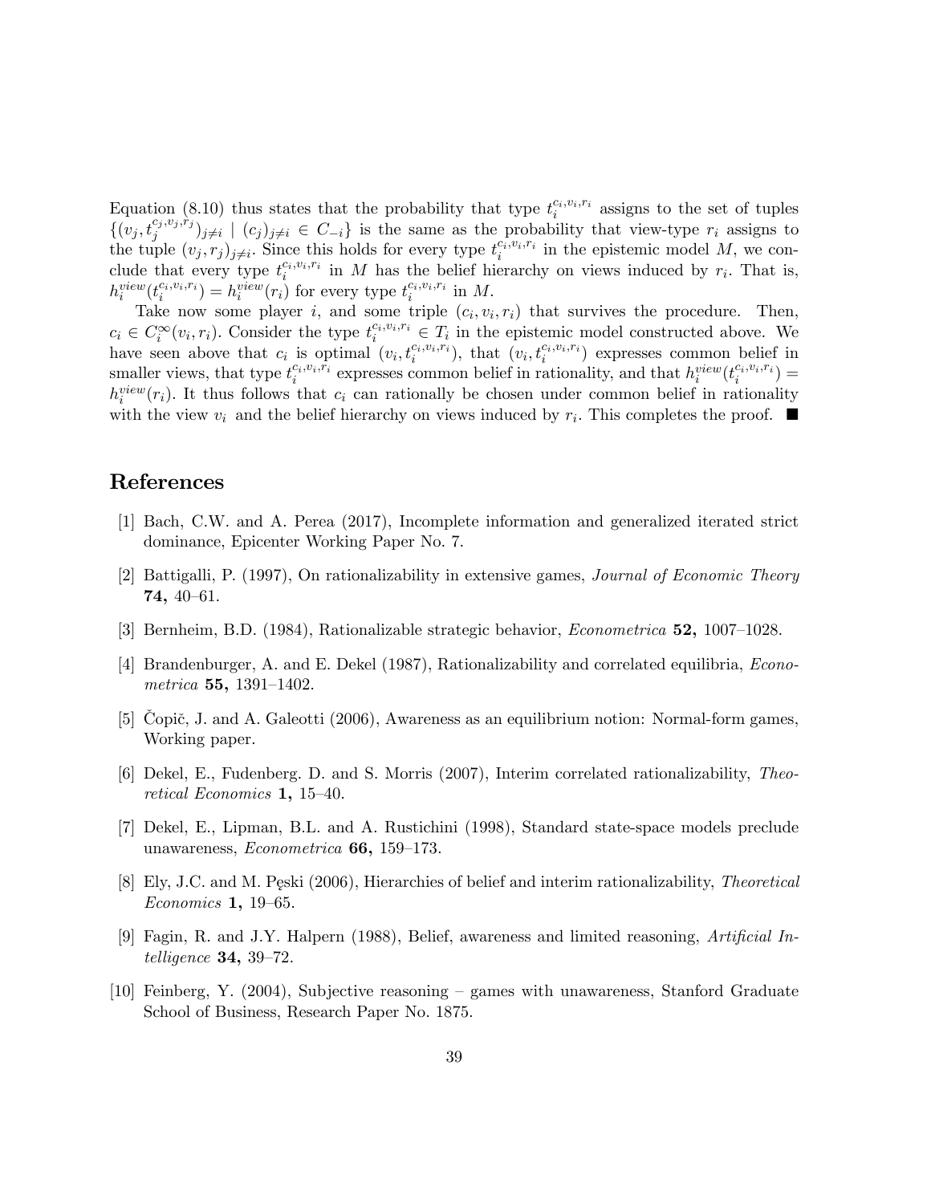Equation (8.10) thus states that the probability that type $t_i^{c_i,v_i,r_i}$ assigns to the set of tuples $\{(v_j, t_j^{c_j,v_j,r_j})_{j\neq i} \mid (c_j)_{j\neq i} \in C_{-i}\}$ is the same as the probability that view-type $r_i$ assigns to the tuple $(v_j, r_j)_{j\neq i}$. Since this holds for every type $t_i^{c_i,v_i,r_i}$ in the epistemic model $M$, we conclude that every type $t_i^{c_i,v_i,r_i}$ in $M$ has the belief hierarchy on views induced by $r_i$. That is, $h_i^{view}(t_i^{c_i,v_i,r_i}) = h_i^{view}(r_i)$ for every type $t_i^{c_i,v_i,r_i}$ in $M$.

Take now some player $i$, and some triple $(c_i, v_i, r_i)$ that survives the procedure. Then, $c_i \in C_i^{\infty}(v_i, r_i)$. Consider the type $t_i^{c_i,v_i,r_i} \in T_i$ in the epistemic model constructed above. We have seen above that $c_i$ is optimal $(v_i, t_i^{c_i,v_i,r_i})$, that $(v_i, t_i^{c_i,v_i,r_i})$ expresses common belief in smaller views, that type $t_i^{c_i,v_i,r_i}$ expresses common belief in rationality, and that $h_i^{view}(t_i^{c_i,v_i,r_i}) = h_i^{view}(r_i)$. It thus follows that $c_i$ can rationally be chosen under common belief in rationality with the view $v_i$ and the belief hierarchy on views induced by $r_i$. This completes the proof. ■

# References

[1] Bach, C.W. and A. Perea (2017), Incomplete information and generalized iterated strict dominance, Epicenter Working Paper No. 7.

[2] Battigalli, P. (1997), On rationalizability in extensive games, *Journal of Economic Theory* **74,** 40–61.

[3] Bernheim, B.D. (1984), Rationalizable strategic behavior, *Econometrica* **52,** 1007–1028.

[4] Brandenburger, A. and E. Dekel (1987), Rationalizability and correlated equilibria, *Econometrica* **55,** 1391–1402.

[5] Čopič, J. and A. Galeotti (2006), Awareness as an equilibrium notion: Normal-form games, Working paper.

[6] Dekel, E., Fudenberg. D. and S. Morris (2007), Interim correlated rationalizability, *Theoretical Economics* **1,** 15–40.

[7] Dekel, E., Lipman, B.L. and A. Rustichini (1998), Standard state-space models preclude unawareness, *Econometrica* **66,** 159–173.

[8] Ely, J.C. and M. Pęski (2006), Hierarchies of belief and interim rationalizability, *Theoretical Economics* **1,** 19–65.

[9] Fagin, R. and J.Y. Halpern (1988), Belief, awareness and limited reasoning, *Artificial Intelligence* **34,** 39–72.

[10] Feinberg, Y. (2004), Subjective reasoning – games with unawareness, Stanford Graduate School of Business, Research Paper No. 1875.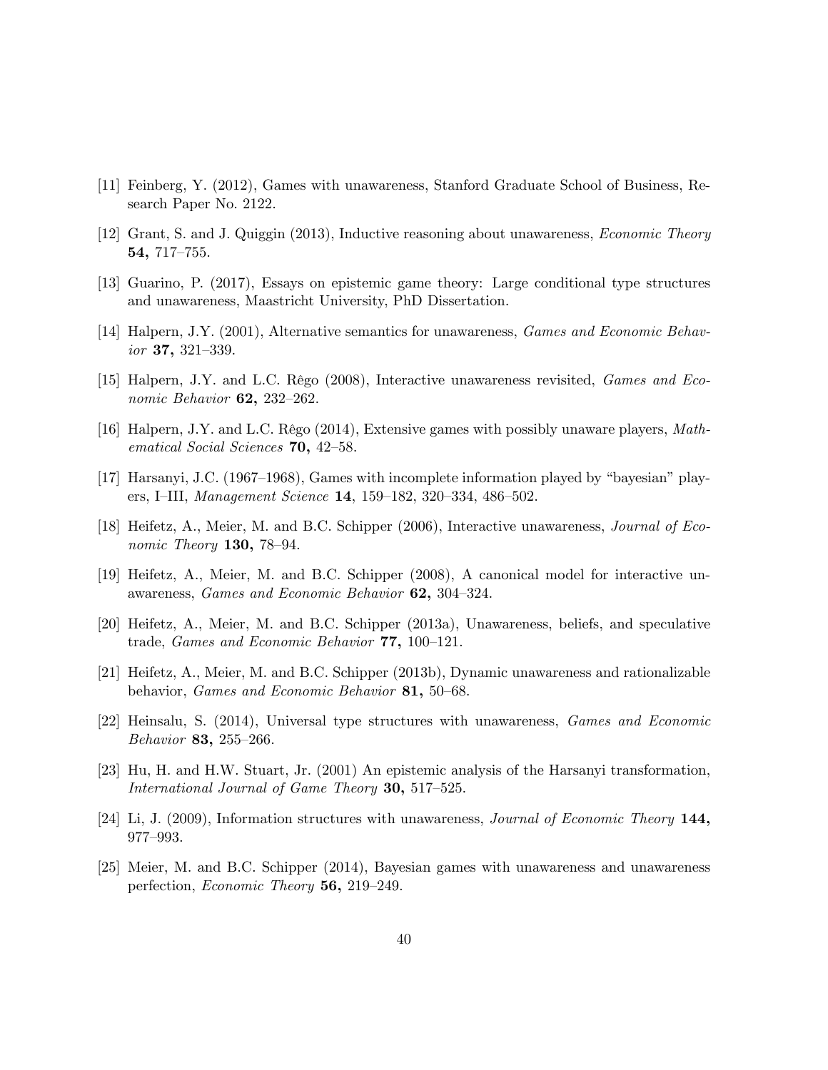[11] Feinberg, Y. (2012), Games with unawareness, Stanford Graduate School of Business, Research Paper No. 2122.

[12] Grant, S. and J. Quiggin (2013), Inductive reasoning about unawareness, *Economic Theory* **54,** 717–755.

[13] Guarino, P. (2017), Essays on epistemic game theory: Large conditional type structures and unawareness, Maastricht University, PhD Dissertation.

[14] Halpern, J.Y. (2001), Alternative semantics for unawareness, *Games and Economic Behavior* **37,** 321–339.

[15] Halpern, J.Y. and L.C. Rêgo (2008), Interactive unawareness revisited, *Games and Economic Behavior* **62,** 232–262.

[16] Halpern, J.Y. and L.C. Rêgo (2014), Extensive games with possibly unaware players, *Mathematical Social Sciences* **70,** 42–58.

[17] Harsanyi, J.C. (1967–1968), Games with incomplete information played by "bayesian" players, I–III, *Management Science* **14**, 159–182, 320–334, 486–502.

[18] Heifetz, A., Meier, M. and B.C. Schipper (2006), Interactive unawareness, *Journal of Economic Theory* **130,** 78–94.

[19] Heifetz, A., Meier, M. and B.C. Schipper (2008), A canonical model for interactive unawareness, *Games and Economic Behavior* **62,** 304–324.

[20] Heifetz, A., Meier, M. and B.C. Schipper (2013a), Unawareness, beliefs, and speculative trade, *Games and Economic Behavior* **77,** 100–121.

[21] Heifetz, A., Meier, M. and B.C. Schipper (2013b), Dynamic unawareness and rationalizable behavior, *Games and Economic Behavior* **81,** 50–68.

[22] Heinsalu, S. (2014), Universal type structures with unawareness, *Games and Economic Behavior* **83,** 255–266.

[23] Hu, H. and H.W. Stuart, Jr. (2001) An epistemic analysis of the Harsanyi transformation, *International Journal of Game Theory* **30,** 517–525.

[24] Li, J. (2009), Information structures with unawareness, *Journal of Economic Theory* **144,** 977–993.

[25] Meier, M. and B.C. Schipper (2014), Bayesian games with unawareness and unawareness perfection, *Economic Theory* **56,** 219–249.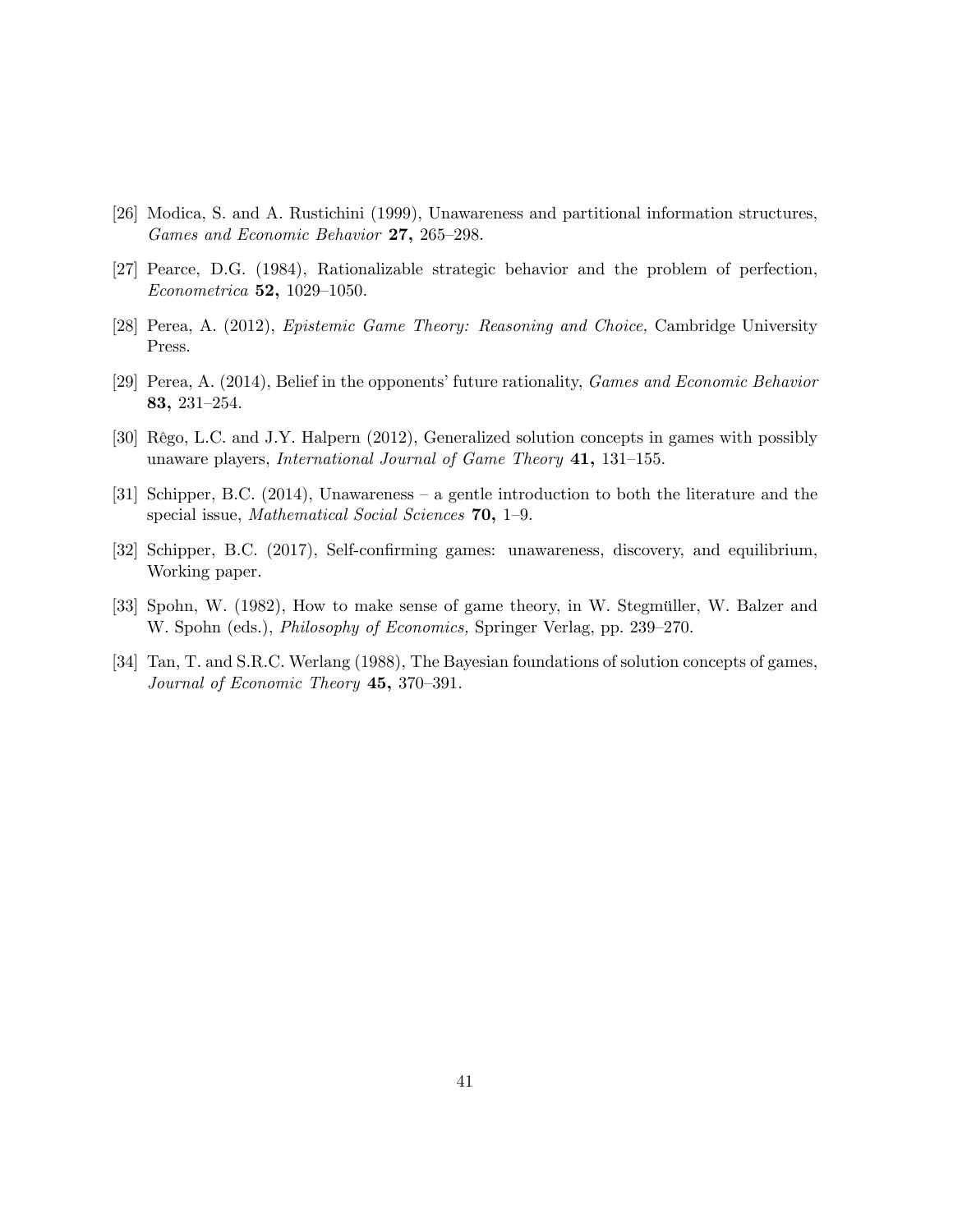[26] Modica, S. and A. Rustichini (1999), Unawareness and partitional information structures, *Games and Economic Behavior* **27,** 265–298.

[27] Pearce, D.G. (1984), Rationalizable strategic behavior and the problem of perfection, *Econometrica* **52,** 1029–1050.

[28] Perea, A. (2012), *Epistemic Game Theory: Reasoning and Choice,* Cambridge University Press.

[29] Perea, A. (2014), Belief in the opponents' future rationality, *Games and Economic Behavior* **83,** 231–254.

[30] Rêgo, L.C. and J.Y. Halpern (2012), Generalized solution concepts in games with possibly unaware players, *International Journal of Game Theory* **41,** 131–155.

[31] Schipper, B.C. (2014), Unawareness – a gentle introduction to both the literature and the special issue, *Mathematical Social Sciences* **70,** 1–9.

[32] Schipper, B.C. (2017), Self-confirming games: unawareness, discovery, and equilibrium, Working paper.

[33] Spohn, W. (1982), How to make sense of game theory, in W. Stegmüller, W. Balzer and W. Spohn (eds.), *Philosophy of Economics,* Springer Verlag, pp. 239–270.

[34] Tan, T. and S.R.C. Werlang (1988), The Bayesian foundations of solution concepts of games, *Journal of Economic Theory* **45,** 370–391.